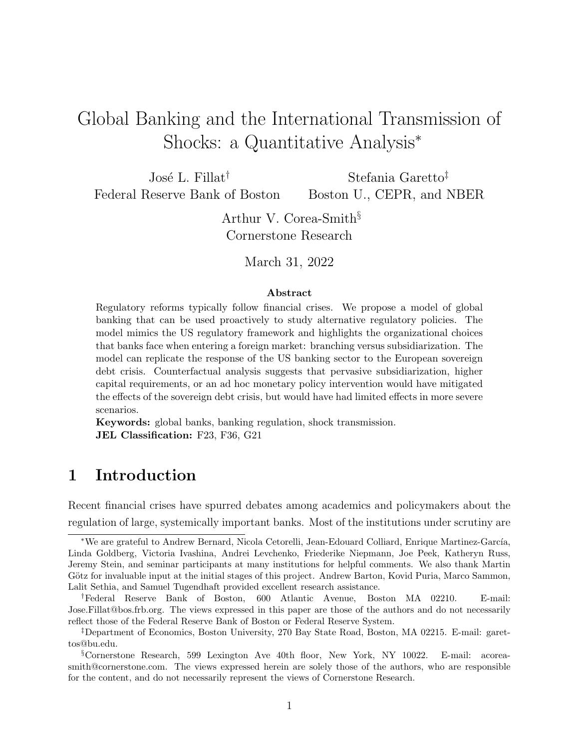# Global Banking and the International Transmission of Shocks: a Quantitative Analysis[*]

José L. Fillat[†]
Federal Reserve Bank of Boston

Stefania Garetto[‡]
Boston U., CEPR, and NBER

Arthur V. Corea-Smith[§]
Cornerstone Research

March 31, 2022

### Abstract

Regulatory reforms typically follow financial crises. We propose a model of global banking that can be used proactively to study alternative regulatory policies. The model mimics the US regulatory framework and highlights the organizational choices that banks face when entering a foreign market: branching versus subsidiarization. The model can replicate the response of the US banking sector to the European sovereign debt crisis. Counterfactual analysis suggests that pervasive subsidiarization, higher capital requirements, or an ad hoc monetary policy intervention would have mitigated the effects of the sovereign debt crisis, but would have had limited effects in more severe scenarios.

**Keywords:** global banks, banking regulation, shock transmission.
**JEL Classification:** F23, F36, G21

## 1 Introduction

Recent financial crises have spurred debates among academics and policymakers about the regulation of large, systemically important banks. Most of the institutions under scrutiny are

---

[*] We are grateful to Andrew Bernard, Nicola Cetorelli, Jean-Edouard Colliard, Enrique Martinez-García, Linda Goldberg, Victoria Ivashina, Andrei Levchenko, Friederike Niepmann, Joe Peek, Katheryn Russ, Jeremy Stein, and seminar participants at many institutions for helpful comments. We also thank Martin Götz for invaluable input at the initial stages of this project. Andrew Barton, Kovid Puria, Marco Sammon, Lalit Sethia, and Samuel Tugendhaft provided excellent research assistance.

[†] Federal Reserve Bank of Boston, 600 Atlantic Avenue, Boston MA 02210. E-mail: Jose.Fillat@bos.frb.org. The views expressed in this paper are those of the authors and do not necessarily reflect those of the Federal Reserve Bank of Boston or Federal Reserve System.

[‡] Department of Economics, Boston University, 270 Bay State Road, Boston, MA 02215. E-mail: garettos@bu.edu.

[§] Cornerstone Research, 599 Lexington Ave 40th floor, New York, NY 10022. E-mail: acorea-smith@cornerstone.com. The views expressed herein are solely those of the authors, who are responsible for the content, and do not necessarily represent the views of Cornerstone Research.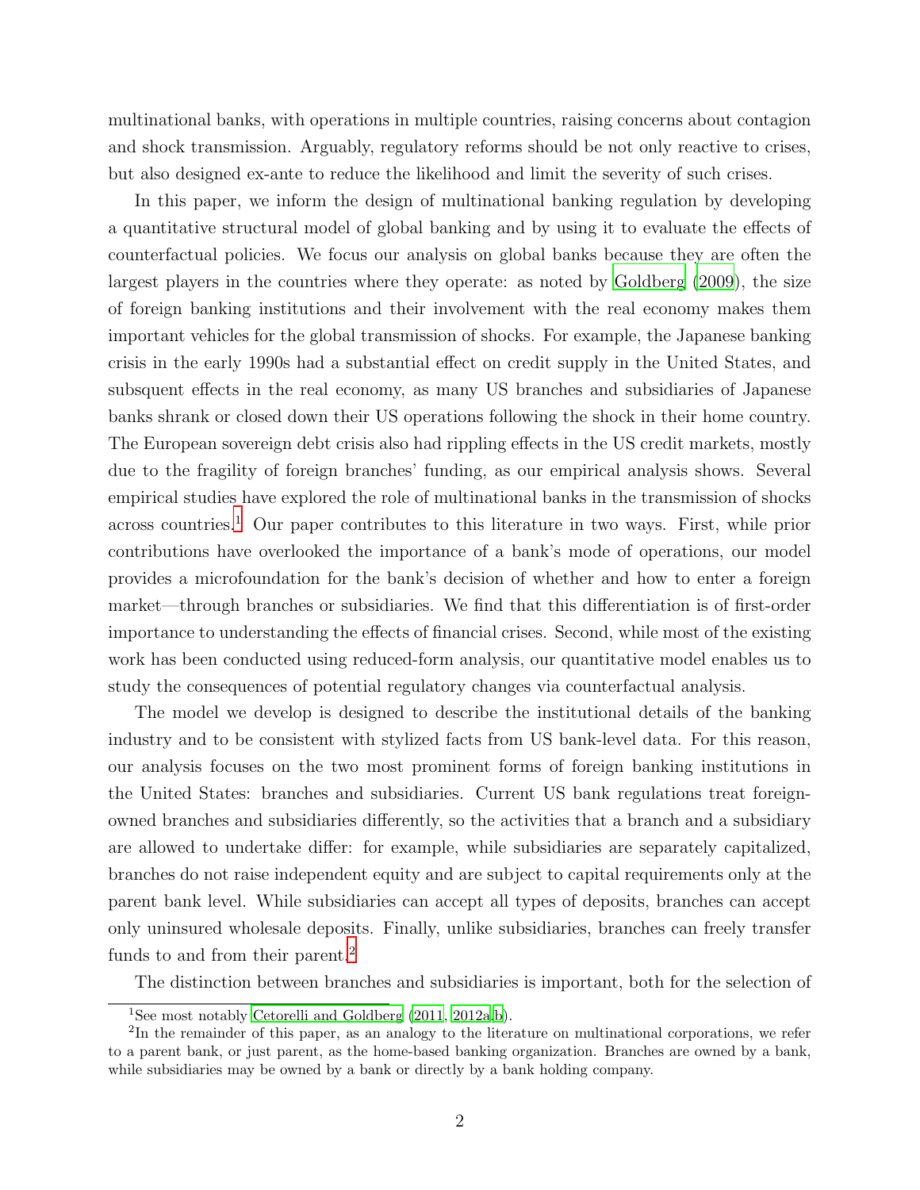multinational banks, with operations in multiple countries, raising concerns about contagion and shock transmission. Arguably, regulatory reforms should be not only reactive to crises, but also designed ex-ante to reduce the likelihood and limit the severity of such crises.

In this paper, we inform the design of multinational banking regulation by developing a quantitative structural model of global banking and by using it to evaluate the effects of counterfactual policies. We focus our analysis on global banks because they are often the largest players in the countries where they operate: as noted by Goldberg (2009), the size of foreign banking institutions and their involvement with the real economy makes them important vehicles for the global transmission of shocks. For example, the Japanese banking crisis in the early 1990s had a substantial effect on credit supply in the United States, and subsequent effects in the real economy, as many US branches and subsidiaries of Japanese banks shrank or closed down their US operations following the shock in their home country. The European sovereign debt crisis also had rippling effects in the US credit markets, mostly due to the fragility of foreign branches' funding, as our empirical analysis shows. Several empirical studies have explored the role of multinational banks in the transmission of shocks across countries.[1] Our paper contributes to this literature in two ways. First, while prior contributions have overlooked the importance of a bank's mode of operations, our model provides a microfoundation for the bank's decision of whether and how to enter a foreign market—through branches or subsidiaries. We find that this differentiation is of first-order importance to understanding the effects of financial crises. Second, while most of the existing work has been conducted using reduced-form analysis, our quantitative model enables us to study the consequences of potential regulatory changes via counterfactual analysis.

The model we develop is designed to describe the institutional details of the banking industry and to be consistent with stylized facts from US bank-level data. For this reason, our analysis focuses on the two most prominent forms of foreign banking institutions in the United States: branches and subsidiaries. Current US bank regulations treat foreign-owned branches and subsidiaries differently, so the activities that a branch and a subsidiary are allowed to undertake differ: for example, while subsidiaries are separately capitalized, branches do not raise independent equity and are subject to capital requirements only at the parent bank level. While subsidiaries can accept all types of deposits, branches can accept only uninsured wholesale deposits. Finally, unlike subsidiaries, branches can freely transfer funds to and from their parent.[2]

The distinction between branches and subsidiaries is important, both for the selection of

[1] See most notably Cetorelli and Goldberg (2011, 2012a,b).

[2] In the remainder of this paper, as an analogy to the literature on multinational corporations, we refer to a parent bank, or just parent, as the home-based banking organization. Branches are owned by a bank, while subsidiaries may be owned by a bank or directly by a bank holding company.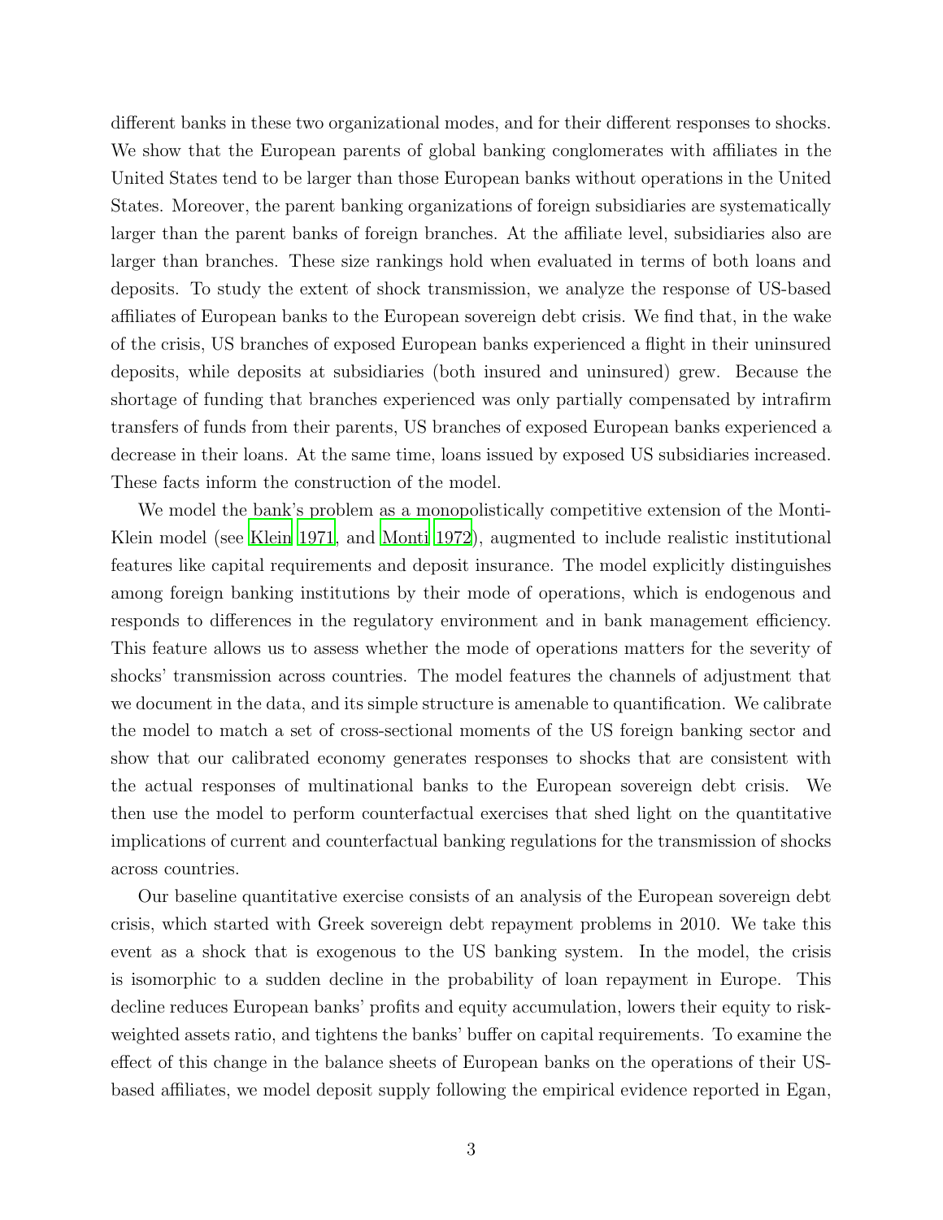different banks in these two organizational modes, and for their different responses to shocks. We show that the European parents of global banking conglomerates with affiliates in the United States tend to be larger than those European banks without operations in the United States. Moreover, the parent banking organizations of foreign subsidiaries are systematically larger than the parent banks of foreign branches. At the affiliate level, subsidiaries also are larger than branches. These size rankings hold when evaluated in terms of both loans and deposits. To study the extent of shock transmission, we analyze the response of US-based affiliates of European banks to the European sovereign debt crisis. We find that, in the wake of the crisis, US branches of exposed European banks experienced a flight in their uninsured deposits, while deposits at subsidiaries (both insured and uninsured) grew. Because the shortage of funding that branches experienced was only partially compensated by intrafirm transfers of funds from their parents, US branches of exposed European banks experienced a decrease in their loans. At the same time, loans issued by exposed US subsidiaries increased. These facts inform the construction of the model.

We model the bank's problem as a monopolistically competitive extension of the Monti-Klein model (see Klein 1971, and Monti 1972), augmented to include realistic institutional features like capital requirements and deposit insurance. The model explicitly distinguishes among foreign banking institutions by their mode of operations, which is endogenous and responds to differences in the regulatory environment and in bank management efficiency. This feature allows us to assess whether the mode of operations matters for the severity of shocks' transmission across countries. The model features the channels of adjustment that we document in the data, and its simple structure is amenable to quantification. We calibrate the model to match a set of cross-sectional moments of the US foreign banking sector and show that our calibrated economy generates responses to shocks that are consistent with the actual responses of multinational banks to the European sovereign debt crisis. We then use the model to perform counterfactual exercises that shed light on the quantitative implications of current and counterfactual banking regulations for the transmission of shocks across countries.

Our baseline quantitative exercise consists of an analysis of the European sovereign debt crisis, which started with Greek sovereign debt repayment problems in 2010. We take this event as a shock that is exogenous to the US banking system. In the model, the crisis is isomorphic to a sudden decline in the probability of loan repayment in Europe. This decline reduces European banks' profits and equity accumulation, lowers their equity to risk-weighted assets ratio, and tightens the banks' buffer on capital requirements. To examine the effect of this change in the balance sheets of European banks on the operations of their US-based affiliates, we model deposit supply following the empirical evidence reported in Egan,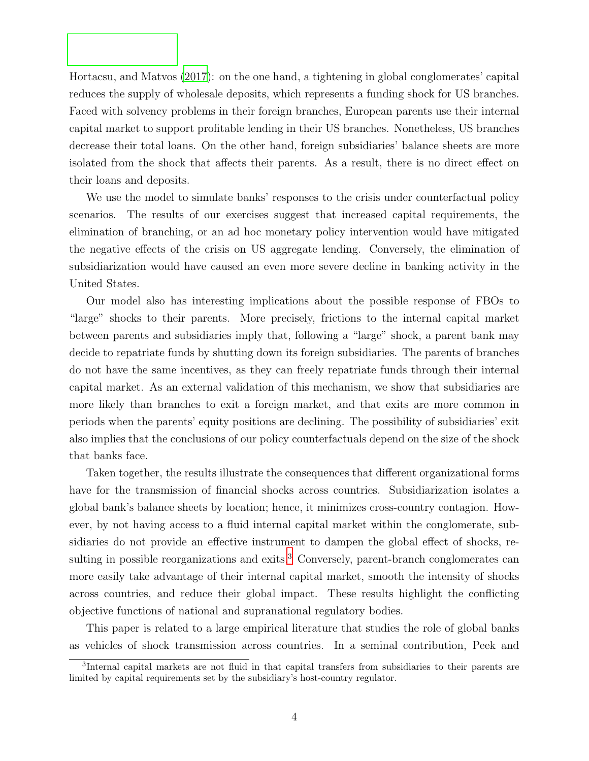Hortacsu, and Matvos (2017): on the one hand, a tightening in global conglomerates' capital reduces the supply of wholesale deposits, which represents a funding shock for US branches. Faced with solvency problems in their foreign branches, European parents use their internal capital market to support profitable lending in their US branches. Nonetheless, US branches decrease their total loans. On the other hand, foreign subsidiaries' balance sheets are more isolated from the shock that affects their parents. As a result, there is no direct effect on their loans and deposits.

We use the model to simulate banks' responses to the crisis under counterfactual policy scenarios. The results of our exercises suggest that increased capital requirements, the elimination of branching, or an ad hoc monetary policy intervention would have mitigated the negative effects of the crisis on US aggregate lending. Conversely, the elimination of subsidiarization would have caused an even more severe decline in banking activity in the United States.

Our model also has interesting implications about the possible response of FBOs to "large" shocks to their parents. More precisely, frictions to the internal capital market between parents and subsidiaries imply that, following a "large" shock, a parent bank may decide to repatriate funds by shutting down its foreign subsidiaries. The parents of branches do not have the same incentives, as they can freely repatriate funds through their internal capital market. As an external validation of this mechanism, we show that subsidiaries are more likely than branches to exit a foreign market, and that exits are more common in periods when the parents' equity positions are declining. The possibility of subsidiaries' exit also implies that the conclusions of our policy counterfactuals depend on the size of the shock that banks face.

Taken together, the results illustrate the consequences that different organizational forms have for the transmission of financial shocks across countries. Subsidiarization isolates a global bank's balance sheets by location; hence, it minimizes cross-country contagion. However, by not having access to a fluid internal capital market within the conglomerate, subsidiaries do not provide an effective instrument to dampen the global effect of shocks, resulting in possible reorganizations and exits.[3] Conversely, parent-branch conglomerates can more easily take advantage of their internal capital market, smooth the intensity of shocks across countries, and reduce their global impact. These results highlight the conflicting objective functions of national and supranational regulatory bodies.

This paper is related to a large empirical literature that studies the role of global banks as vehicles of shock transmission across countries. In a seminal contribution, Peek and

[3] Internal capital markets are not fluid in that capital transfers from subsidiaries to their parents are limited by capital requirements set by the subsidiary's host-country regulator.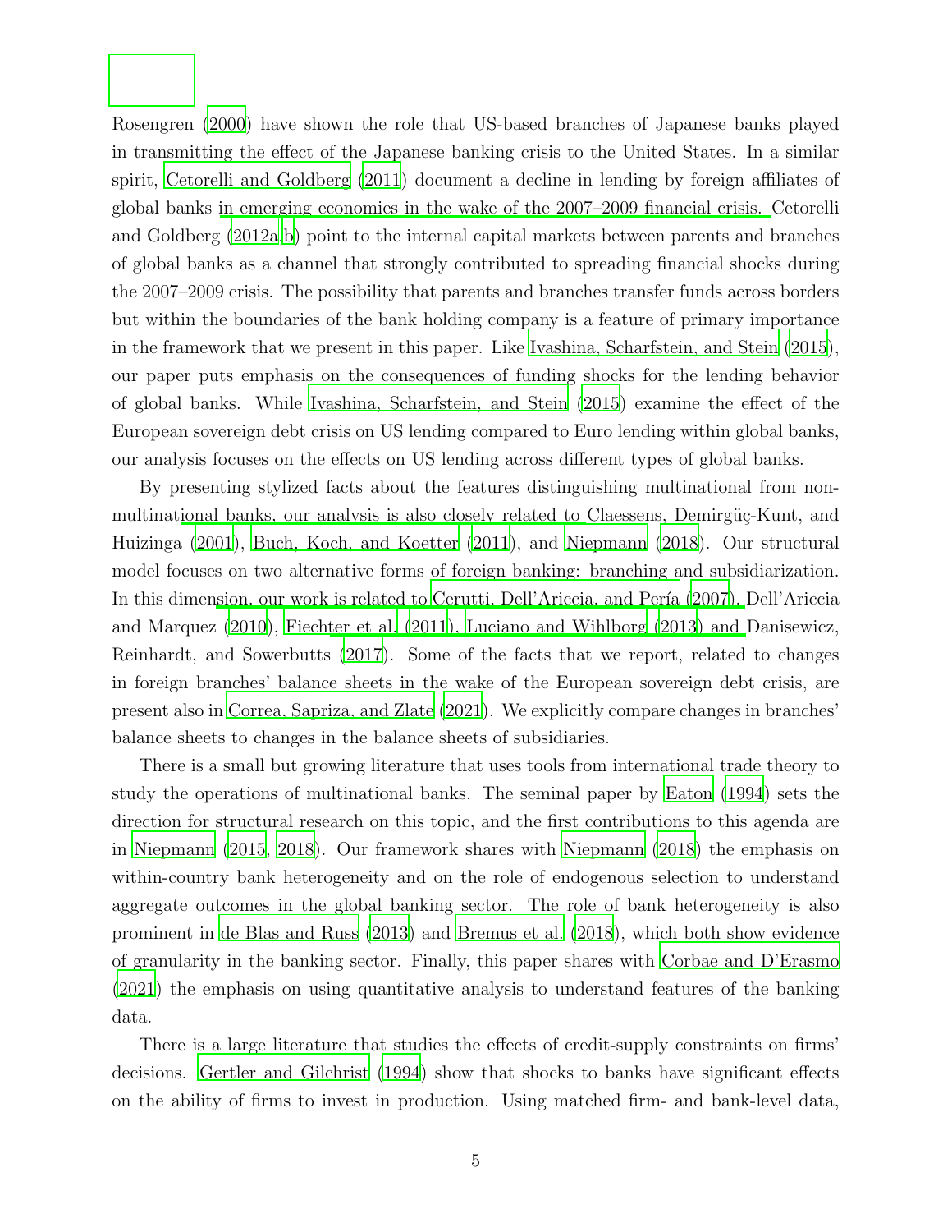Rosengren (2000) have shown the role that US-based branches of Japanese banks played in transmitting the effect of the Japanese banking crisis to the United States. In a similar spirit, Cetorelli and Goldberg (2011) document a decline in lending by foreign affiliates of global banks in emerging economies in the wake of the 2007–2009 financial crisis. Cetorelli and Goldberg (2012a,b) point to the internal capital markets between parents and branches of global banks as a channel that strongly contributed to spreading financial shocks during the 2007–2009 crisis. The possibility that parents and branches transfer funds across borders but within the boundaries of the bank holding company is a feature of primary importance in the framework that we present in this paper. Like Ivashina, Scharfstein, and Stein (2015), our paper puts emphasis on the consequences of funding shocks for the lending behavior of global banks. While Ivashina, Scharfstein, and Stein (2015) examine the effect of the European sovereign debt crisis on US lending compared to Euro lending within global banks, our analysis focuses on the effects on US lending across different types of global banks.

By presenting stylized facts about the features distinguishing multinational from non-multinational banks, our analysis is also closely related to Claessens, Demirgüç-Kunt, and Huizinga (2001), Buch, Koch, and Koetter (2011), and Niepmann (2018). Our structural model focuses on two alternative forms of foreign banking: branching and subsidiarization. In this dimension, our work is related to Cerutti, Dell'Ariccia, and Pería (2007), Dell'Ariccia and Marquez (2010), Fiechter et al. (2011), Luciano and Wihlborg (2013) and Danisewicz, Reinhardt, and Sowerbutts (2017). Some of the facts that we report, related to changes in foreign branches' balance sheets in the wake of the European sovereign debt crisis, are present also in Correa, Sapriza, and Zlate (2021). We explicitly compare changes in branches' balance sheets to changes in the balance sheets of subsidiaries.

There is a small but growing literature that uses tools from international trade theory to study the operations of multinational banks. The seminal paper by Eaton (1994) sets the direction for structural research on this topic, and the first contributions to this agenda are in Niepmann (2015, 2018). Our framework shares with Niepmann (2018) the emphasis on within-country bank heterogeneity and on the role of endogenous selection to understand aggregate outcomes in the global banking sector. The role of bank heterogeneity is also prominent in de Blas and Russ (2013) and Bremus et al. (2018), which both show evidence of granularity in the banking sector. Finally, this paper shares with Corbae and D'Erasmo (2021) the emphasis on using quantitative analysis to understand features of the banking data.

There is a large literature that studies the effects of credit-supply constraints on firms' decisions. Gertler and Gilchrist (1994) show that shocks to banks have significant effects on the ability of firms to invest in production. Using matched firm- and bank-level data,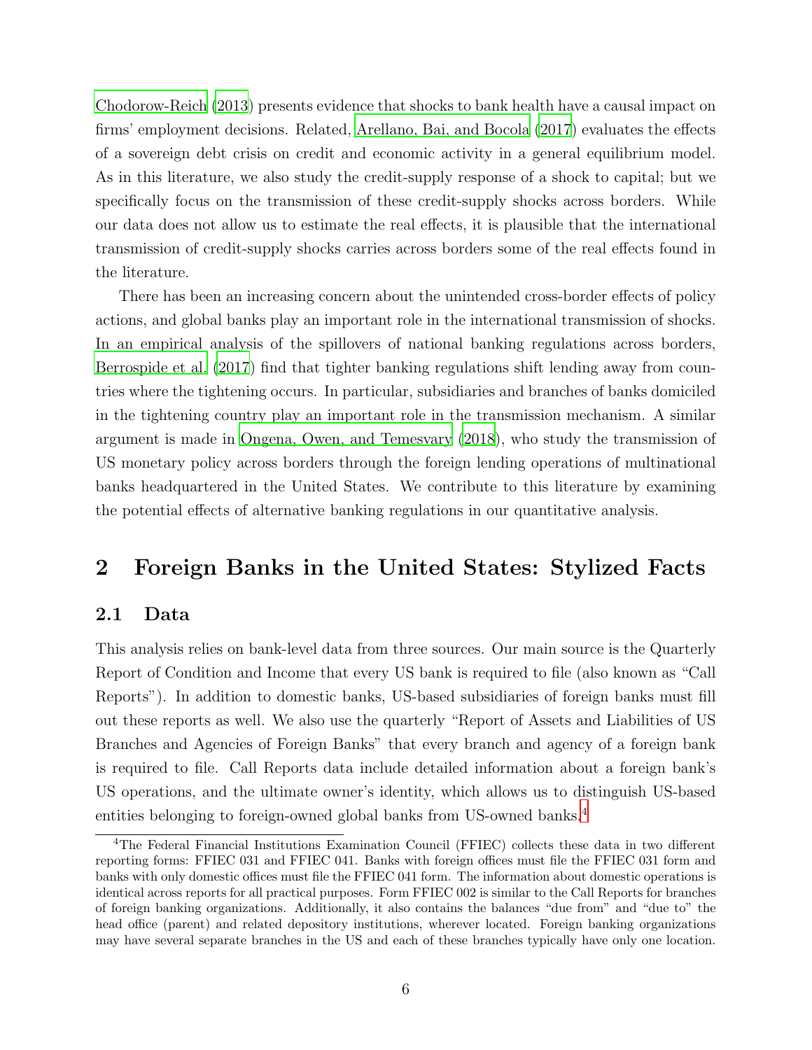Chodorow-Reich (2013) presents evidence that shocks to bank health have a causal impact on firms' employment decisions. Related, Arellano, Bai, and Bocola (2017) evaluates the effects of a sovereign debt crisis on credit and economic activity in a general equilibrium model. As in this literature, we also study the credit-supply response of a shock to capital; but we specifically focus on the transmission of these credit-supply shocks across borders. While our data does not allow us to estimate the real effects, it is plausible that the international transmission of credit-supply shocks carries across borders some of the real effects found in the literature.

There has been an increasing concern about the unintended cross-border effects of policy actions, and global banks play an important role in the international transmission of shocks. In an empirical analysis of the spillovers of national banking regulations across borders, Berrospide et al. (2017) find that tighter banking regulations shift lending away from countries where the tightening occurs. In particular, subsidiaries and branches of banks domiciled in the tightening country play an important role in the transmission mechanism. A similar argument is made in Ongena, Owen, and Temesvary (2018), who study the transmission of US monetary policy across borders through the foreign lending operations of multinational banks headquartered in the United States. We contribute to this literature by examining the potential effects of alternative banking regulations in our quantitative analysis.

# 2 Foreign Banks in the United States: Stylized Facts

## 2.1 Data

This analysis relies on bank-level data from three sources. Our main source is the Quarterly Report of Condition and Income that every US bank is required to file (also known as "Call Reports"). In addition to domestic banks, US-based subsidiaries of foreign banks must fill out these reports as well. We also use the quarterly "Report of Assets and Liabilities of US Branches and Agencies of Foreign Banks" that every branch and agency of a foreign bank is required to file. Call Reports data include detailed information about a foreign bank's US operations, and the ultimate owner's identity, which allows us to distinguish US-based entities belonging to foreign-owned global banks from US-owned banks.[4]

[4] The Federal Financial Institutions Examination Council (FFIEC) collects these data in two different reporting forms: FFIEC 031 and FFIEC 041. Banks with foreign offices must file the FFIEC 031 form and banks with only domestic offices must file the FFIEC 041 form. The information about domestic operations is identical across reports for all practical purposes. Form FFIEC 002 is similar to the Call Reports for branches of foreign banking organizations. Additionally, it also contains the balances "due from" and "due to" the head office (parent) and related depository institutions, wherever located. Foreign banking organizations may have several separate branches in the US and each of these branches typically have only one location.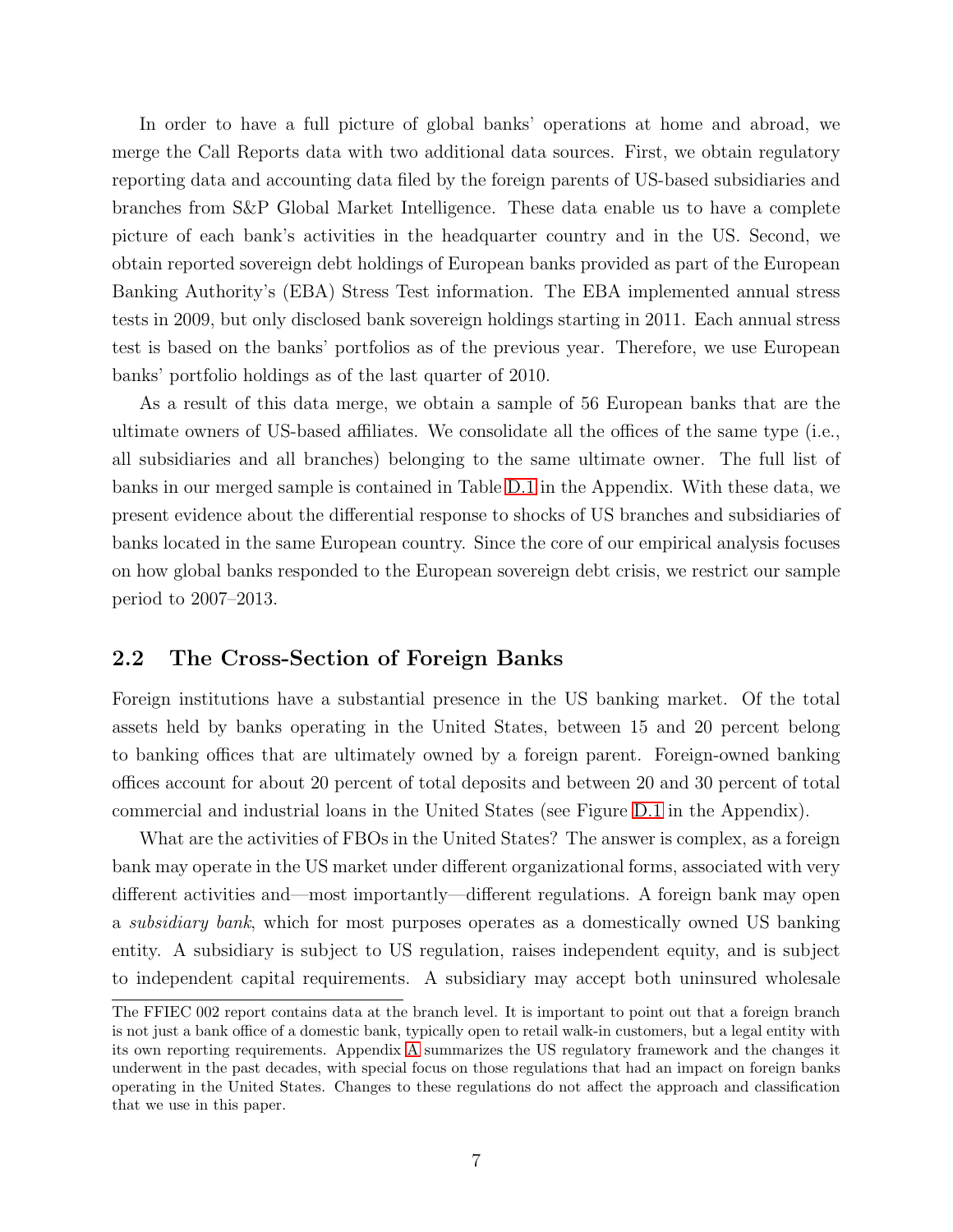In order to have a full picture of global banks' operations at home and abroad, we merge the Call Reports data with two additional data sources. First, we obtain regulatory reporting data and accounting data filed by the foreign parents of US-based subsidiaries and branches from S&P Global Market Intelligence. These data enable us to have a complete picture of each bank's activities in the headquarter country and in the US. Second, we obtain reported sovereign debt holdings of European banks provided as part of the European Banking Authority's (EBA) Stress Test information. The EBA implemented annual stress tests in 2009, but only disclosed bank sovereign holdings starting in 2011. Each annual stress test is based on the banks' portfolios as of the previous year. Therefore, we use European banks' portfolio holdings as of the last quarter of 2010.

As a result of this data merge, we obtain a sample of 56 European banks that are the ultimate owners of US-based affiliates. We consolidate all the offices of the same type (i.e., all subsidiaries and all branches) belonging to the same ultimate owner. The full list of banks in our merged sample is contained in Table D.1 in the Appendix. With these data, we present evidence about the differential response to shocks of US branches and subsidiaries of banks located in the same European country. Since the core of our empirical analysis focuses on how global banks responded to the European sovereign debt crisis, we restrict our sample period to 2007–2013.

## 2.2 The Cross-Section of Foreign Banks

Foreign institutions have a substantial presence in the US banking market. Of the total assets held by banks operating in the United States, between 15 and 20 percent belong to banking offices that are ultimately owned by a foreign parent. Foreign-owned banking offices account for about 20 percent of total deposits and between 20 and 30 percent of total commercial and industrial loans in the United States (see Figure D.1 in the Appendix).

What are the activities of FBOs in the United States? The answer is complex, as a foreign bank may operate in the US market under different organizational forms, associated with very different activities and—most importantly—different regulations. A foreign bank may open a *subsidiary bank*, which for most purposes operates as a domestically owned US banking entity. A subsidiary is subject to US regulation, raises independent equity, and is subject to independent capital requirements. A subsidiary may accept both uninsured wholesale

The FFIEC 002 report contains data at the branch level. It is important to point out that a foreign branch is not just a bank office of a domestic bank, typically open to retail walk-in customers, but a legal entity with its own reporting requirements. Appendix A summarizes the US regulatory framework and the changes it underwent in the past decades, with special focus on those regulations that had an impact on foreign banks operating in the United States. Changes to these regulations do not affect the approach and classification that we use in this paper.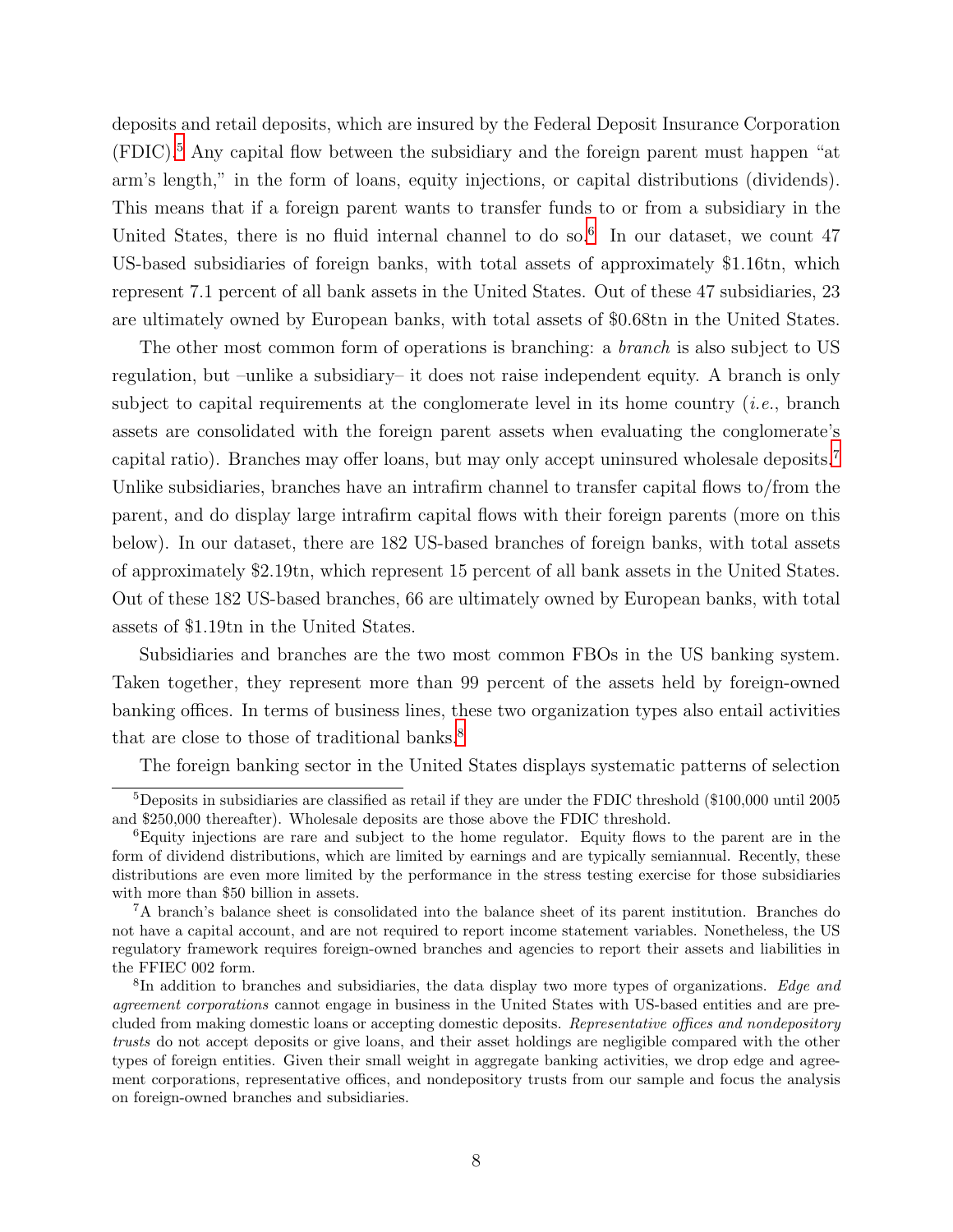deposits and retail deposits, which are insured by the Federal Deposit Insurance Corporation (FDIC).[5] Any capital flow between the subsidiary and the foreign parent must happen "at arm's length," in the form of loans, equity injections, or capital distributions (dividends). This means that if a foreign parent wants to transfer funds to or from a subsidiary in the United States, there is no fluid internal channel to do so.[6] In our dataset, we count 47 US-based subsidiaries of foreign banks, with total assets of approximately \$1.16tn, which represent 7.1 percent of all bank assets in the United States. Out of these 47 subsidiaries, 23 are ultimately owned by European banks, with total assets of \$0.68tn in the United States.

The other most common form of operations is branching: a *branch* is also subject to US regulation, but –unlike a subsidiary– it does not raise independent equity. A branch is only subject to capital requirements at the conglomerate level in its home country (*i.e.*, branch assets are consolidated with the foreign parent assets when evaluating the conglomerate's capital ratio). Branches may offer loans, but may only accept uninsured wholesale deposits.[7] Unlike subsidiaries, branches have an intrafirm channel to transfer capital flows to/from the parent, and do display large intrafirm capital flows with their foreign parents (more on this below). In our dataset, there are 182 US-based branches of foreign banks, with total assets of approximately \$2.19tn, which represent 15 percent of all bank assets in the United States. Out of these 182 US-based branches, 66 are ultimately owned by European banks, with total assets of \$1.19tn in the United States.

Subsidiaries and branches are the two most common FBOs in the US banking system. Taken together, they represent more than 99 percent of the assets held by foreign-owned banking offices. In terms of business lines, these two organization types also entail activities that are close to those of traditional banks.[8]

The foreign banking sector in the United States displays systematic patterns of selection

---

[5] Deposits in subsidiaries are classified as retail if they are under the FDIC threshold (\$100,000 until 2005 and \$250,000 thereafter). Wholesale deposits are those above the FDIC threshold.

[6] Equity injections are rare and subject to the home regulator. Equity flows to the parent are in the form of dividend distributions, which are limited by earnings and are typically semiannual. Recently, these distributions are even more limited by the performance in the stress testing exercise for those subsidiaries with more than \$50 billion in assets.

[7] A branch's balance sheet is consolidated into the balance sheet of its parent institution. Branches do not have a capital account, and are not required to report income statement variables. Nonetheless, the US regulatory framework requires foreign-owned branches and agencies to report their assets and liabilities in the FFIEC 002 form.

[8] In addition to branches and subsidiaries, the data display two more types of organizations. *Edge and agreement corporations* cannot engage in business in the United States with US-based entities and are precluded from making domestic loans or accepting domestic deposits. *Representative offices and nondepository trusts* do not accept deposits or give loans, and their asset holdings are negligible compared with the other types of foreign entities. Given their small weight in aggregate banking activities, we drop edge and agreement corporations, representative offices, and nondepository trusts from our sample and focus the analysis on foreign-owned branches and subsidiaries.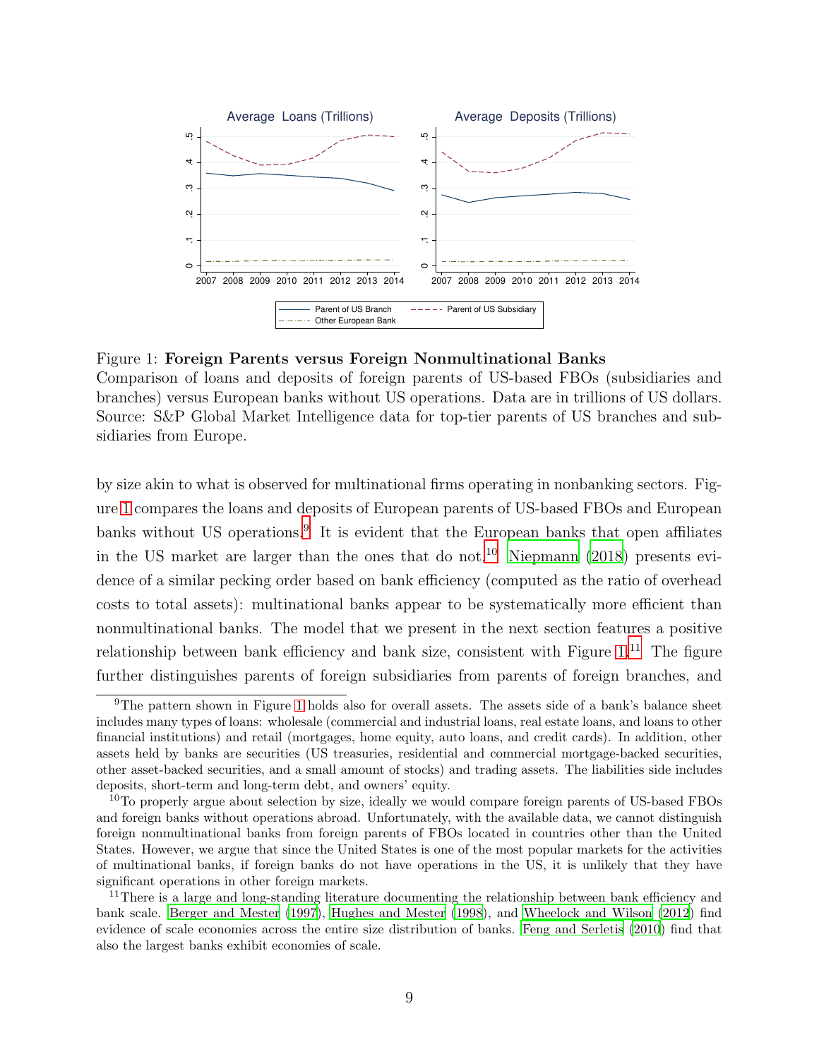Figure 1: **Foreign Parents versus Foreign Nonmultinational Banks**
Comparison of loans and deposits of foreign parents of US-based FBOs (subsidiaries and branches) versus European banks without US operations. Data are in trillions of US dollars. Source: S&P Global Market Intelligence data for top-tier parents of US branches and subsidiaries from Europe.

by size akin to what is observed for multinational firms operating in nonbanking sectors. Figure 1 compares the loans and deposits of European parents of US-based FBOs and European banks without US operations.[9] It is evident that the European banks that open affiliates in the US market are larger than the ones that do not.[10] Niepmann (2018) presents evidence of a similar pecking order based on bank efficiency (computed as the ratio of overhead costs to total assets): multinational banks appear to be systematically more efficient than nonmultinational banks. The model that we present in the next section features a positive relationship between bank efficiency and bank size, consistent with Figure 1.[11] The figure further distinguishes parents of foreign subsidiaries from parents of foreign branches, and

[9]The pattern shown in Figure 1 holds also for overall assets. The assets side of a bank's balance sheet includes many types of loans: wholesale (commercial and industrial loans, real estate loans, and loans to other financial institutions) and retail (mortgages, home equity, auto loans, and credit cards). In addition, other assets held by banks are securities (US treasuries, residential and commercial mortgage-backed securities, other asset-backed securities, and a small amount of stocks) and trading assets. The liabilities side includes deposits, short-term and long-term debt, and owners' equity.

[10]To properly argue about selection by size, ideally we would compare foreign parents of US-based FBOs and foreign banks without operations abroad. Unfortunately, with the available data, we cannot distinguish foreign nonmultinational banks from foreign parents of FBOs located in countries other than the United States. However, we argue that since the United States is one of the most popular markets for the activities of multinational banks, if foreign banks do not have operations in the US, it is unlikely that they have significant operations in other foreign markets.

[11]There is a large and long-standing literature documenting the relationship between bank efficiency and bank scale. Berger and Mester (1997), Hughes and Mester (1998), and Wheelock and Wilson (2012) find evidence of scale economies across the entire size distribution of banks. Feng and Serletis (2010) find that also the largest banks exhibit economies of scale.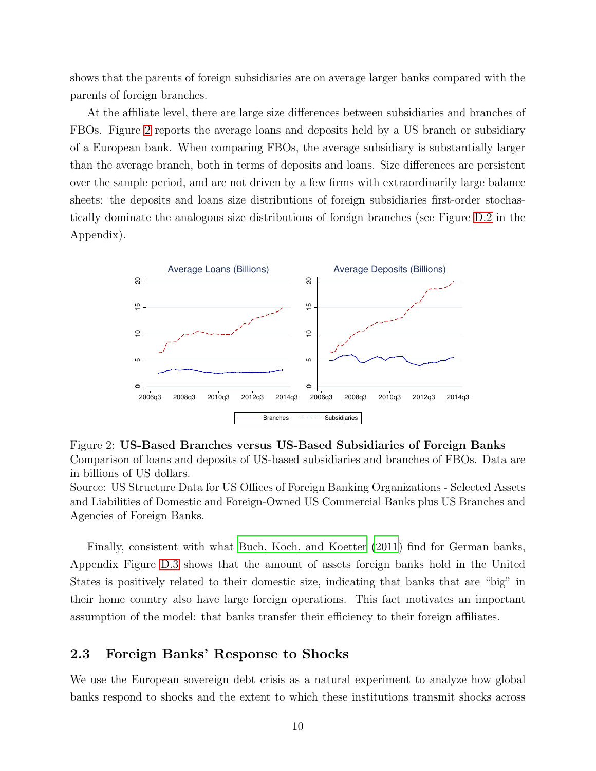shows that the parents of foreign subsidiaries are on average larger banks compared with the parents of foreign branches.

At the affiliate level, there are large size differences between subsidiaries and branches of FBOs. Figure 2 reports the average loans and deposits held by a US branch or subsidiary of a European bank. When comparing FBOs, the average subsidiary is substantially larger than the average branch, both in terms of deposits and loans. Size differences are persistent over the sample period, and are not driven by a few firms with extraordinarily large balance sheets: the deposits and loans size distributions of foreign subsidiaries first-order stochastically dominate the analogous size distributions of foreign branches (see Figure D.2 in the Appendix).

Figure 2: **US-Based Branches versus US-Based Subsidiaries of Foreign Banks**
Comparison of loans and deposits of US-based subsidiaries and branches of FBOs. Data are in billions of US dollars.
Source: US Structure Data for US Offices of Foreign Banking Organizations - Selected Assets and Liabilities of Domestic and Foreign-Owned US Commercial Banks plus US Branches and Agencies of Foreign Banks.

Finally, consistent with what Buch, Koch, and Koetter (2011) find for German banks, Appendix Figure D.3 shows that the amount of assets foreign banks hold in the United States is positively related to their domestic size, indicating that banks that are "big" in their home country also have large foreign operations. This fact motivates an important assumption of the model: that banks transfer their efficiency to their foreign affiliates.

## 2.3 Foreign Banks' Response to Shocks

We use the European sovereign debt crisis as a natural experiment to analyze how global banks respond to shocks and the extent to which these institutions transmit shocks across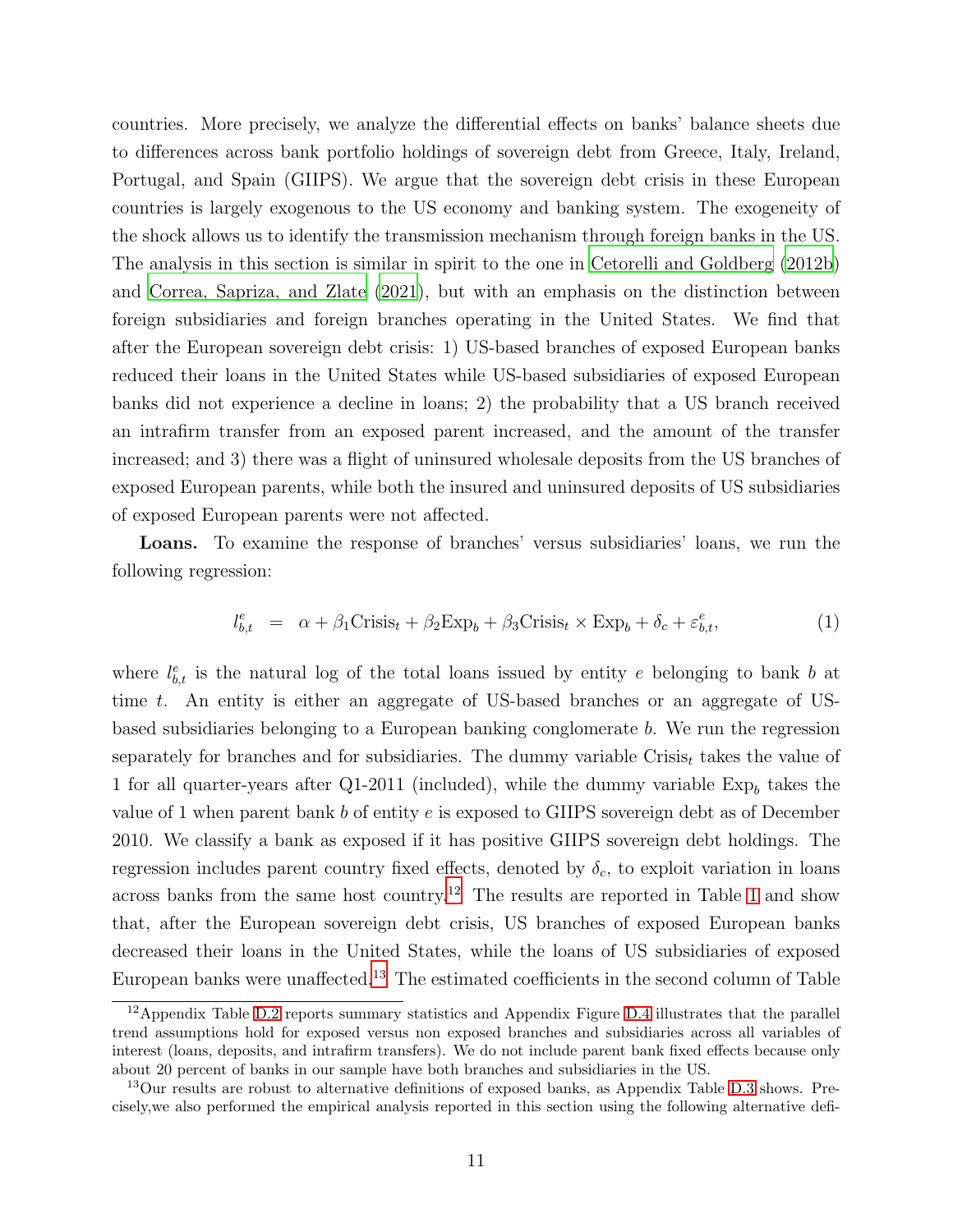countries. More precisely, we analyze the differential effects on banks' balance sheets due to differences across bank portfolio holdings of sovereign debt from Greece, Italy, Ireland, Portugal, and Spain (GIIPS). We argue that the sovereign debt crisis in these European countries is largely exogenous to the US economy and banking system. The exogeneity of the shock allows us to identify the transmission mechanism through foreign banks in the US. The analysis in this section is similar in spirit to the one in Cetorelli and Goldberg (2012b) and Correa, Sapriza, and Zlate (2021), but with an emphasis on the distinction between foreign subsidiaries and foreign branches operating in the United States. We find that after the European sovereign debt crisis: 1) US-based branches of exposed European banks reduced their loans in the United States while US-based subsidiaries of exposed European banks did not experience a decline in loans; 2) the probability that a US branch received an intrafirm transfer from an exposed parent increased, and the amount of the transfer increased; and 3) there was a flight of uninsured wholesale deposits from the US branches of exposed European parents, while both the insured and uninsured deposits of US subsidiaries of exposed European parents were not affected.

**Loans.** To examine the response of branches' versus subsidiaries' loans, we run the following regression:

$$l^e_{b,t} \;=\; \alpha + \beta_1 \text{Crisis}_t + \beta_2 \text{Exp}_b + \beta_3 \text{Crisis}_t \times \text{Exp}_b + \delta_c + \varepsilon^e_{b,t}, \tag{1}$$

where $l^e_{b,t}$ is the natural log of the total loans issued by entity $e$ belonging to bank $b$ at time $t$. An entity is either an aggregate of US-based branches or an aggregate of US-based subsidiaries belonging to a European banking conglomerate $b$. We run the regression separately for branches and for subsidiaries. The dummy variable $\text{Crisis}_t$ takes the value of 1 for all quarter-years after Q1-2011 (included), while the dummy variable $\text{Exp}_b$ takes the value of 1 when parent bank $b$ of entity $e$ is exposed to GIIPS sovereign debt as of December 2010. We classify a bank as exposed if it has positive GIIPS sovereign debt holdings. The regression includes parent country fixed effects, denoted by $\delta_c$, to exploit variation in loans across banks from the same host country.[12] The results are reported in Table 1 and show that, after the European sovereign debt crisis, US branches of exposed European banks decreased their loans in the United States, while the loans of US subsidiaries of exposed European banks were unaffected.[13] The estimated coefficients in the second column of Table

[12] Appendix Table D.2 reports summary statistics and Appendix Figure D.4 illustrates that the parallel trend assumptions hold for exposed versus non exposed branches and subsidiaries across all variables of interest (loans, deposits, and intrafirm transfers). We do not include parent bank fixed effects because only about 20 percent of banks in our sample have both branches and subsidiaries in the US.

[13] Our results are robust to alternative definitions of exposed banks, as Appendix Table D.3 shows. Precisely,we also performed the empirical analysis reported in this section using the following alternative defi-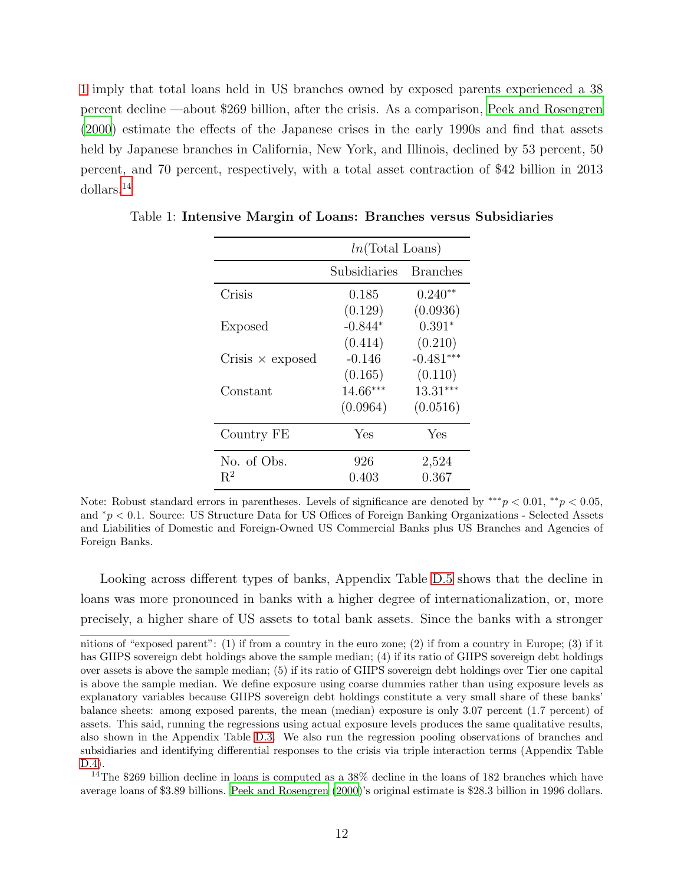1 imply that total loans held in US branches owned by exposed parents experienced a 38 percent decline —about $269 billion, after the crisis. As a comparison, Peek and Rosengren (2000) estimate the effects of the Japanese crises in the early 1990s and find that assets held by Japanese branches in California, New York, and Illinois, declined by 53 percent, 50 percent, and 70 percent, respectively, with a total asset contraction of $42 billion in 2013 dollars.[14]

Table 1: **Intensive Margin of Loans: Branches versus Subsidiaries**

| | $ln$(Total Loans) | |
|---|---|---|
| | Subsidiaries | Branches |
| Crisis | 0.185 | 0.240** |
| | (0.129) | (0.0936) |
| Exposed | -0.844* | 0.391* |
| | (0.414) | (0.210) |
| Crisis × exposed | -0.146 | -0.481*** |
| | (0.165) | (0.110) |
| Constant | 14.66*** | 13.31*** |
| | (0.0964) | (0.0516) |
| Country FE | Yes | Yes |
| No. of Obs. | 926 | 2,524 |
| $R^2$ | 0.403 | 0.367 |

Note: Robust standard errors in parentheses. Levels of significance are denoted by $^{***}p < 0.01$, $^{**}p < 0.05$, and $^{*}p < 0.1$. Source: US Structure Data for US Offices of Foreign Banking Organizations - Selected Assets and Liabilities of Domestic and Foreign-Owned US Commercial Banks plus US Branches and Agencies of Foreign Banks.

Looking across different types of banks, Appendix Table D.5 shows that the decline in loans was more pronounced in banks with a higher degree of internationalization, or, more precisely, a higher share of US assets to total bank assets. Since the banks with a stronger

nitions of "exposed parent": (1) if from a country in the euro zone; (2) if from a country in Europe; (3) if it has GIIPS sovereign debt holdings above the sample median; (4) if its ratio of GIIPS sovereign debt holdings over assets is above the sample median; (5) if its ratio of GIIPS sovereign debt holdings over Tier one capital is above the sample median. We define exposure using coarse dummies rather than using exposure levels as explanatory variables because GIIPS sovereign debt holdings constitute a very small share of these banks' balance sheets: among exposed parents, the mean (median) exposure is only 3.07 percent (1.7 percent) of assets. This said, running the regressions using actual exposure levels produces the same qualitative results, also shown in the Appendix Table D.3. We also run the regression pooling observations of branches and subsidiaries and identifying differential responses to the crisis via triple interaction terms (Appendix Table D.4).

[14] The $269 billion decline in loans is computed as a 38% decline in the loans of 182 branches which have average loans of $3.89 billions. Peek and Rosengren (2000)'s original estimate is $28.3 billion in 1996 dollars.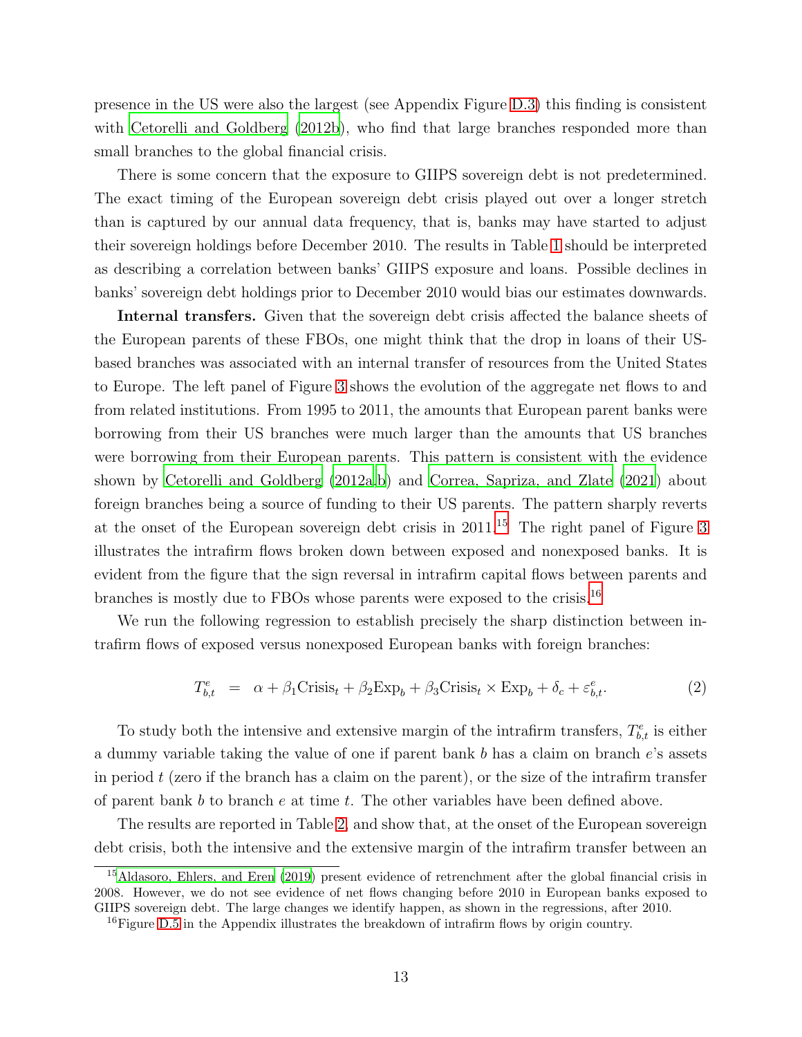presence in the US were also the largest (see Appendix Figure D.3) this finding is consistent with Cetorelli and Goldberg (2012b), who find that large branches responded more than small branches to the global financial crisis.

There is some concern that the exposure to GIIPS sovereign debt is not predetermined. The exact timing of the European sovereign debt crisis played out over a longer stretch than is captured by our annual data frequency, that is, banks may have started to adjust their sovereign holdings before December 2010. The results in Table 1 should be interpreted as describing a correlation between banks' GIIPS exposure and loans. Possible declines in banks' sovereign debt holdings prior to December 2010 would bias our estimates downwards.

**Internal transfers.** Given that the sovereign debt crisis affected the balance sheets of the European parents of these FBOs, one might think that the drop in loans of their US-based branches was associated with an internal transfer of resources from the United States to Europe. The left panel of Figure 3 shows the evolution of the aggregate net flows to and from related institutions. From 1995 to 2011, the amounts that European parent banks were borrowing from their US branches were much larger than the amounts that US branches were borrowing from their European parents. This pattern is consistent with the evidence shown by Cetorelli and Goldberg (2012a,b) and Correa, Sapriza, and Zlate (2021) about foreign branches being a source of funding to their US parents. The pattern sharply reverts at the onset of the European sovereign debt crisis in 2011.[15] The right panel of Figure 3 illustrates the intrafirm flows broken down between exposed and nonexposed banks. It is evident from the figure that the sign reversal in intrafirm capital flows between parents and branches is mostly due to FBOs whose parents were exposed to the crisis.[16]

We run the following regression to establish precisely the sharp distinction between intrafirm flows of exposed versus nonexposed European banks with foreign branches:

$$T^e_{b,t} \;\;=\;\; \alpha + \beta_1 \text{Crisis}_t + \beta_2 \text{Exp}_b + \beta_3 \text{Crisis}_t \times \text{Exp}_b + \delta_c + \varepsilon^e_{b,t}. \tag{2}$$

To study both the intensive and extensive margin of the intrafirm transfers, $T^e_{b,t}$ is either a dummy variable taking the value of one if parent bank $b$ has a claim on branch $e$'s assets in period $t$ (zero if the branch has a claim on the parent), or the size of the intrafirm transfer of parent bank $b$ to branch $e$ at time $t$. The other variables have been defined above.

The results are reported in Table 2, and show that, at the onset of the European sovereign debt crisis, both the intensive and the extensive margin of the intrafirm transfer between an

---

[15] Aldasoro, Ehlers, and Eren (2019) present evidence of retrenchment after the global financial crisis in 2008. However, we do not see evidence of net flows changing before 2010 in European banks exposed to GIIPS sovereign debt. The large changes we identify happen, as shown in the regressions, after 2010.

[16] Figure D.5 in the Appendix illustrates the breakdown of intrafirm flows by origin country.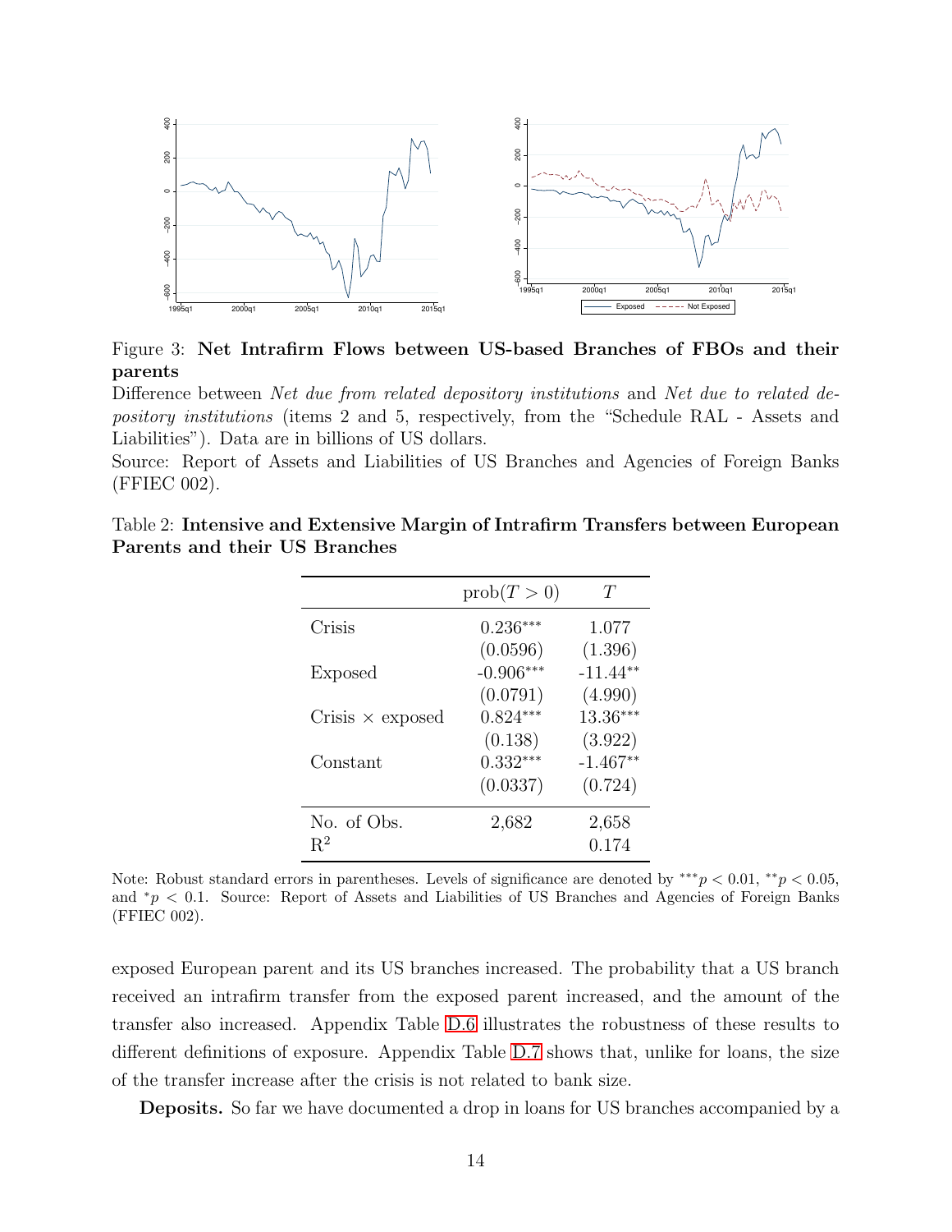Figure 3: **Net Intrafirm Flows between US-based Branches of FBOs and their parents**

Difference between *Net due from related depository institutions* and *Net due to related depository institutions* (items 2 and 5, respectively, from the "Schedule RAL - Assets and Liabilities"). Data are in billions of US dollars.

Source: Report of Assets and Liabilities of US Branches and Agencies of Foreign Banks (FFIEC 002).

Table 2: **Intensive and Extensive Margin of Intrafirm Transfers between European Parents and their US Branches**

| | prob($T > 0$) | $T$ |
|---|---|---|
| Crisis | 0.236*** | 1.077 |
| | (0.0596) | (1.396) |
| Exposed | -0.906*** | -11.44** |
| | (0.0791) | (4.990) |
| Crisis × exposed | 0.824*** | 13.36*** |
| | (0.138) | (3.922) |
| Constant | 0.332*** | -1.467** |
| | (0.0337) | (0.724) |
| No. of Obs. | 2,682 | 2,658 |
| $R^2$ | | 0.174 |

Note: Robust standard errors in parentheses. Levels of significance are denoted by ***$p < 0.01$, **$p < 0.05$, and *$p < 0.1$. Source: Report of Assets and Liabilities of US Branches and Agencies of Foreign Banks (FFIEC 002).

exposed European parent and its US branches increased. The probability that a US branch received an intrafirm transfer from the exposed parent increased, and the amount of the transfer also increased. Appendix Table D.6 illustrates the robustness of these results to different definitions of exposure. Appendix Table D.7 shows that, unlike for loans, the size of the transfer increase after the crisis is not related to bank size.

**Deposits.** So far we have documented a drop in loans for US branches accompanied by a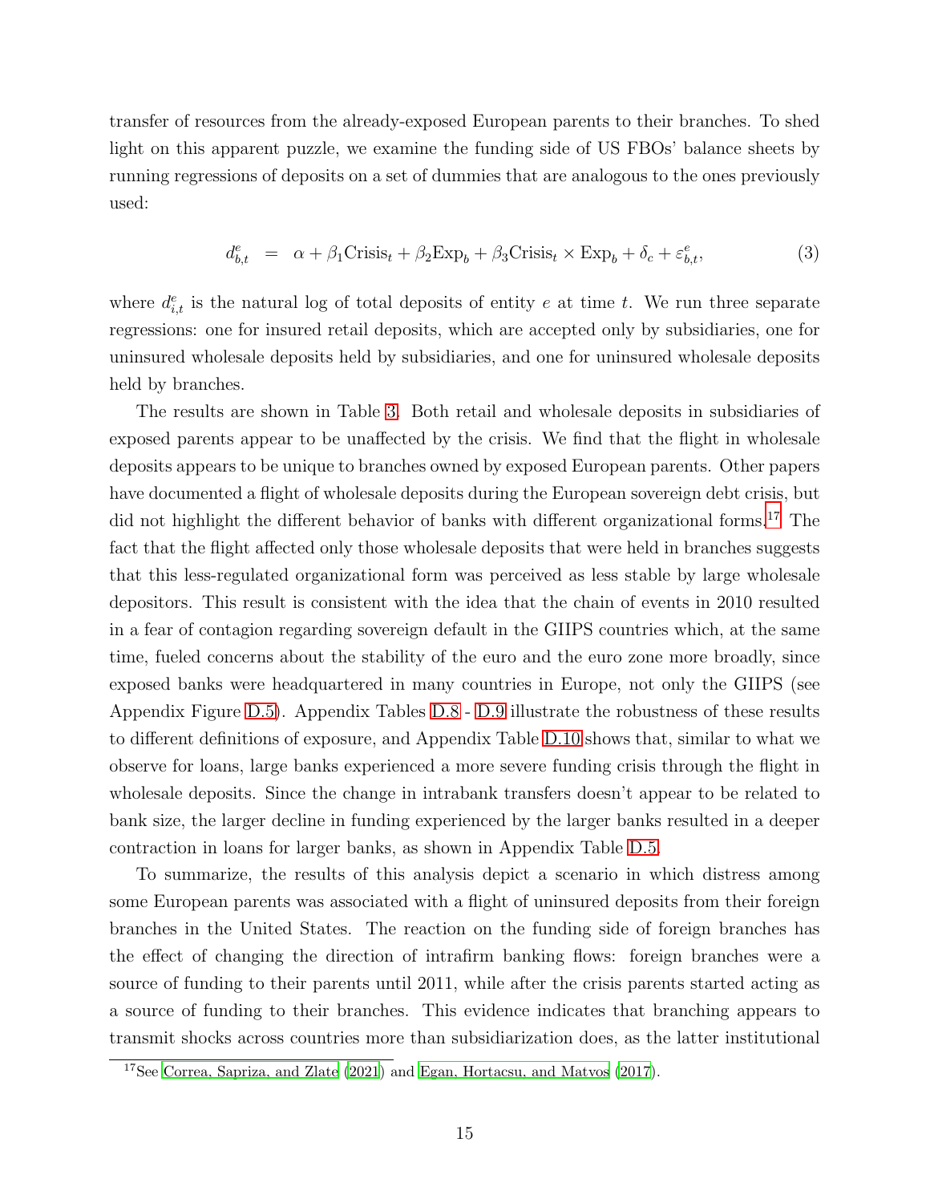transfer of resources from the already-exposed European parents to their branches. To shed light on this apparent puzzle, we examine the funding side of US FBOs' balance sheets by running regressions of deposits on a set of dummies that are analogous to the ones previously used:

$$d^e_{b,t} \;\; = \;\; \alpha + \beta_1 \text{Crisis}_t + \beta_2 \text{Exp}_b + \beta_3 \text{Crisis}_t \times \text{Exp}_b + \delta_c + \varepsilon^e_{b,t}, \tag{3}$$

where $d^e_{i,t}$ is the natural log of total deposits of entity $e$ at time $t$. We run three separate regressions: one for insured retail deposits, which are accepted only by subsidiaries, one for uninsured wholesale deposits held by subsidiaries, and one for uninsured wholesale deposits held by branches.

The results are shown in Table 3. Both retail and wholesale deposits in subsidiaries of exposed parents appear to be unaffected by the crisis. We find that the flight in wholesale deposits appears to be unique to branches owned by exposed European parents. Other papers have documented a flight of wholesale deposits during the European sovereign debt crisis, but did not highlight the different behavior of banks with different organizational forms.[17] The fact that the flight affected only those wholesale deposits that were held in branches suggests that this less-regulated organizational form was perceived as less stable by large wholesale depositors. This result is consistent with the idea that the chain of events in 2010 resulted in a fear of contagion regarding sovereign default in the GIIPS countries which, at the same time, fueled concerns about the stability of the euro and the euro zone more broadly, since exposed banks were headquartered in many countries in Europe, not only the GIIPS (see Appendix Figure D.5). Appendix Tables D.8 - D.9 illustrate the robustness of these results to different definitions of exposure, and Appendix Table D.10 shows that, similar to what we observe for loans, large banks experienced a more severe funding crisis through the flight in wholesale deposits. Since the change in intrabank transfers doesn't appear to be related to bank size, the larger decline in funding experienced by the larger banks resulted in a deeper contraction in loans for larger banks, as shown in Appendix Table D.5.

To summarize, the results of this analysis depict a scenario in which distress among some European parents was associated with a flight of uninsured deposits from their foreign branches in the United States. The reaction on the funding side of foreign branches has the effect of changing the direction of intrafirm banking flows: foreign branches were a source of funding to their parents until 2011, while after the crisis parents started acting as a source of funding to their branches. This evidence indicates that branching appears to transmit shocks across countries more than subsidiarization does, as the latter institutional

[17] See Correa, Sapriza, and Zlate (2021) and Egan, Hortacsu, and Matvos (2017).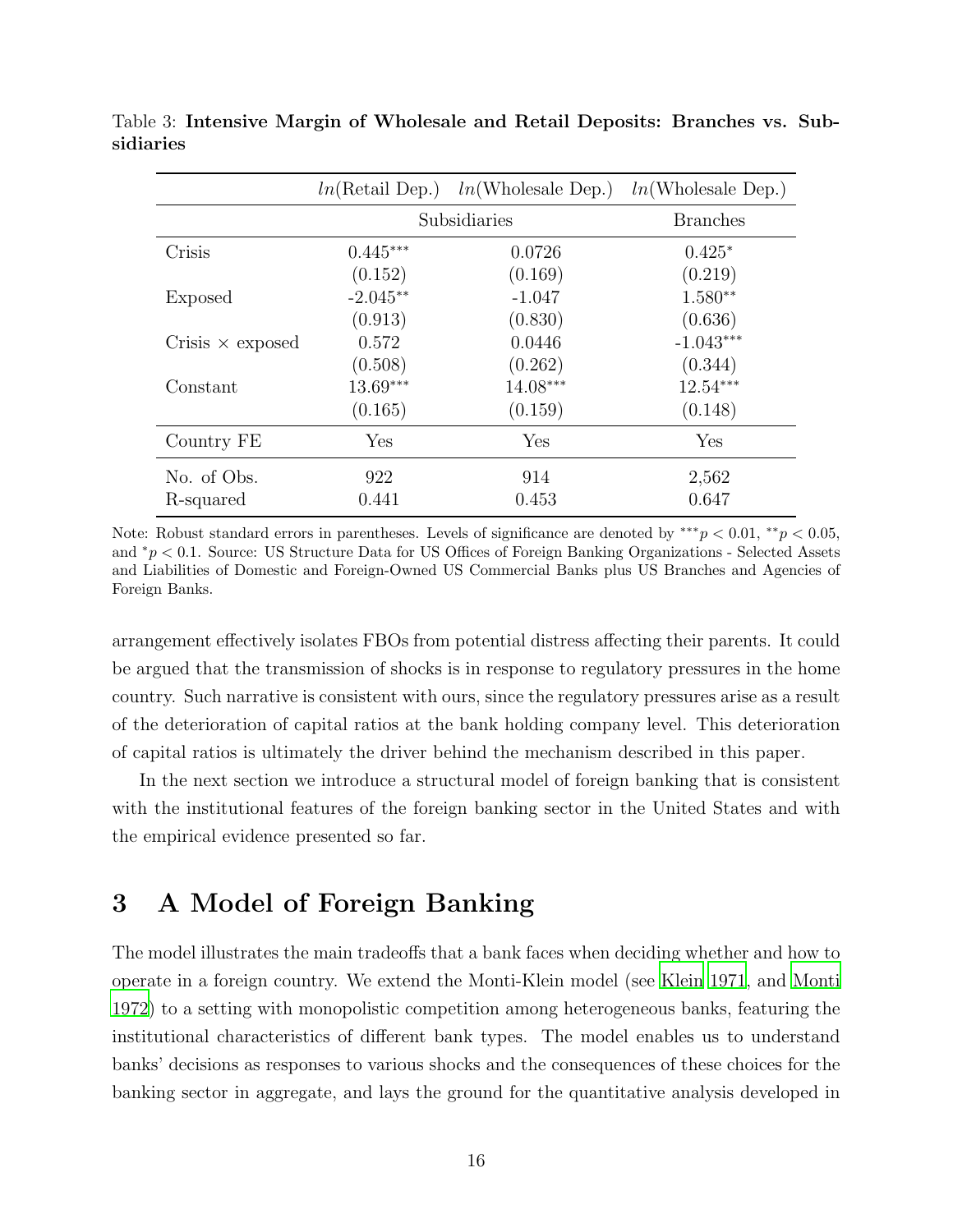Table 3: **Intensive Margin of Wholesale and Retail Deposits: Branches vs. Subsidiaries**

| | $ln$(Retail Dep.) | $ln$(Wholesale Dep.) | $ln$(Wholesale Dep.) |
|---|---|---|---|
| | Subsidiaries | | Branches |
| Crisis | 0.445*** | 0.0726 | 0.425* |
| | (0.152) | (0.169) | (0.219) |
| Exposed | -2.045** | -1.047 | 1.580** |
| | (0.913) | (0.830) | (0.636) |
| Crisis × exposed | 0.572 | 0.0446 | -1.043*** |
| | (0.508) | (0.262) | (0.344) |
| Constant | 13.69*** | 14.08*** | 12.54*** |
| | (0.165) | (0.159) | (0.148) |
| Country FE | Yes | Yes | Yes |
| No. of Obs. | 922 | 914 | 2,562 |
| R-squared | 0.441 | 0.453 | 0.647 |

Note: Robust standard errors in parentheses. Levels of significance are denoted by $^{***}p < 0.01$, $^{**}p < 0.05$, and $^{*}p < 0.1$. Source: US Structure Data for US Offices of Foreign Banking Organizations - Selected Assets and Liabilities of Domestic and Foreign-Owned US Commercial Banks plus US Branches and Agencies of Foreign Banks.

arrangement effectively isolates FBOs from potential distress affecting their parents. It could be argued that the transmission of shocks is in response to regulatory pressures in the home country. Such narrative is consistent with ours, since the regulatory pressures arise as a result of the deterioration of capital ratios at the bank holding company level. This deterioration of capital ratios is ultimately the driver behind the mechanism described in this paper.

In the next section we introduce a structural model of foreign banking that is consistent with the institutional features of the foreign banking sector in the United States and with the empirical evidence presented so far.

# 3 A Model of Foreign Banking

The model illustrates the main tradeoffs that a bank faces when deciding whether and how to operate in a foreign country. We extend the Monti-Klein model (see Klein 1971, and Monti 1972) to a setting with monopolistic competition among heterogeneous banks, featuring the institutional characteristics of different bank types. The model enables us to understand banks' decisions as responses to various shocks and the consequences of these choices for the banking sector in aggregate, and lays the ground for the quantitative analysis developed in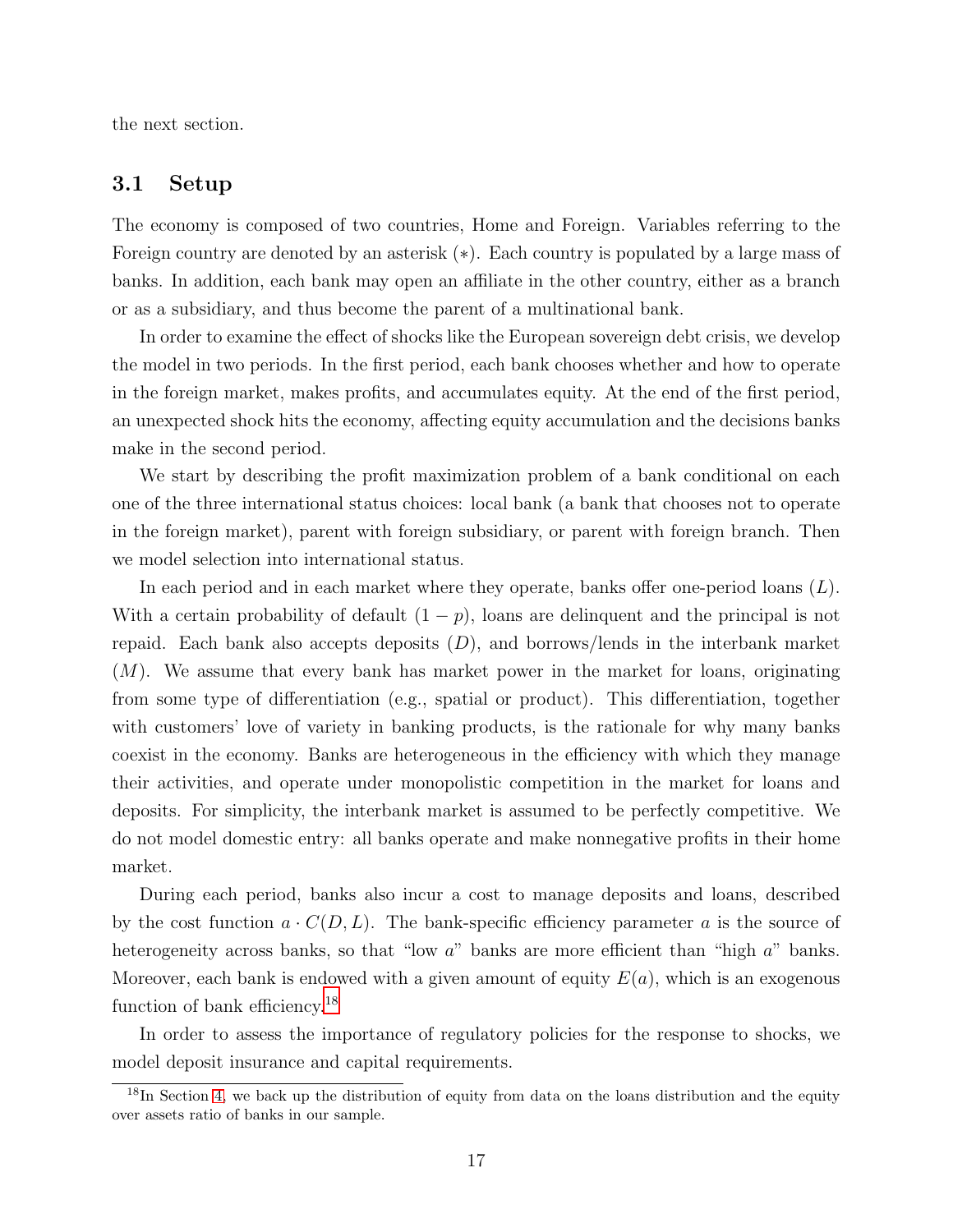the next section.

## 3.1 Setup

The economy is composed of two countries, Home and Foreign. Variables referring to the Foreign country are denoted by an asterisk ($*$). Each country is populated by a large mass of banks. In addition, each bank may open an affiliate in the other country, either as a branch or as a subsidiary, and thus become the parent of a multinational bank.

In order to examine the effect of shocks like the European sovereign debt crisis, we develop the model in two periods. In the first period, each bank chooses whether and how to operate in the foreign market, makes profits, and accumulates equity. At the end of the first period, an unexpected shock hits the economy, affecting equity accumulation and the decisions banks make in the second period.

We start by describing the profit maximization problem of a bank conditional on each one of the three international status choices: local bank (a bank that chooses not to operate in the foreign market), parent with foreign subsidiary, or parent with foreign branch. Then we model selection into international status.

In each period and in each market where they operate, banks offer one-period loans ($L$). With a certain probability of default ($1 - p$), loans are delinquent and the principal is not repaid. Each bank also accepts deposits ($D$), and borrows/lends in the interbank market ($M$). We assume that every bank has market power in the market for loans, originating from some type of differentiation (e.g., spatial or product). This differentiation, together with customers' love of variety in banking products, is the rationale for why many banks coexist in the economy. Banks are heterogeneous in the efficiency with which they manage their activities, and operate under monopolistic competition in the market for loans and deposits. For simplicity, the interbank market is assumed to be perfectly competitive. We do not model domestic entry: all banks operate and make nonnegative profits in their home market.

During each period, banks also incur a cost to manage deposits and loans, described by the cost function $a \cdot C(D, L)$. The bank-specific efficiency parameter $a$ is the source of heterogeneity across banks, so that "low $a$" banks are more efficient than "high $a$" banks. Moreover, each bank is endowed with a given amount of equity $E(a)$, which is an exogenous function of bank efficiency.[18]

In order to assess the importance of regulatory policies for the response to shocks, we model deposit insurance and capital requirements.

[18] In Section 4, we back up the distribution of equity from data on the loans distribution and the equity over assets ratio of banks in our sample.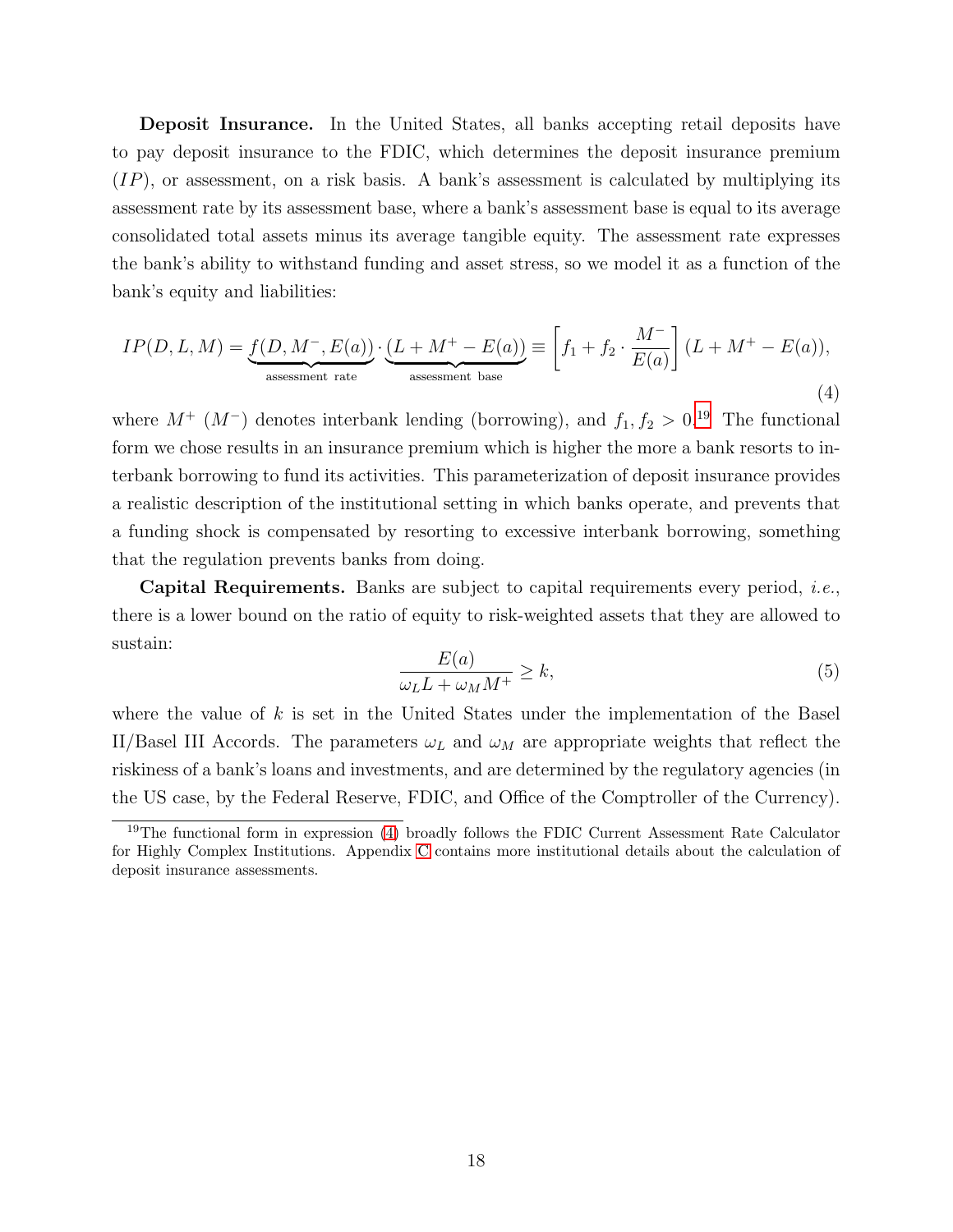**Deposit Insurance.** In the United States, all banks accepting retail deposits have to pay deposit insurance to the FDIC, which determines the deposit insurance premium ($IP$), or assessment, on a risk basis. A bank's assessment is calculated by multiplying its assessment rate by its assessment base, where a bank's assessment base is equal to its average consolidated total assets minus its average tangible equity. The assessment rate expresses the bank's ability to withstand funding and asset stress, so we model it as a function of the bank's equity and liabilities:

$$IP(D, L, M) = \underbrace{f(D, M^-, E(a))}_{\text{assessment rate}} \cdot \underbrace{(L + M^+ - E(a))}_{\text{assessment base}} \equiv \left[ f_1 + f_2 \cdot \frac{M^-}{E(a)} \right] (L + M^+ - E(a)), \tag{4}$$

where $M^+$ ($M^-$) denotes interbank lending (borrowing), and $f_1, f_2 > 0$.[19] The functional form we chose results in an insurance premium which is higher the more a bank resorts to interbank borrowing to fund its activities. This parameterization of deposit insurance provides a realistic description of the institutional setting in which banks operate, and prevents that a funding shock is compensated by resorting to excessive interbank borrowing, something that the regulation prevents banks from doing.

**Capital Requirements.** Banks are subject to capital requirements every period, *i.e.*, there is a lower bound on the ratio of equity to risk-weighted assets that they are allowed to sustain:

$$\frac{E(a)}{\omega_L L + \omega_M M^+} \geq k, \tag{5}$$

where the value of $k$ is set in the United States under the implementation of the Basel II/Basel III Accords. The parameters $\omega_L$ and $\omega_M$ are appropriate weights that reflect the riskiness of a bank's loans and investments, and are determined by the regulatory agencies (in the US case, by the Federal Reserve, FDIC, and Office of the Comptroller of the Currency).

[19] The functional form in expression (4) broadly follows the FDIC Current Assessment Rate Calculator for Highly Complex Institutions. Appendix C contains more institutional details about the calculation of deposit insurance assessments.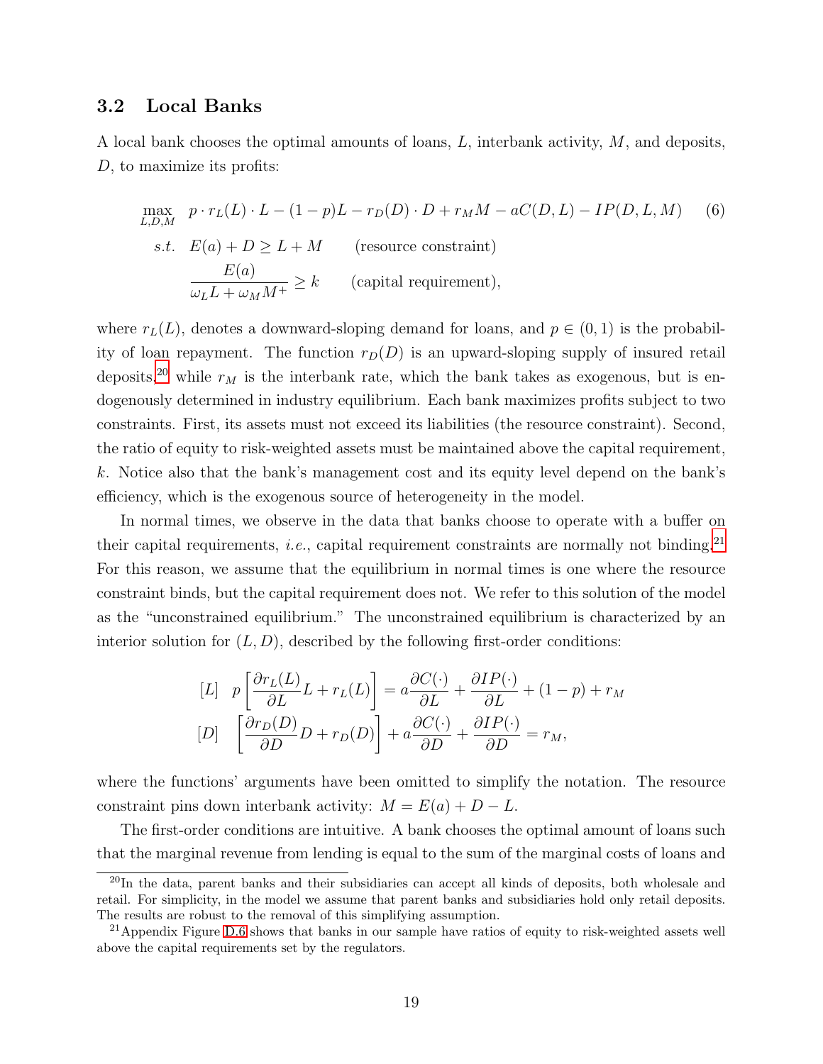### 3.2 Local Banks

A local bank chooses the optimal amounts of loans, $L$, interbank activity, $M$, and deposits, $D$, to maximize its profits:

$$
\begin{aligned}
\max_{L,D,M} \quad & p \cdot r_L(L) \cdot L - (1-p)L - r_D(D) \cdot D + r_M M - aC(D,L) - IP(D,L,M) \qquad (6)\\
s.t. \quad & E(a) + D \geq L + M \qquad \text{(resource constraint)}\\
& \frac{E(a)}{\omega_L L + \omega_M M^+} \geq k \qquad \text{(capital requirement)},
\end{aligned}
$$

where $r_L(L)$, denotes a downward-sloping demand for loans, and $p \in (0,1)$ is the probability of loan repayment. The function $r_D(D)$ is an upward-sloping supply of insured retail deposits,[20] while $r_M$ is the interbank rate, which the bank takes as exogenous, but is endogenously determined in industry equilibrium. Each bank maximizes profits subject to two constraints. First, its assets must not exceed its liabilities (the resource constraint). Second, the ratio of equity to risk-weighted assets must be maintained above the capital requirement, $k$. Notice also that the bank's management cost and its equity level depend on the bank's efficiency, which is the exogenous source of heterogeneity in the model.

In normal times, we observe in the data that banks choose to operate with a buffer on their capital requirements, *i.e.*, capital requirement constraints are normally not binding.[21] For this reason, we assume that the equilibrium in normal times is one where the resource constraint binds, but the capital requirement does not. We refer to this solution of the model as the "unconstrained equilibrium." The unconstrained equilibrium is characterized by an interior solution for $(L, D)$, described by the following first-order conditions:

$$
\begin{aligned}
[L] \quad & p\left[\frac{\partial r_L(L)}{\partial L} L + r_L(L)\right] = a\frac{\partial C(\cdot)}{\partial L} + \frac{\partial IP(\cdot)}{\partial L} + (1-p) + r_M\\
[D] \quad & \left[\frac{\partial r_D(D)}{\partial D} D + r_D(D)\right] + a\frac{\partial C(\cdot)}{\partial D} + \frac{\partial IP(\cdot)}{\partial D} = r_M,
\end{aligned}
$$

where the functions' arguments have been omitted to simplify the notation. The resource constraint pins down interbank activity: $M = E(a) + D - L$.

The first-order conditions are intuitive. A bank chooses the optimal amount of loans such that the marginal revenue from lending is equal to the sum of the marginal costs of loans and

[20] In the data, parent banks and their subsidiaries can accept all kinds of deposits, both wholesale and retail. For simplicity, in the model we assume that parent banks and subsidiaries hold only retail deposits. The results are robust to the removal of this simplifying assumption.

[21] Appendix Figure D.6 shows that banks in our sample have ratios of equity to risk-weighted assets well above the capital requirements set by the regulators.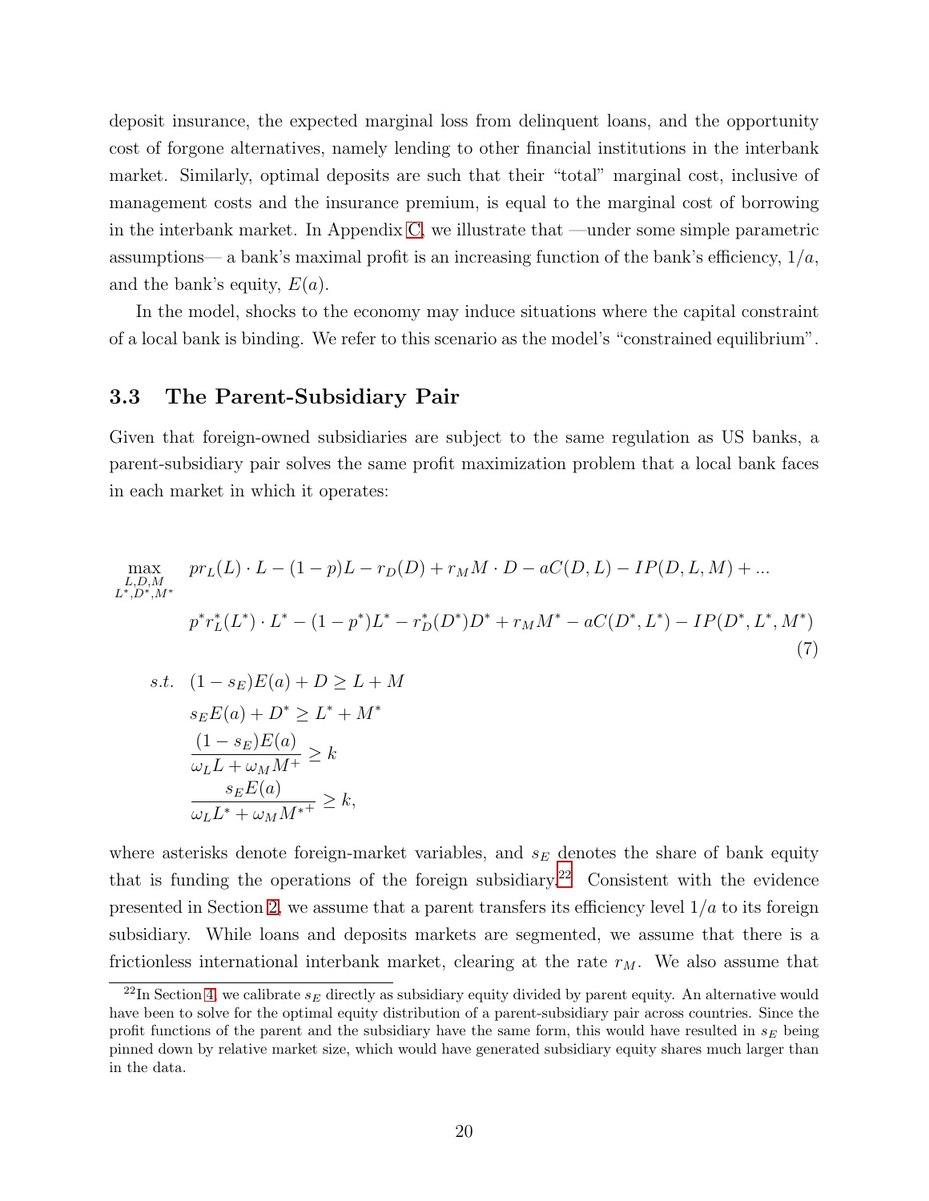deposit insurance, the expected marginal loss from delinquent loans, and the opportunity cost of forgone alternatives, namely lending to other financial institutions in the interbank market. Similarly, optimal deposits are such that their "total" marginal cost, inclusive of management costs and the insurance premium, is equal to the marginal cost of borrowing in the interbank market. In Appendix C, we illustrate that —under some simple parametric assumptions— a bank's maximal profit is an increasing function of the bank's efficiency, $1/a$, and the bank's equity, $E(a)$.

In the model, shocks to the economy may induce situations where the capital constraint of a local bank is binding. We refer to this scenario as the model's "constrained equilibrium".

### 3.3 The Parent-Subsidiary Pair

Given that foreign-owned subsidiaries are subject to the same regulation as US banks, a parent-subsidiary pair solves the same profit maximization problem that a local bank faces in each market in which it operates:

$$
\begin{aligned}
\max_{\substack{L,D,M \\ L^*,D^*,M^*}} \quad & pr_L(L)\cdot L - (1-p)L - r_D(D) + r_M M \cdot D - aC(D,L) - IP(D,L,M) + \ldots \\
& p^* r_L^*(L^*)\cdot L^* - (1-p^*)L^* - r_D^*(D^*)D^* + r_M M^* - aC(D^*,L^*) - IP(D^*,L^*,M^*)
\end{aligned}
\tag{7}
$$

$$
\begin{aligned}
s.t. \quad & (1-s_E)E(a) + D \geq L + M \\
& s_E E(a) + D^* \geq L^* + M^* \\
& \frac{(1-s_E)E(a)}{\omega_L L + \omega_M M^+} \geq k \\
& \frac{s_E E(a)}{\omega_L L^* + \omega_M M^{*+}} \geq k,
\end{aligned}
$$

where asterisks denote foreign-market variables, and $s_E$ denotes the share of bank equity that is funding the operations of the foreign subsidiary.[22] Consistent with the evidence presented in Section 2, we assume that a parent transfers its efficiency level $1/a$ to its foreign subsidiary. While loans and deposits markets are segmented, we assume that there is a frictionless international interbank market, clearing at the rate $r_M$. We also assume that

[22] In Section 4, we calibrate $s_E$ directly as subsidiary equity divided by parent equity. An alternative would have been to solve for the optimal equity distribution of a parent-subsidiary pair across countries. Since the profit functions of the parent and the subsidiary have the same form, this would have resulted in $s_E$ being pinned down by relative market size, which would have generated subsidiary equity shares much larger than in the data.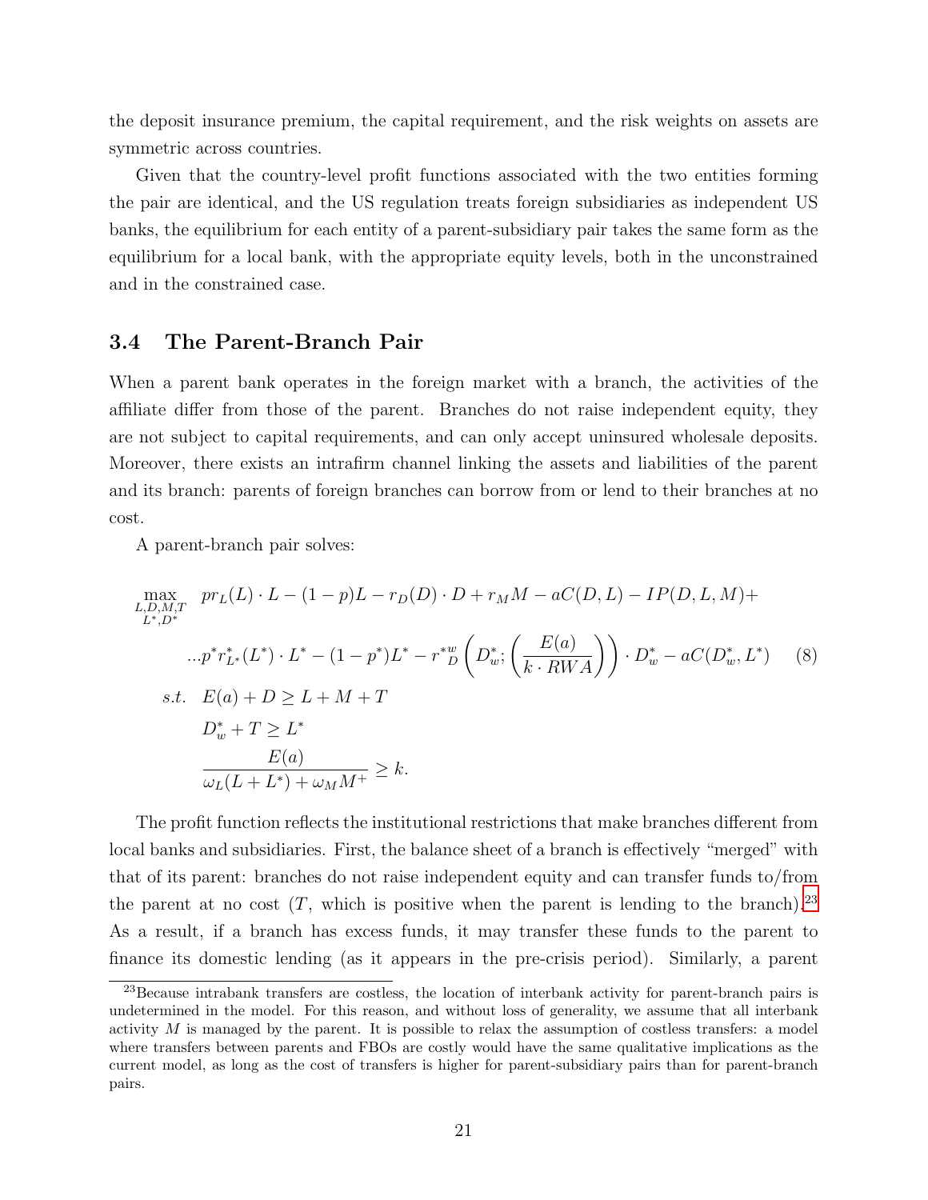the deposit insurance premium, the capital requirement, and the risk weights on assets are symmetric across countries.

Given that the country-level profit functions associated with the two entities forming the pair are identical, and the US regulation treats foreign subsidiaries as independent US banks, the equilibrium for each entity of a parent-subsidiary pair takes the same form as the equilibrium for a local bank, with the appropriate equity levels, both in the unconstrained and in the constrained case.

### 3.4 The Parent-Branch Pair

When a parent bank operates in the foreign market with a branch, the activities of the affiliate differ from those of the parent. Branches do not raise independent equity, they are not subject to capital requirements, and can only accept uninsured wholesale deposits. Moreover, there exists an intrafirm channel linking the assets and liabilities of the parent and its branch: parents of foreign branches can borrow from or lend to their branches at no cost.

A parent-branch pair solves:

$$
\begin{aligned}
\max_{\substack{L,D,M,T \\ L^*,D^*}} \quad & p r_L(L) \cdot L - (1-p)L - r_D(D) \cdot D + r_M M - aC(D,L) - IP(D,L,M) + \\
& \ldots p^* r^*_{L^*}(L^*) \cdot L^* - (1-p^*)L^* - r^{*w}_D \left( D^*_w; \left( \frac{E(a)}{k \cdot RWA} \right) \right) \cdot D^*_w - aC(D^*_w, L^*) \qquad (8) \\
s.t. \quad & E(a) + D \geq L + M + T \\
& D^*_w + T \geq L^* \\
& \frac{E(a)}{\omega_L(L + L^*) + \omega_M M^+} \geq k.
\end{aligned}
$$

The profit function reflects the institutional restrictions that make branches different from local banks and subsidiaries. First, the balance sheet of a branch is effectively "merged" with that of its parent: branches do not raise independent equity and can transfer funds to/from the parent at no cost ($T$, which is positive when the parent is lending to the branch).[23] As a result, if a branch has excess funds, it may transfer these funds to the parent to finance its domestic lending (as it appears in the pre-crisis period). Similarly, a parent

[23] Because intrabank transfers are costless, the location of interbank activity for parent-branch pairs is undetermined in the model. For this reason, and without loss of generality, we assume that all interbank activity $M$ is managed by the parent. It is possible to relax the assumption of costless transfers: a model where transfers between parents and FBOs are costly would have the same qualitative implications as the current model, as long as the cost of transfers is higher for parent-subsidiary pairs than for parent-branch pairs.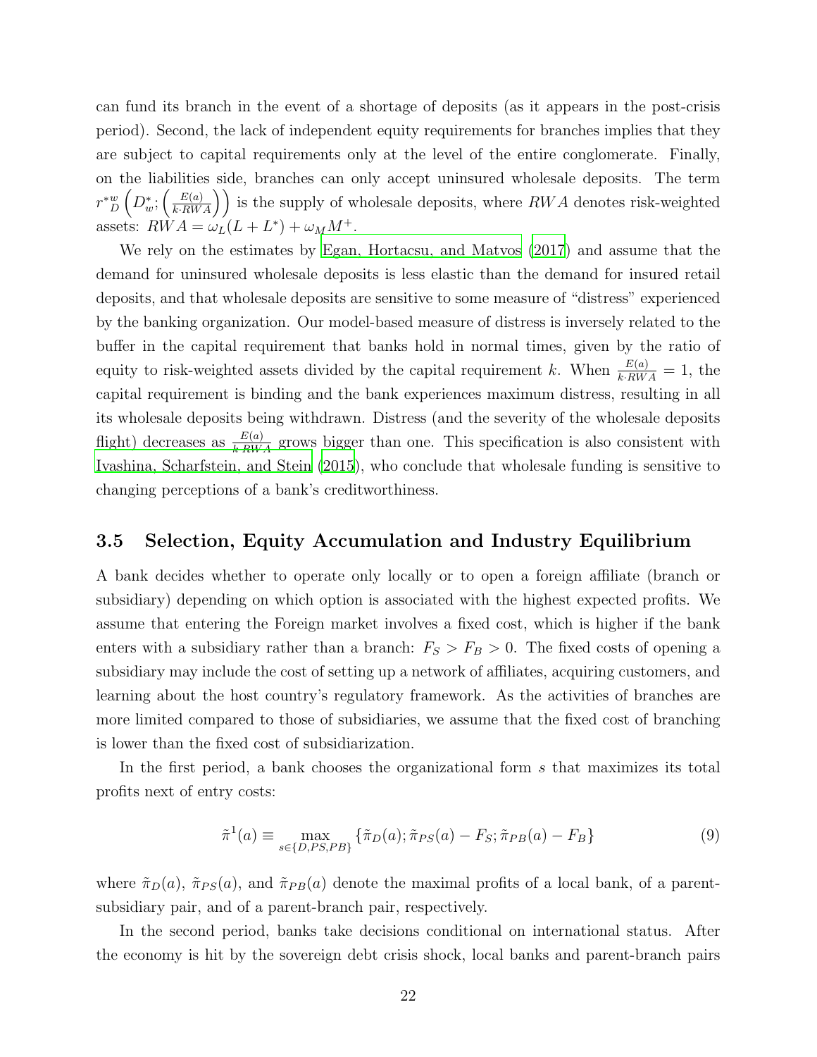can fund its branch in the event of a shortage of deposits (as it appears in the post-crisis period). Second, the lack of independent equity requirements for branches implies that they are subject to capital requirements only at the level of the entire conglomerate. Finally, on the liabilities side, branches can only accept uninsured wholesale deposits. The term $r^{*w}_D \left(D^*_w; \left(\frac{E(a)}{k \cdot RWA}\right)\right)$ is the supply of wholesale deposits, where $RWA$ denotes risk-weighted assets: $RWA = \omega_L(L + L^*) + \omega_M M^+$.

We rely on the estimates by Egan, Hortacsu, and Matvos (2017) and assume that the demand for uninsured wholesale deposits is less elastic than the demand for insured retail deposits, and that wholesale deposits are sensitive to some measure of "distress" experienced by the banking organization. Our model-based measure of distress is inversely related to the buffer in the capital requirement that banks hold in normal times, given by the ratio of equity to risk-weighted assets divided by the capital requirement $k$. When $\frac{E(a)}{k \cdot RWA} = 1$, the capital requirement is binding and the bank experiences maximum distress, resulting in all its wholesale deposits being withdrawn. Distress (and the severity of the wholesale deposits flight) decreases as $\frac{E(a)}{k \cdot RWA}$ grows bigger than one. This specification is also consistent with Ivashina, Scharfstein, and Stein (2015), who conclude that wholesale funding is sensitive to changing perceptions of a bank's creditworthiness.

### 3.5 Selection, Equity Accumulation and Industry Equilibrium

A bank decides whether to operate only locally or to open a foreign affiliate (branch or subsidiary) depending on which option is associated with the highest expected profits. We assume that entering the Foreign market involves a fixed cost, which is higher if the bank enters with a subsidiary rather than a branch: $F_S > F_B > 0$. The fixed costs of opening a subsidiary may include the cost of setting up a network of affiliates, acquiring customers, and learning about the host country's regulatory framework. As the activities of branches are more limited compared to those of subsidiaries, we assume that the fixed cost of branching is lower than the fixed cost of subsidiarization.

In the first period, a bank chooses the organizational form $s$ that maximizes its total profits next of entry costs:

$$\tilde{\pi}^1(a) \equiv \max_{s \in \{D, PS, PB\}} \{\tilde{\pi}_D(a); \tilde{\pi}_{PS}(a) - F_S; \tilde{\pi}_{PB}(a) - F_B\} \tag{9}$$

where $\tilde{\pi}_D(a)$, $\tilde{\pi}_{PS}(a)$, and $\tilde{\pi}_{PB}(a)$ denote the maximal profits of a local bank, of a parent-subsidiary pair, and of a parent-branch pair, respectively.

In the second period, banks take decisions conditional on international status. After the economy is hit by the sovereign debt crisis shock, local banks and parent-branch pairs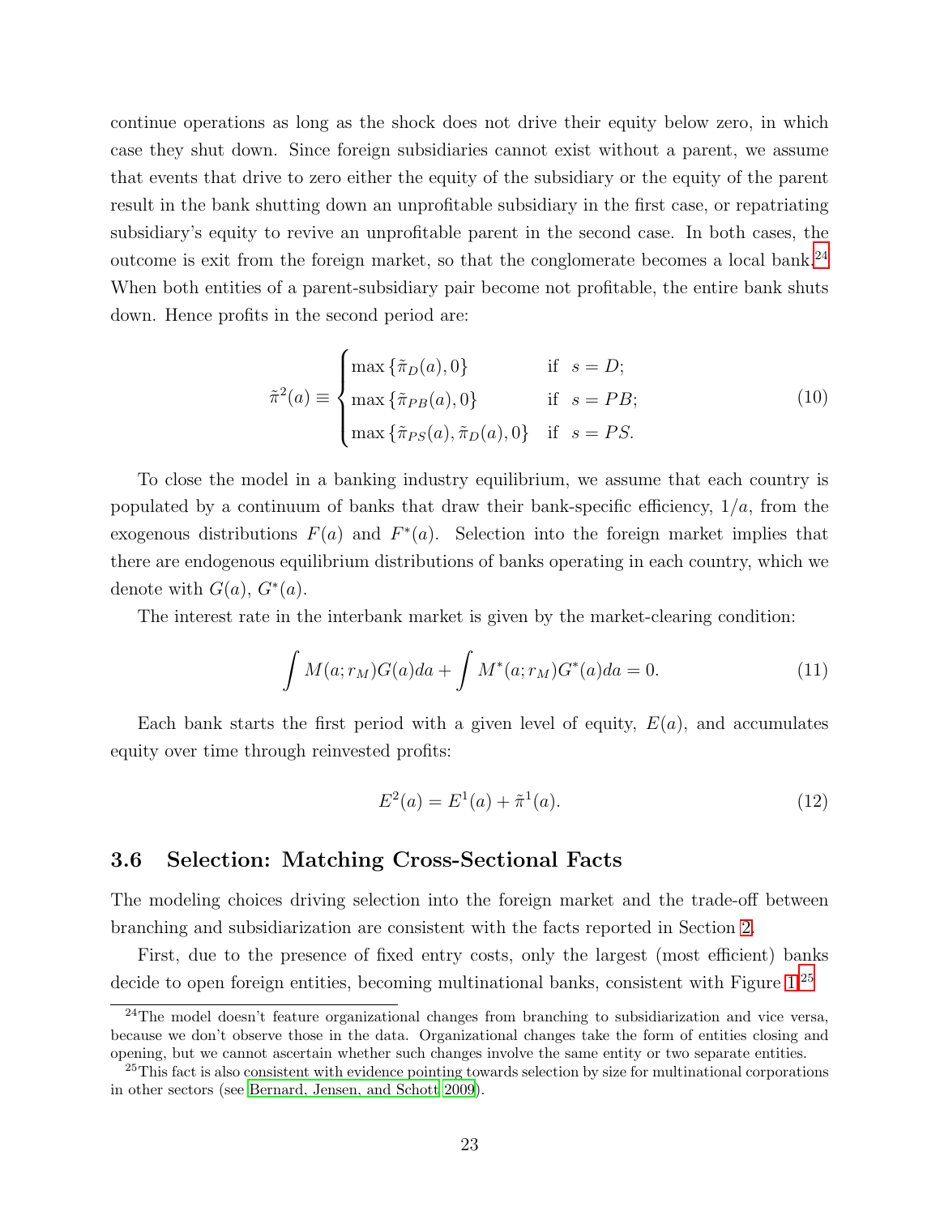continue operations as long as the shock does not drive their equity below zero, in which case they shut down. Since foreign subsidiaries cannot exist without a parent, we assume that events that drive to zero either the equity of the subsidiary or the equity of the parent result in the bank shutting down an unprofitable subsidiary in the first case, or repatriating subsidiary's equity to revive an unprofitable parent in the second case. In both cases, the outcome is exit from the foreign market, so that the conglomerate becomes a local bank.[24] When both entities of a parent-subsidiary pair become not profitable, the entire bank shuts down. Hence profits in the second period are:

$$\tilde{\pi}^2(a) \equiv \begin{cases} \max\{\tilde{\pi}_D(a), 0\} & \text{if} \quad s = D; \\ \max\{\tilde{\pi}_{PB}(a), 0\} & \text{if} \quad s = PB; \\ \max\{\tilde{\pi}_{PS}(a), \tilde{\pi}_D(a), 0\} & \text{if} \quad s = PS. \end{cases} \tag{10}$$

To close the model in a banking industry equilibrium, we assume that each country is populated by a continuum of banks that draw their bank-specific efficiency, $1/a$, from the exogenous distributions $F(a)$ and $F^*(a)$. Selection into the foreign market implies that there are endogenous equilibrium distributions of banks operating in each country, which we denote with $G(a)$, $G^*(a)$.

The interest rate in the interbank market is given by the market-clearing condition:

$$\int M(a; r_M) G(a) da + \int M^*(a; r_M) G^*(a) da = 0. \tag{11}$$

Each bank starts the first period with a given level of equity, $E(a)$, and accumulates equity over time through reinvested profits:

$$E^2(a) = E^1(a) + \tilde{\pi}^1(a). \tag{12}$$

### 3.6 Selection: Matching Cross-Sectional Facts

The modeling choices driving selection into the foreign market and the trade-off between branching and subsidiarization are consistent with the facts reported in Section 2.

First, due to the presence of fixed entry costs, only the largest (most efficient) banks decide to open foreign entities, becoming multinational banks, consistent with Figure 1.[25]

[24] The model doesn't feature organizational changes from branching to subsidiarization and vice versa, because we don't observe those in the data. Organizational changes take the form of entities closing and opening, but we cannot ascertain whether such changes involve the same entity or two separate entities.

[25] This fact is also consistent with evidence pointing towards selection by size for multinational corporations in other sectors (see Bernard, Jensen, and Schott 2009).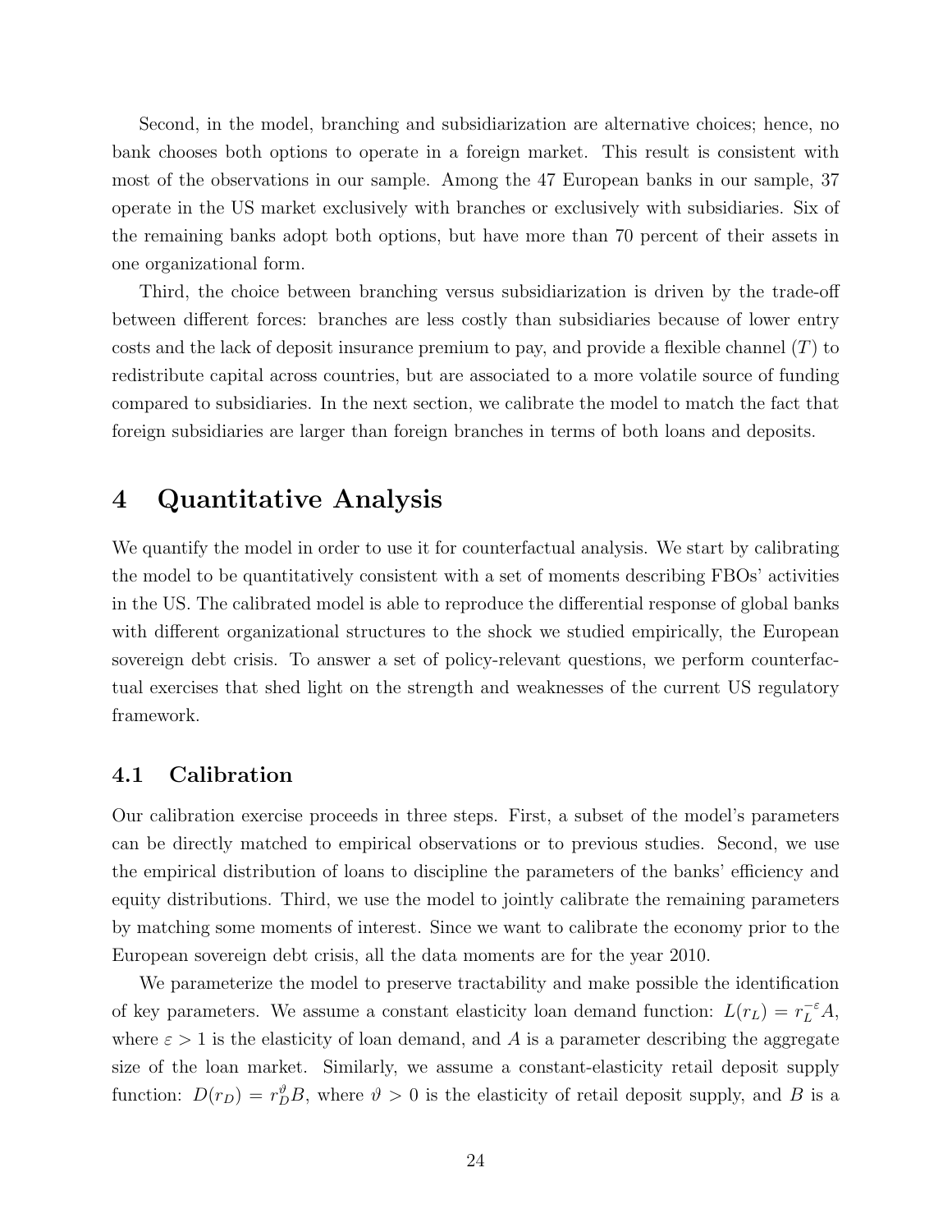Second, in the model, branching and subsidiarization are alternative choices; hence, no bank chooses both options to operate in a foreign market. This result is consistent with most of the observations in our sample. Among the 47 European banks in our sample, 37 operate in the US market exclusively with branches or exclusively with subsidiaries. Six of the remaining banks adopt both options, but have more than 70 percent of their assets in one organizational form.

Third, the choice between branching versus subsidiarization is driven by the trade-off between different forces: branches are less costly than subsidiaries because of lower entry costs and the lack of deposit insurance premium to pay, and provide a flexible channel ($T$) to redistribute capital across countries, but are associated to a more volatile source of funding compared to subsidiaries. In the next section, we calibrate the model to match the fact that foreign subsidiaries are larger than foreign branches in terms of both loans and deposits.

# 4 Quantitative Analysis

We quantify the model in order to use it for counterfactual analysis. We start by calibrating the model to be quantitatively consistent with a set of moments describing FBOs' activities in the US. The calibrated model is able to reproduce the differential response of global banks with different organizational structures to the shock we studied empirically, the European sovereign debt crisis. To answer a set of policy-relevant questions, we perform counterfactual exercises that shed light on the strength and weaknesses of the current US regulatory framework.

## 4.1 Calibration

Our calibration exercise proceeds in three steps. First, a subset of the model's parameters can be directly matched to empirical observations or to previous studies. Second, we use the empirical distribution of loans to discipline the parameters of the banks' efficiency and equity distributions. Third, we use the model to jointly calibrate the remaining parameters by matching some moments of interest. Since we want to calibrate the economy prior to the European sovereign debt crisis, all the data moments are for the year 2010.

We parameterize the model to preserve tractability and make possible the identification of key parameters. We assume a constant elasticity loan demand function: $L(r_L) = r_L^{-\varepsilon} A$, where $\varepsilon > 1$ is the elasticity of loan demand, and $A$ is a parameter describing the aggregate size of the loan market. Similarly, we assume a constant-elasticity retail deposit supply function: $D(r_D) = r_D^{\vartheta} B$, where $\vartheta > 0$ is the elasticity of retail deposit supply, and $B$ is a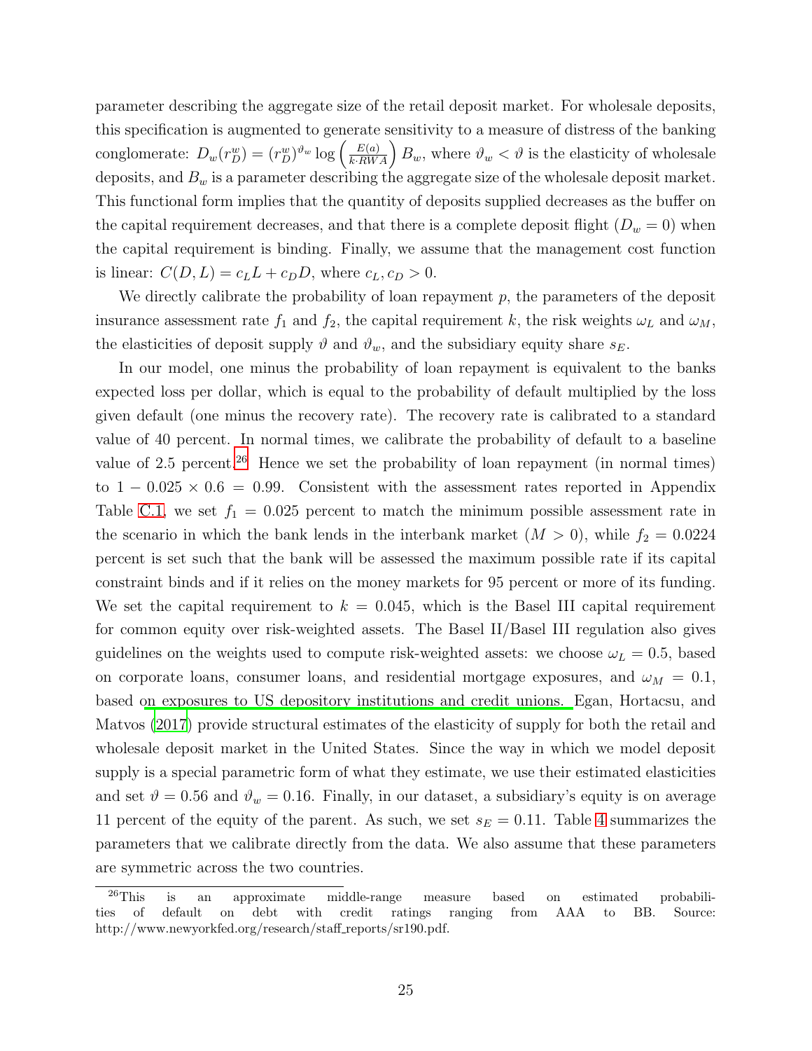parameter describing the aggregate size of the retail deposit market. For wholesale deposits, this specification is augmented to generate sensitivity to a measure of distress of the banking conglomerate: $D_w(r_D^w) = (r_D^w)^{\vartheta_w} \log\left(\frac{E(a)}{k \cdot RWA}\right) B_w$, where $\vartheta_w < \vartheta$ is the elasticity of wholesale deposits, and $B_w$ is a parameter describing the aggregate size of the wholesale deposit market. This functional form implies that the quantity of deposits supplied decreases as the buffer on the capital requirement decreases, and that there is a complete deposit flight ($D_w = 0$) when the capital requirement is binding. Finally, we assume that the management cost function is linear: $C(D, L) = c_L L + c_D D$, where $c_L, c_D > 0$.

We directly calibrate the probability of loan repayment $p$, the parameters of the deposit insurance assessment rate $f_1$ and $f_2$, the capital requirement $k$, the risk weights $\omega_L$ and $\omega_M$, the elasticities of deposit supply $\vartheta$ and $\vartheta_w$, and the subsidiary equity share $s_E$.

In our model, one minus the probability of loan repayment is equivalent to the banks expected loss per dollar, which is equal to the probability of default multiplied by the loss given default (one minus the recovery rate). The recovery rate is calibrated to a standard value of 40 percent. In normal times, we calibrate the probability of default to a baseline value of 2.5 percent.[26] Hence we set the probability of loan repayment (in normal times) to $1 - 0.025 \times 0.6 = 0.99$. Consistent with the assessment rates reported in Appendix Table C.1, we set $f_1 = 0.025$ percent to match the minimum possible assessment rate in the scenario in which the bank lends in the interbank market ($M > 0$), while $f_2 = 0.0224$ percent is set such that the bank will be assessed the maximum possible rate if its capital constraint binds and if it relies on the money markets for 95 percent or more of its funding. We set the capital requirement to $k = 0.045$, which is the Basel III capital requirement for common equity over risk-weighted assets. The Basel II/Basel III regulation also gives guidelines on the weights used to compute risk-weighted assets: we choose $\omega_L = 0.5$, based on corporate loans, consumer loans, and residential mortgage exposures, and $\omega_M = 0.1$, based on exposures to US depository institutions and credit unions. Egan, Hortacsu, and Matvos (2017) provide structural estimates of the elasticity of supply for both the retail and wholesale deposit market in the United States. Since the way in which we model deposit supply is a special parametric form of what they estimate, we use their estimated elasticities and set $\vartheta = 0.56$ and $\vartheta_w = 0.16$. Finally, in our dataset, a subsidiary's equity is on average 11 percent of the equity of the parent. As such, we set $s_E = 0.11$. Table 4 summarizes the parameters that we calibrate directly from the data. We also assume that these parameters are symmetric across the two countries.

[26] This is an approximate middle-range measure based on estimated probabilities of default on debt with credit ratings ranging from AAA to BB. Source: http://www.newyorkfed.org/research/staff_reports/sr190.pdf.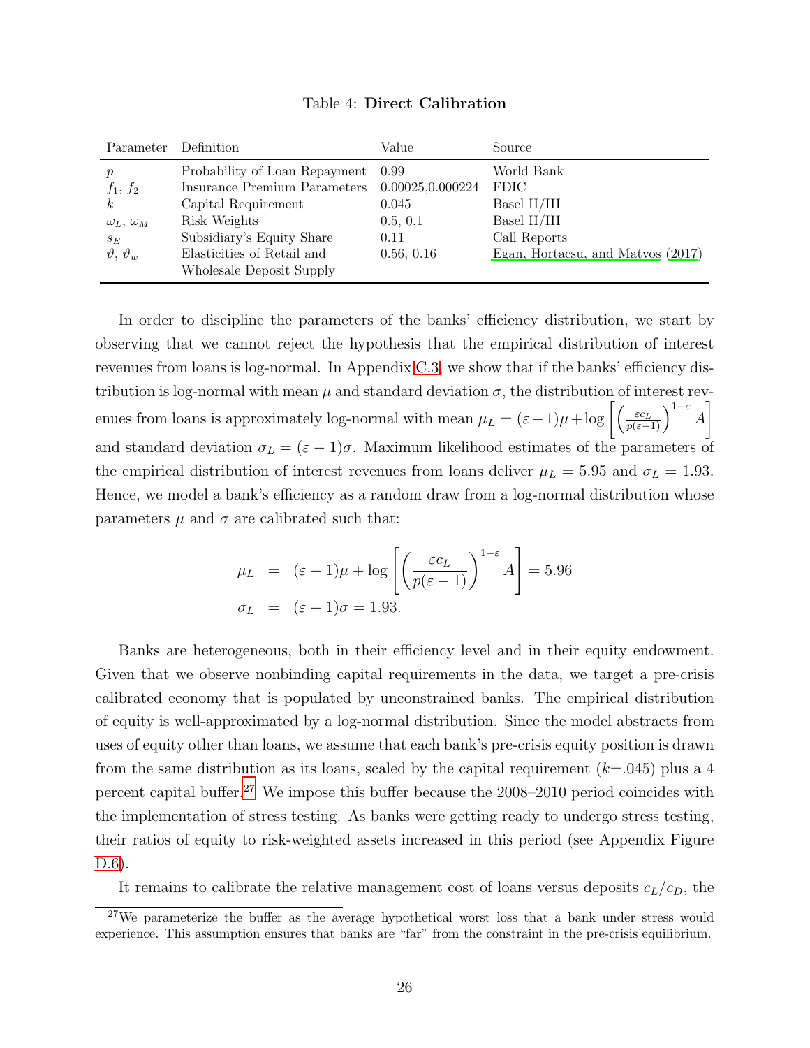Table 4: **Direct Calibration**

| Parameter | Definition | Value | Source |
|---|---|---|---|
| $p$ | Probability of Loan Repayment | 0.99 | World Bank |
| $f_1$, $f_2$ | Insurance Premium Parameters | 0.00025,0.000224 | FDIC |
| $k$ | Capital Requirement | 0.045 | Basel II/III |
| $\omega_L$, $\omega_M$ | Risk Weights | 0.5, 0.1 | Basel II/III |
| $s_E$ | Subsidiary's Equity Share | 0.11 | Call Reports |
| $\vartheta$, $\vartheta_w$ | Elasticities of Retail and Wholesale Deposit Supply | 0.56, 0.16 | Egan, Hortacsu, and Matvos (2017) |

In order to discipline the parameters of the banks' efficiency distribution, we start by observing that we cannot reject the hypothesis that the empirical distribution of interest revenues from loans is log-normal. In Appendix C.3, we show that if the banks' efficiency distribution is log-normal with mean $\mu$ and standard deviation $\sigma$, the distribution of interest revenues from loans is approximately log-normal with mean $\mu_L = (\varepsilon - 1)\mu + \log\left[\left(\frac{\varepsilon c_L}{p(\varepsilon-1)}\right)^{1-\varepsilon} A\right]$ and standard deviation $\sigma_L = (\varepsilon - 1)\sigma$. Maximum likelihood estimates of the parameters of the empirical distribution of interest revenues from loans deliver $\mu_L = 5.95$ and $\sigma_L = 1.93$. Hence, we model a bank's efficiency as a random draw from a log-normal distribution whose parameters $\mu$ and $\sigma$ are calibrated such that:

$$
\begin{aligned}
\mu_L &= (\varepsilon - 1)\mu + \log\left[\left(\frac{\varepsilon c_L}{p(\varepsilon - 1)}\right)^{1-\varepsilon} A\right] = 5.96 \\
\sigma_L &= (\varepsilon - 1)\sigma = 1.93.
\end{aligned}
$$

Banks are heterogeneous, both in their efficiency level and in their equity endowment. Given that we observe nonbinding capital requirements in the data, we target a pre-crisis calibrated economy that is populated by unconstrained banks. The empirical distribution of equity is well-approximated by a log-normal distribution. Since the model abstracts from uses of equity other than loans, we assume that each bank's pre-crisis equity position is drawn from the same distribution as its loans, scaled by the capital requirement ($k$=.045) plus a 4 percent capital buffer.[27] We impose this buffer because the 2008–2010 period coincides with the implementation of stress testing. As banks were getting ready to undergo stress testing, their ratios of equity to risk-weighted assets increased in this period (see Appendix Figure D.6).

It remains to calibrate the relative management cost of loans versus deposits $c_L/c_D$, the

[27] We parameterize the buffer as the average hypothetical worst loss that a bank under stress would experience. This assumption ensures that banks are "far" from the constraint in the pre-crisis equilibrium.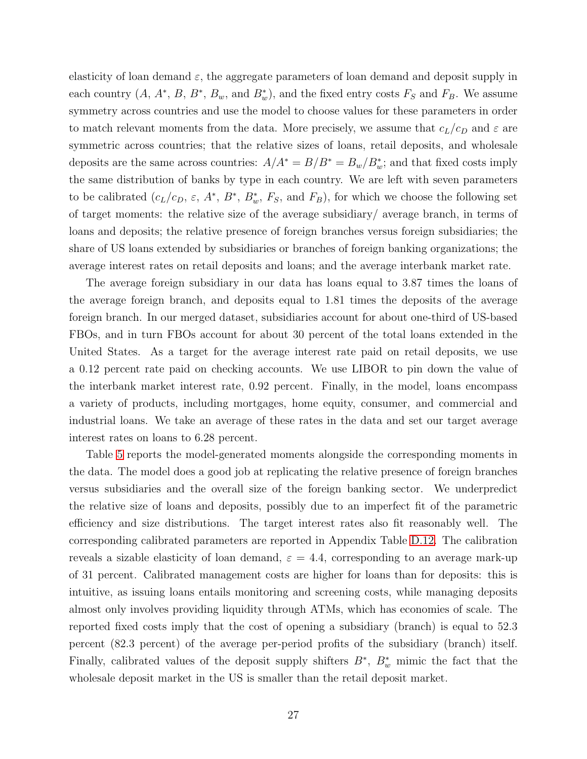elasticity of loan demand $\varepsilon$, the aggregate parameters of loan demand and deposit supply in each country ($A$, $A^*$, $B$, $B^*$, $B_w$, and $B_w^*$), and the fixed entry costs $F_S$ and $F_B$. We assume symmetry across countries and use the model to choose values for these parameters in order to match relevant moments from the data. More precisely, we assume that $c_L/c_D$ and $\varepsilon$ are symmetric across countries; that the relative sizes of loans, retail deposits, and wholesale deposits are the same across countries: $A/A^* = B/B^* = B_w/B_w^*$; and that fixed costs imply the same distribution of banks by type in each country. We are left with seven parameters to be calibrated ($c_L/c_D$, $\varepsilon$, $A^*$, $B^*$, $B_w^*$, $F_S$, and $F_B$), for which we choose the following set of target moments: the relative size of the average subsidiary/ average branch, in terms of loans and deposits; the relative presence of foreign branches versus foreign subsidiaries; the share of US loans extended by subsidiaries or branches of foreign banking organizations; the average interest rates on retail deposits and loans; and the average interbank market rate.

The average foreign subsidiary in our data has loans equal to 3.87 times the loans of the average foreign branch, and deposits equal to 1.81 times the deposits of the average foreign branch. In our merged dataset, subsidiaries account for about one-third of US-based FBOs, and in turn FBOs account for about 30 percent of the total loans extended in the United States. As a target for the average interest rate paid on retail deposits, we use a 0.12 percent rate paid on checking accounts. We use LIBOR to pin down the value of the interbank market interest rate, 0.92 percent. Finally, in the model, loans encompass a variety of products, including mortgages, home equity, consumer, and commercial and industrial loans. We take an average of these rates in the data and set our target average interest rates on loans to 6.28 percent.

Table 5 reports the model-generated moments alongside the corresponding moments in the data. The model does a good job at replicating the relative presence of foreign branches versus subsidiaries and the overall size of the foreign banking sector. We underpredict the relative size of loans and deposits, possibly due to an imperfect fit of the parametric efficiency and size distributions. The target interest rates also fit reasonably well. The corresponding calibrated parameters are reported in Appendix Table D.12. The calibration reveals a sizable elasticity of loan demand, $\varepsilon = 4.4$, corresponding to an average mark-up of 31 percent. Calibrated management costs are higher for loans than for deposits: this is intuitive, as issuing loans entails monitoring and screening costs, while managing deposits almost only involves providing liquidity through ATMs, which has economies of scale. The reported fixed costs imply that the cost of opening a subsidiary (branch) is equal to 52.3 percent (82.3 percent) of the average per-period profits of the subsidiary (branch) itself. Finally, calibrated values of the deposit supply shifters $B^*$, $B_w^*$ mimic the fact that the wholesale deposit market in the US is smaller than the retail deposit market.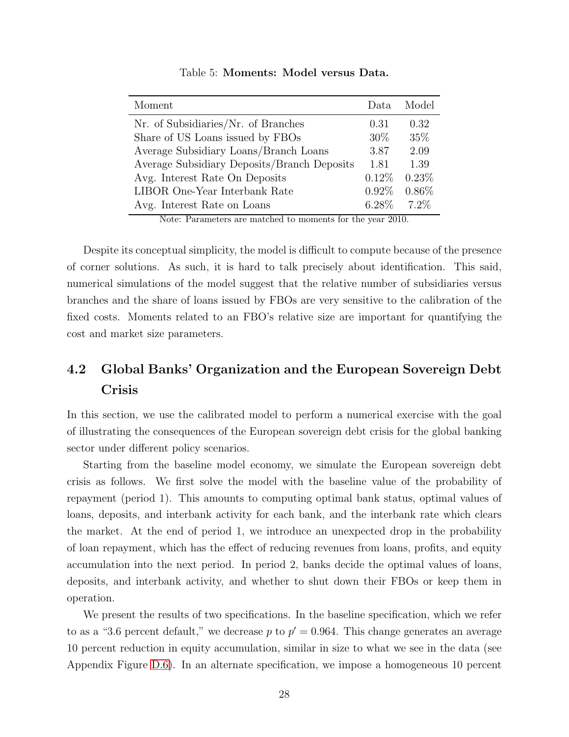Table 5: **Moments: Model versus Data.**

| Moment | Data | Model |
|---|---|---|
| Nr. of Subsidiaries/Nr. of Branches | 0.31 | 0.32 |
| Share of US Loans issued by FBOs | 30% | 35% |
| Average Subsidiary Loans/Branch Loans | 3.87 | 2.09 |
| Average Subsidiary Deposits/Branch Deposits | 1.81 | 1.39 |
| Avg. Interest Rate On Deposits | 0.12% | 0.23% |
| LIBOR One-Year Interbank Rate | 0.92% | 0.86% |
| Avg. Interest Rate on Loans | 6.28% | 7.2% |

Note: Parameters are matched to moments for the year 2010.

Despite its conceptual simplicity, the model is difficult to compute because of the presence of corner solutions. As such, it is hard to talk precisely about identification. This said, numerical simulations of the model suggest that the relative number of subsidiaries versus branches and the share of loans issued by FBOs are very sensitive to the calibration of the fixed costs. Moments related to an FBO's relative size are important for quantifying the cost and market size parameters.

## 4.2 Global Banks' Organization and the European Sovereign Debt Crisis

In this section, we use the calibrated model to perform a numerical exercise with the goal of illustrating the consequences of the European sovereign debt crisis for the global banking sector under different policy scenarios.

Starting from the baseline model economy, we simulate the European sovereign debt crisis as follows. We first solve the model with the baseline value of the probability of repayment (period 1). This amounts to computing optimal bank status, optimal values of loans, deposits, and interbank activity for each bank, and the interbank rate which clears the market. At the end of period 1, we introduce an unexpected drop in the probability of loan repayment, which has the effect of reducing revenues from loans, profits, and equity accumulation into the next period. In period 2, banks decide the optimal values of loans, deposits, and interbank activity, and whether to shut down their FBOs or keep them in operation.

We present the results of two specifications. In the baseline specification, which we refer to as a "3.6 percent default," we decrease $p$ to $p' = 0.964$. This change generates an average 10 percent reduction in equity accumulation, similar in size to what we see in the data (see Appendix Figure D.6). In an alternate specification, we impose a homogeneous 10 percent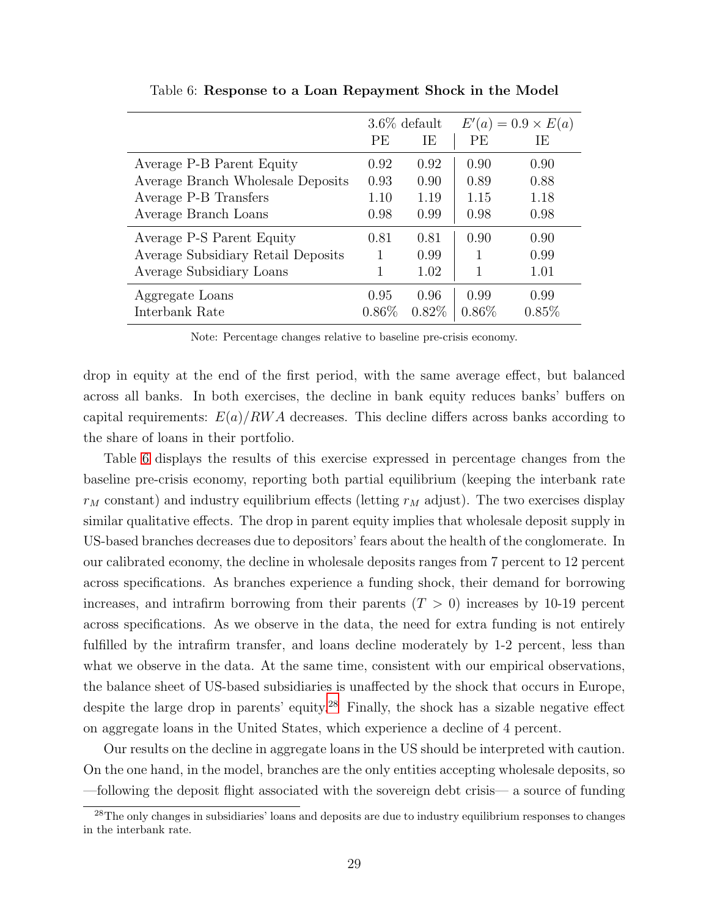Table 6: **Response to a Loan Repayment Shock in the Model**

| | 3.6% default | | $E'(a) = 0.9 \times E(a)$ | |
|---|---|---|---|---|
| | PE | IE | PE | IE |
| Average P-B Parent Equity | 0.92 | 0.92 | 0.90 | 0.90 |
| Average Branch Wholesale Deposits | 0.93 | 0.90 | 0.89 | 0.88 |
| Average P-B Transfers | 1.10 | 1.19 | 1.15 | 1.18 |
| Average Branch Loans | 0.98 | 0.99 | 0.98 | 0.98 |
| Average P-S Parent Equity | 0.81 | 0.81 | 0.90 | 0.90 |
| Average Subsidiary Retail Deposits | 1 | 0.99 | 1 | 0.99 |
| Average Subsidiary Loans | 1 | 1.02 | 1 | 1.01 |
| Aggregate Loans | 0.95 | 0.96 | 0.99 | 0.99 |
| Interbank Rate | 0.86% | 0.82% | 0.86% | 0.85% |

Note: Percentage changes relative to baseline pre-crisis economy.

drop in equity at the end of the first period, with the same average effect, but balanced across all banks. In both exercises, the decline in bank equity reduces banks' buffers on capital requirements: $E(a)/RWA$ decreases. This decline differs across banks according to the share of loans in their portfolio.

Table 6 displays the results of this exercise expressed in percentage changes from the baseline pre-crisis economy, reporting both partial equilibrium (keeping the interbank rate $r_M$ constant) and industry equilibrium effects (letting $r_M$ adjust). The two exercises display similar qualitative effects. The drop in parent equity implies that wholesale deposit supply in US-based branches decreases due to depositors' fears about the health of the conglomerate. In our calibrated economy, the decline in wholesale deposits ranges from 7 percent to 12 percent across specifications. As branches experience a funding shock, their demand for borrowing increases, and intrafirm borrowing from their parents ($T > 0$) increases by 10-19 percent across specifications. As we observe in the data, the need for extra funding is not entirely fulfilled by the intrafirm transfer, and loans decline moderately by 1-2 percent, less than what we observe in the data. At the same time, consistent with our empirical observations, the balance sheet of US-based subsidiaries is unaffected by the shock that occurs in Europe, despite the large drop in parents' equity.[28] Finally, the shock has a sizable negative effect on aggregate loans in the United States, which experience a decline of 4 percent.

Our results on the decline in aggregate loans in the US should be interpreted with caution. On the one hand, in the model, branches are the only entities accepting wholesale deposits, so —following the deposit flight associated with the sovereign debt crisis— a source of funding

[28]The only changes in subsidiaries' loans and deposits are due to industry equilibrium responses to changes in the interbank rate.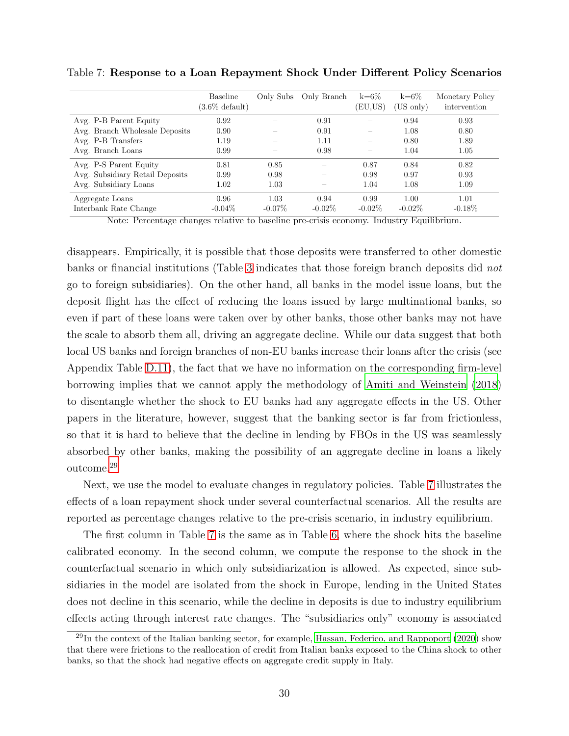Table 7: **Response to a Loan Repayment Shock Under Different Policy Scenarios**

| | Baseline (3.6% default) | Only Subs | Only Branch | k=6% (EU,US) | k=6% (US only) | Monetary Policy intervention |
|---|---|---|---|---|---|---|
| Avg. P-B Parent Equity | 0.92 | – | 0.91 | – | 0.94 | 0.93 |
| Avg. Branch Wholesale Deposits | 0.90 | – | 0.91 | – | 1.08 | 0.80 |
| Avg. P-B Transfers | 1.19 | – | 1.11 | – | 0.80 | 1.89 |
| Avg. Branch Loans | 0.99 | – | 0.98 | – | 1.04 | 1.05 |
| Avg. P-S Parent Equity | 0.81 | 0.85 | – | 0.87 | 0.84 | 0.82 |
| Avg. Subsidiary Retail Deposits | 0.99 | 0.98 | – | 0.98 | 0.97 | 0.93 |
| Avg. Subsidiary Loans | 1.02 | 1.03 | – | 1.04 | 1.08 | 1.09 |
| Aggregate Loans | 0.96 | 1.03 | 0.94 | 0.99 | 1.00 | 1.01 |
| Interbank Rate Change | -0.04% | -0.07% | -0.02% | -0.02% | -0.02% | -0.18% |

Note: Percentage changes relative to baseline pre-crisis economy. Industry Equilibrium.

disappears. Empirically, it is possible that those deposits were transferred to other domestic banks or financial institutions (Table 3 indicates that those foreign branch deposits did *not* go to foreign subsidiaries). On the other hand, all banks in the model issue loans, but the deposit flight has the effect of reducing the loans issued by large multinational banks, so even if part of these loans were taken over by other banks, those other banks may not have the scale to absorb them all, driving an aggregate decline. While our data suggest that both local US banks and foreign branches of non-EU banks increase their loans after the crisis (see Appendix Table D.11), the fact that we have no information on the corresponding firm-level borrowing implies that we cannot apply the methodology of Amiti and Weinstein (2018) to disentangle whether the shock to EU banks had any aggregate effects in the US. Other papers in the literature, however, suggest that the banking sector is far from frictionless, so that it is hard to believe that the decline in lending by FBOs in the US was seamlessly absorbed by other banks, making the possibility of an aggregate decline in loans a likely outcome.[29]

Next, we use the model to evaluate changes in regulatory policies. Table 7 illustrates the effects of a loan repayment shock under several counterfactual scenarios. All the results are reported as percentage changes relative to the pre-crisis scenario, in industry equilibrium.

The first column in Table 7 is the same as in Table 6, where the shock hits the baseline calibrated economy. In the second column, we compute the response to the shock in the counterfactual scenario in which only subsidiarization is allowed. As expected, since subsidiaries in the model are isolated from the shock in Europe, lending in the United States does not decline in this scenario, while the decline in deposits is due to industry equilibrium effects acting through interest rate changes. The "subsidiaries only" economy is associated

[29] In the context of the Italian banking sector, for example, Hassan, Federico, and Rappoport (2020) show that there were frictions to the reallocation of credit from Italian banks exposed to the China shock to other banks, so that the shock had negative effects on aggregate credit supply in Italy.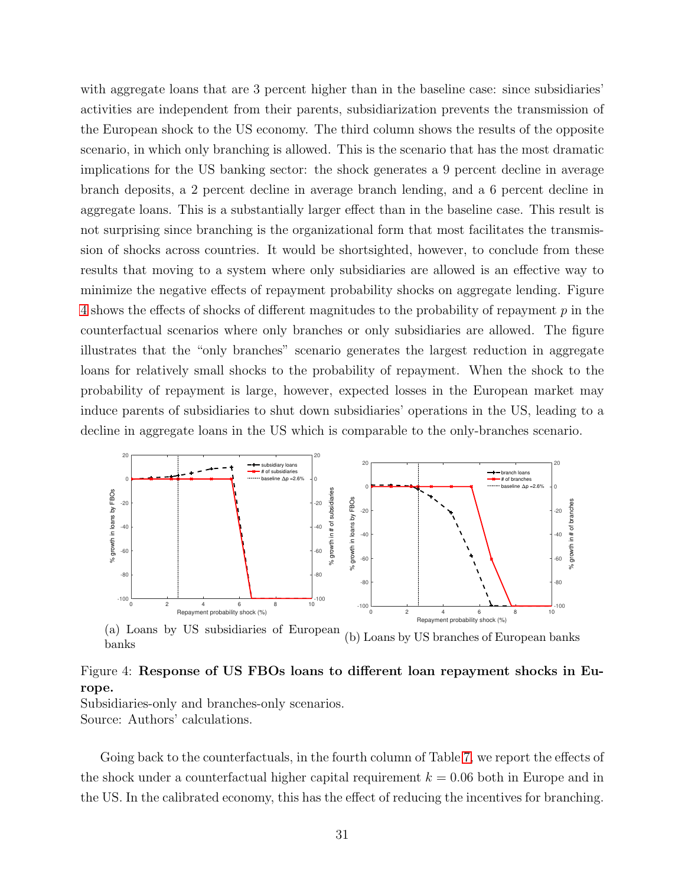with aggregate loans that are 3 percent higher than in the baseline case: since subsidiaries' activities are independent from their parents, subsidiarization prevents the transmission of the European shock to the US economy. The third column shows the results of the opposite scenario, in which only branching is allowed. This is the scenario that has the most dramatic implications for the US banking sector: the shock generates a 9 percent decline in average branch deposits, a 2 percent decline in average branch lending, and a 6 percent decline in aggregate loans. This is a substantially larger effect than in the baseline case. This result is not surprising since branching is the organizational form that most facilitates the transmission of shocks across countries. It would be shortsighted, however, to conclude from these results that moving to a system where only subsidiaries are allowed is an effective way to minimize the negative effects of repayment probability shocks on aggregate lending. Figure 4 shows the effects of shocks of different magnitudes to the probability of repayment $p$ in the counterfactual scenarios where only branches or only subsidiaries are allowed. The figure illustrates that the "only branches" scenario generates the largest reduction in aggregate loans for relatively small shocks to the probability of repayment. When the shock to the probability of repayment is large, however, expected losses in the European market may induce parents of subsidiaries to shut down subsidiaries' operations in the US, leading to a decline in aggregate loans in the US which is comparable to the only-branches scenario.

(a) Loans by US subsidiaries of European banks

(b) Loans by US branches of European banks

Figure 4: **Response of US FBOs loans to different loan repayment shocks in Europe.**
Subsidiaries-only and branches-only scenarios.
Source: Authors' calculations.

Going back to the counterfactuals, in the fourth column of Table 7, we report the effects of the shock under a counterfactual higher capital requirement $k = 0.06$ both in Europe and in the US. In the calibrated economy, this has the effect of reducing the incentives for branching.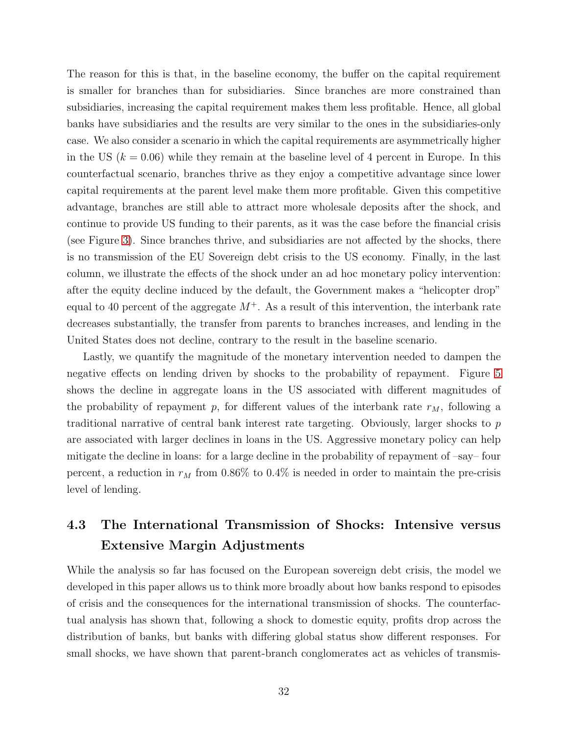The reason for this is that, in the baseline economy, the buffer on the capital requirement is smaller for branches than for subsidiaries. Since branches are more constrained than subsidiaries, increasing the capital requirement makes them less profitable. Hence, all global banks have subsidiaries and the results are very similar to the ones in the subsidiaries-only case. We also consider a scenario in which the capital requirements are asymmetrically higher in the US ($k = 0.06$) while they remain at the baseline level of 4 percent in Europe. In this counterfactual scenario, branches thrive as they enjoy a competitive advantage since lower capital requirements at the parent level make them more profitable. Given this competitive advantage, branches are still able to attract more wholesale deposits after the shock, and continue to provide US funding to their parents, as it was the case before the financial crisis (see Figure 3). Since branches thrive, and subsidiaries are not affected by the shocks, there is no transmission of the EU Sovereign debt crisis to the US economy. Finally, in the last column, we illustrate the effects of the shock under an ad hoc monetary policy intervention: after the equity decline induced by the default, the Government makes a "helicopter drop" equal to 40 percent of the aggregate $M^+$. As a result of this intervention, the interbank rate decreases substantially, the transfer from parents to branches increases, and lending in the United States does not decline, contrary to the result in the baseline scenario.

Lastly, we quantify the magnitude of the monetary intervention needed to dampen the negative effects on lending driven by shocks to the probability of repayment. Figure 5 shows the decline in aggregate loans in the US associated with different magnitudes of the probability of repayment $p$, for different values of the interbank rate $r_M$, following a traditional narrative of central bank interest rate targeting. Obviously, larger shocks to $p$ are associated with larger declines in loans in the US. Aggressive monetary policy can help mitigate the decline in loans: for a large decline in the probability of repayment of –say– four percent, a reduction in $r_M$ from 0.86% to 0.4% is needed in order to maintain the pre-crisis level of lending.

## 4.3 The International Transmission of Shocks: Intensive versus Extensive Margin Adjustments

While the analysis so far has focused on the European sovereign debt crisis, the model we developed in this paper allows us to think more broadly about how banks respond to episodes of crisis and the consequences for the international transmission of shocks. The counterfactual analysis has shown that, following a shock to domestic equity, profits drop across the distribution of banks, but banks with differing global status show different responses. For small shocks, we have shown that parent-branch conglomerates act as vehicles of transmis-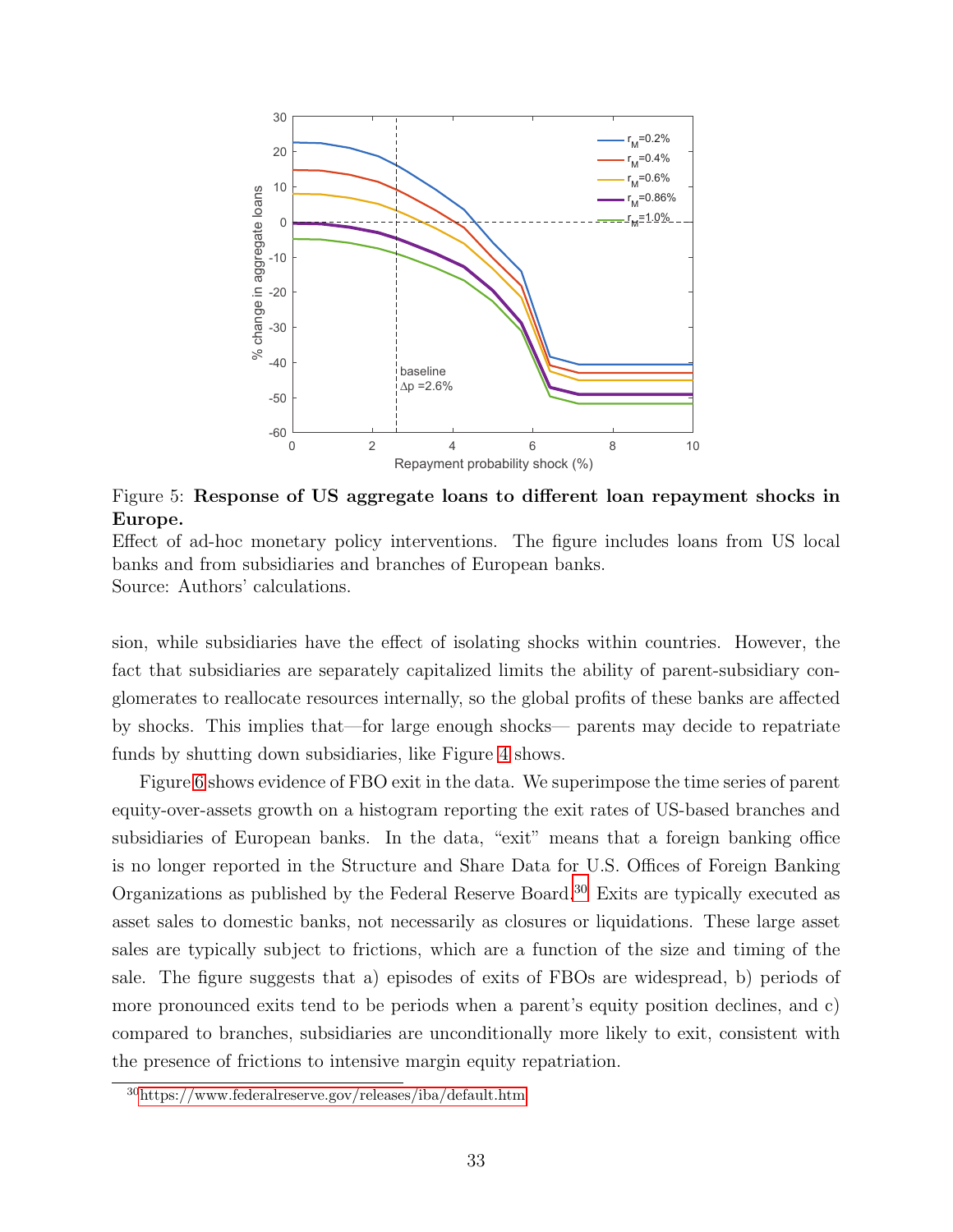Figure 5: **Response of US aggregate loans to different loan repayment shocks in Europe.**
Effect of ad-hoc monetary policy interventions. The figure includes loans from US local banks and from subsidiaries and branches of European banks.
Source: Authors' calculations.

sion, while subsidiaries have the effect of isolating shocks within countries. However, the fact that subsidiaries are separately capitalized limits the ability of parent-subsidiary conglomerates to reallocate resources internally, so the global profits of these banks are affected by shocks. This implies that—for large enough shocks— parents may decide to repatriate funds by shutting down subsidiaries, like Figure 4 shows.

Figure 6 shows evidence of FBO exit in the data. We superimpose the time series of parent equity-over-assets growth on a histogram reporting the exit rates of US-based branches and subsidiaries of European banks. In the data, "exit" means that a foreign banking office is no longer reported in the Structure and Share Data for U.S. Offices of Foreign Banking Organizations as published by the Federal Reserve Board.[30] Exits are typically executed as asset sales to domestic banks, not necessarily as closures or liquidations. These large asset sales are typically subject to frictions, which are a function of the size and timing of the sale. The figure suggests that a) episodes of exits of FBOs are widespread, b) periods of more pronounced exits tend to be periods when a parent's equity position declines, and c) compared to branches, subsidiaries are unconditionally more likely to exit, consistent with the presence of frictions to intensive margin equity repatriation.

[30] https://www.federalreserve.gov/releases/iba/default.htm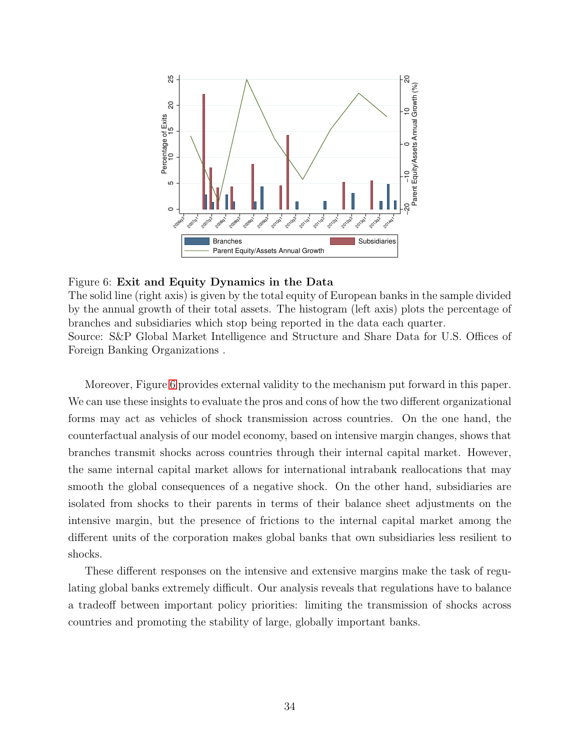Figure 6: **Exit and Equity Dynamics in the Data**
The solid line (right axis) is given by the total equity of European banks in the sample divided by the annual growth of their total assets. The histogram (left axis) plots the percentage of branches and subsidiaries which stop being reported in the data each quarter.
Source: S&P Global Market Intelligence and Structure and Share Data for U.S. Offices of Foreign Banking Organizations .

Moreover, Figure 6 provides external validity to the mechanism put forward in this paper. We can use these insights to evaluate the pros and cons of how the two different organizational forms may act as vehicles of shock transmission across countries. On the one hand, the counterfactual analysis of our model economy, based on intensive margin changes, shows that branches transmit shocks across countries through their internal capital market. However, the same internal capital market allows for international intrabank reallocations that may smooth the global consequences of a negative shock. On the other hand, subsidiaries are isolated from shocks to their parents in terms of their balance sheet adjustments on the intensive margin, but the presence of frictions to the internal capital market among the different units of the corporation makes global banks that own subsidiaries less resilient to shocks.

These different responses on the intensive and extensive margins make the task of regulating global banks extremely difficult. Our analysis reveals that regulations have to balance a tradeoff between important policy priorities: limiting the transmission of shocks across countries and promoting the stability of large, globally important banks.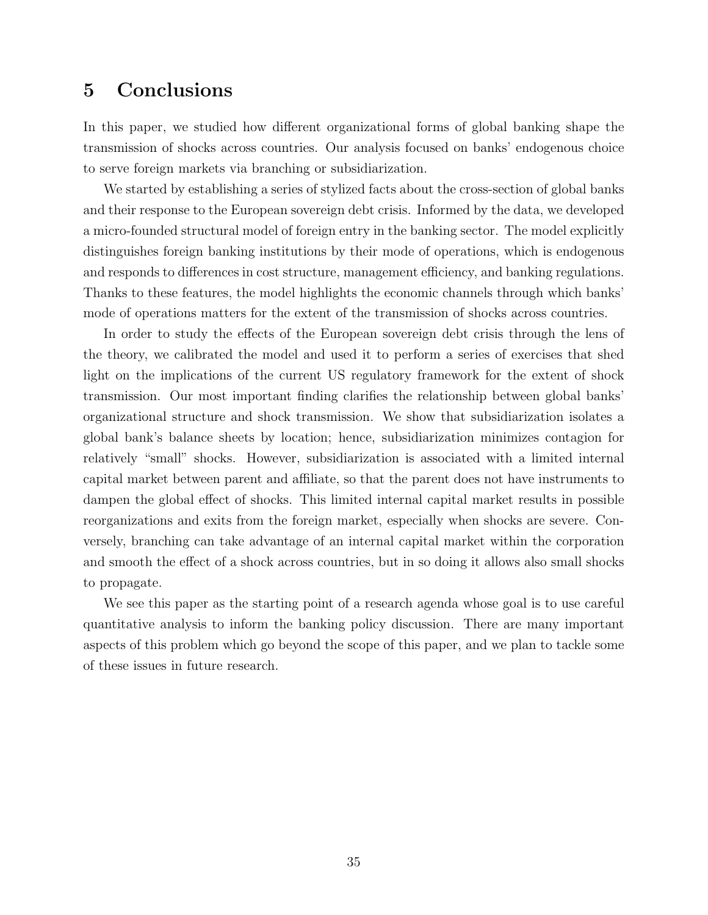# 5 Conclusions

In this paper, we studied how different organizational forms of global banking shape the transmission of shocks across countries. Our analysis focused on banks' endogenous choice to serve foreign markets via branching or subsidiarization.

We started by establishing a series of stylized facts about the cross-section of global banks and their response to the European sovereign debt crisis. Informed by the data, we developed a micro-founded structural model of foreign entry in the banking sector. The model explicitly distinguishes foreign banking institutions by their mode of operations, which is endogenous and responds to differences in cost structure, management efficiency, and banking regulations. Thanks to these features, the model highlights the economic channels through which banks' mode of operations matters for the extent of the transmission of shocks across countries.

In order to study the effects of the European sovereign debt crisis through the lens of the theory, we calibrated the model and used it to perform a series of exercises that shed light on the implications of the current US regulatory framework for the extent of shock transmission. Our most important finding clarifies the relationship between global banks' organizational structure and shock transmission. We show that subsidiarization isolates a global bank's balance sheets by location; hence, subsidiarization minimizes contagion for relatively "small" shocks. However, subsidiarization is associated with a limited internal capital market between parent and affiliate, so that the parent does not have instruments to dampen the global effect of shocks. This limited internal capital market results in possible reorganizations and exits from the foreign market, especially when shocks are severe. Conversely, branching can take advantage of an internal capital market within the corporation and smooth the effect of a shock across countries, but in so doing it allows also small shocks to propagate.

We see this paper as the starting point of a research agenda whose goal is to use careful quantitative analysis to inform the banking policy discussion. There are many important aspects of this problem which go beyond the scope of this paper, and we plan to tackle some of these issues in future research.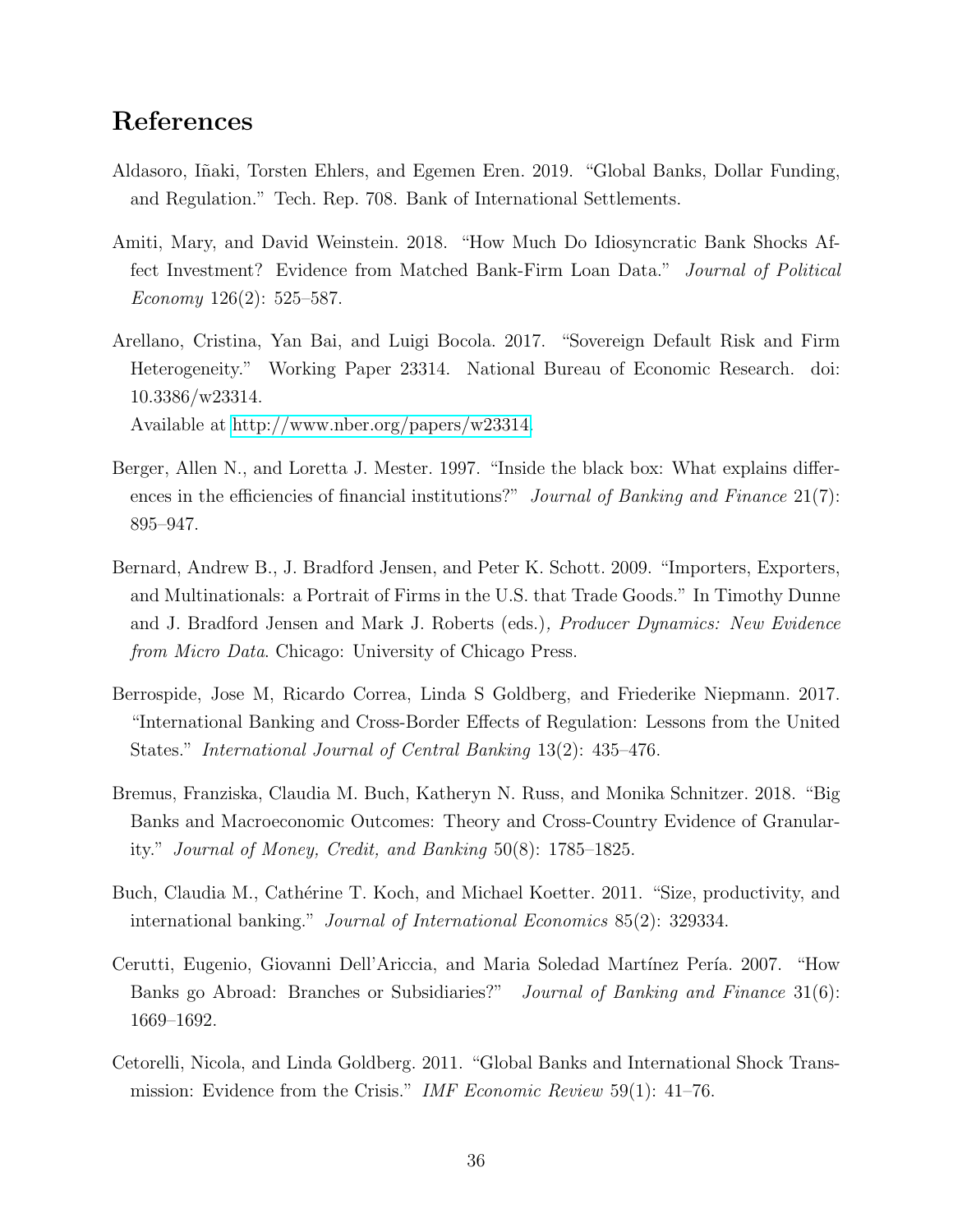# References

Aldasoro, Iñaki, Torsten Ehlers, and Egemen Eren. 2019. "Global Banks, Dollar Funding, and Regulation." Tech. Rep. 708. Bank of International Settlements.

Amiti, Mary, and David Weinstein. 2018. "How Much Do Idiosyncratic Bank Shocks Affect Investment? Evidence from Matched Bank-Firm Loan Data." *Journal of Political Economy* 126(2): 525–587.

Arellano, Cristina, Yan Bai, and Luigi Bocola. 2017. "Sovereign Default Risk and Firm Heterogeneity." Working Paper 23314. National Bureau of Economic Research. doi: 10.3386/w23314.
Available at http://www.nber.org/papers/w23314.

Berger, Allen N., and Loretta J. Mester. 1997. "Inside the black box: What explains differences in the efficiencies of financial institutions?" *Journal of Banking and Finance* 21(7): 895–947.

Bernard, Andrew B., J. Bradford Jensen, and Peter K. Schott. 2009. "Importers, Exporters, and Multinationals: a Portrait of Firms in the U.S. that Trade Goods." In Timothy Dunne and J. Bradford Jensen and Mark J. Roberts (eds.)*, Producer Dynamics: New Evidence from Micro Data*. Chicago: University of Chicago Press.

Berrospide, Jose M, Ricardo Correa, Linda S Goldberg, and Friederike Niepmann. 2017. "International Banking and Cross-Border Effects of Regulation: Lessons from the United States." *International Journal of Central Banking* 13(2): 435–476.

Bremus, Franziska, Claudia M. Buch, Katheryn N. Russ, and Monika Schnitzer. 2018. "Big Banks and Macroeconomic Outcomes: Theory and Cross-Country Evidence of Granularity." *Journal of Money, Credit, and Banking* 50(8): 1785–1825.

Buch, Claudia M., Cathérine T. Koch, and Michael Koetter. 2011. "Size, productivity, and international banking." *Journal of International Economics* 85(2): 329334.

Cerutti, Eugenio, Giovanni Dell'Ariccia, and Maria Soledad Martínez Pería. 2007. "How Banks go Abroad: Branches or Subsidiaries?" *Journal of Banking and Finance* 31(6): 1669–1692.

Cetorelli, Nicola, and Linda Goldberg. 2011. "Global Banks and International Shock Transmission: Evidence from the Crisis." *IMF Economic Review* 59(1): 41–76.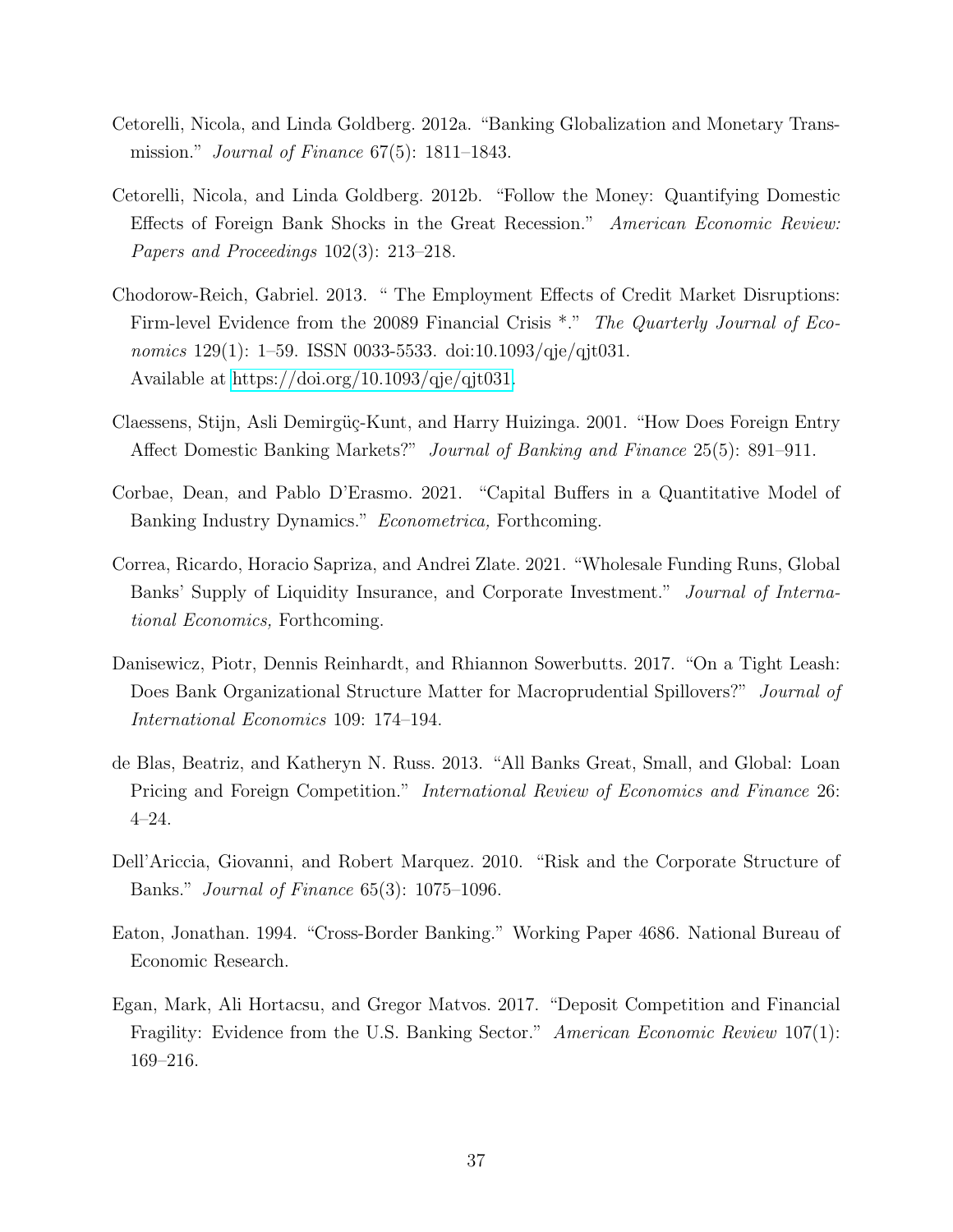Cetorelli, Nicola, and Linda Goldberg. 2012a. "Banking Globalization and Monetary Transmission." *Journal of Finance* 67(5): 1811–1843.

Cetorelli, Nicola, and Linda Goldberg. 2012b. "Follow the Money: Quantifying Domestic Effects of Foreign Bank Shocks in the Great Recession." *American Economic Review: Papers and Proceedings* 102(3): 213–218.

Chodorow-Reich, Gabriel. 2013. " The Employment Effects of Credit Market Disruptions: Firm-level Evidence from the 20089 Financial Crisis *." *The Quarterly Journal of Economics* 129(1): 1–59. ISSN 0033-5533. doi:10.1093/qje/qjt031. Available at https://doi.org/10.1093/qje/qjt031.

Claessens, Stijn, Asli Demirgüç-Kunt, and Harry Huizinga. 2001. "How Does Foreign Entry Affect Domestic Banking Markets?" *Journal of Banking and Finance* 25(5): 891–911.

Corbae, Dean, and Pablo D'Erasmo. 2021. "Capital Buffers in a Quantitative Model of Banking Industry Dynamics." *Econometrica,* Forthcoming.

Correa, Ricardo, Horacio Sapriza, and Andrei Zlate. 2021. "Wholesale Funding Runs, Global Banks' Supply of Liquidity Insurance, and Corporate Investment." *Journal of International Economics,* Forthcoming.

Danisewicz, Piotr, Dennis Reinhardt, and Rhiannon Sowerbutts. 2017. "On a Tight Leash: Does Bank Organizational Structure Matter for Macroprudential Spillovers?" *Journal of International Economics* 109: 174–194.

de Blas, Beatriz, and Katheryn N. Russ. 2013. "All Banks Great, Small, and Global: Loan Pricing and Foreign Competition." *International Review of Economics and Finance* 26: 4–24.

Dell'Ariccia, Giovanni, and Robert Marquez. 2010. "Risk and the Corporate Structure of Banks." *Journal of Finance* 65(3): 1075–1096.

Eaton, Jonathan. 1994. "Cross-Border Banking." Working Paper 4686. National Bureau of Economic Research.

Egan, Mark, Ali Hortacsu, and Gregor Matvos. 2017. "Deposit Competition and Financial Fragility: Evidence from the U.S. Banking Sector." *American Economic Review* 107(1): 169–216.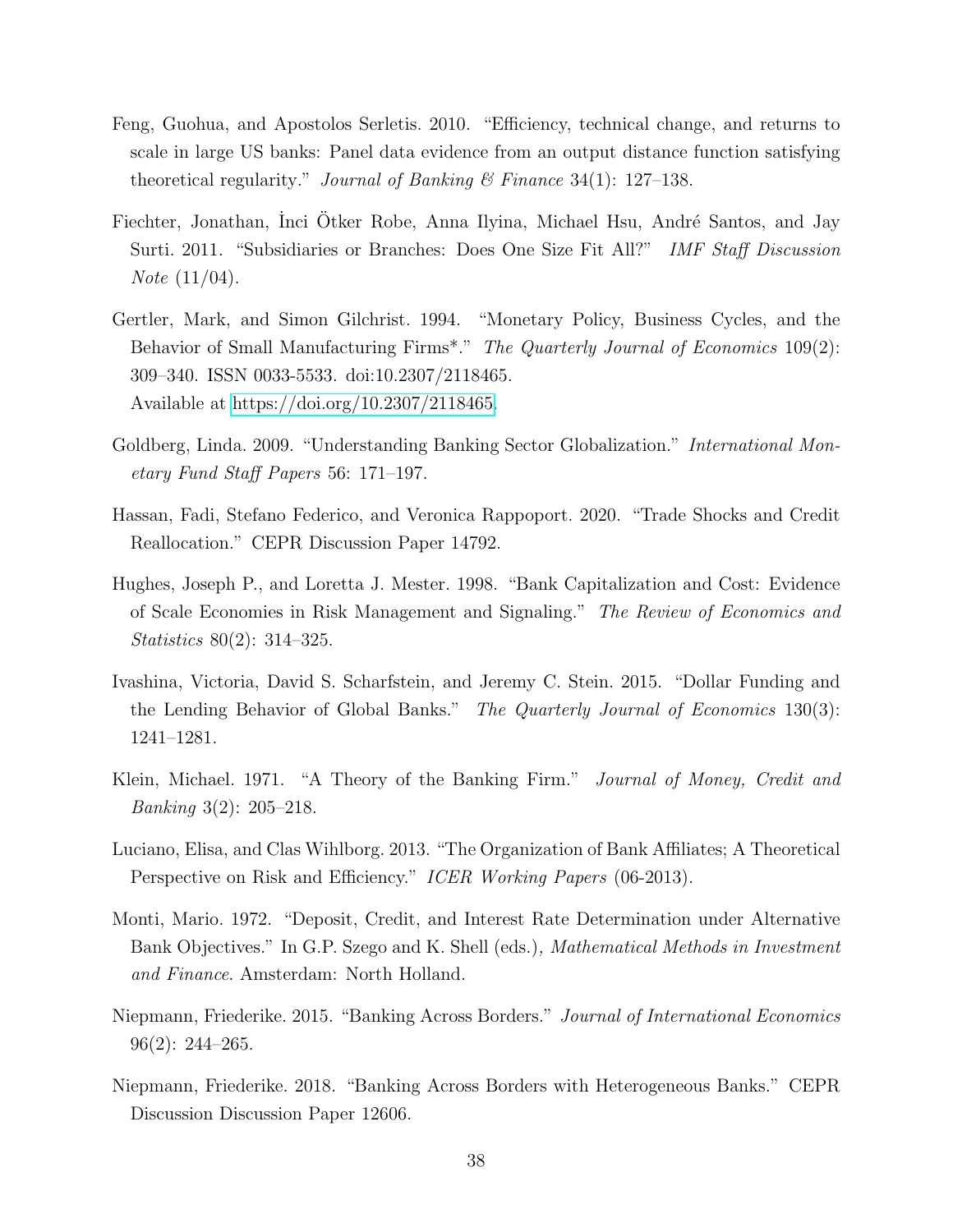Feng, Guohua, and Apostolos Serletis. 2010. "Efficiency, technical change, and returns to scale in large US banks: Panel data evidence from an output distance function satisfying theoretical regularity." *Journal of Banking & Finance* 34(1): 127–138.

Fiechter, Jonathan, İnci Ötker Robe, Anna Ilyina, Michael Hsu, André Santos, and Jay Surti. 2011. "Subsidiaries or Branches: Does One Size Fit All?" *IMF Staff Discussion Note* (11/04).

Gertler, Mark, and Simon Gilchrist. 1994. "Monetary Policy, Business Cycles, and the Behavior of Small Manufacturing Firms*." *The Quarterly Journal of Economics* 109(2): 309–340. ISSN 0033-5533. doi:10.2307/2118465.
Available at https://doi.org/10.2307/2118465.

Goldberg, Linda. 2009. "Understanding Banking Sector Globalization." *International Monetary Fund Staff Papers* 56: 171–197.

Hassan, Fadi, Stefano Federico, and Veronica Rappoport. 2020. "Trade Shocks and Credit Reallocation." CEPR Discussion Paper 14792.

Hughes, Joseph P., and Loretta J. Mester. 1998. "Bank Capitalization and Cost: Evidence of Scale Economies in Risk Management and Signaling." *The Review of Economics and Statistics* 80(2): 314–325.

Ivashina, Victoria, David S. Scharfstein, and Jeremy C. Stein. 2015. "Dollar Funding and the Lending Behavior of Global Banks." *The Quarterly Journal of Economics* 130(3): 1241–1281.

Klein, Michael. 1971. "A Theory of the Banking Firm." *Journal of Money, Credit and Banking* 3(2): 205–218.

Luciano, Elisa, and Clas Wihlborg. 2013. "The Organization of Bank Affiliates; A Theoretical Perspective on Risk and Efficiency." *ICER Working Papers* (06-2013).

Monti, Mario. 1972. "Deposit, Credit, and Interest Rate Determination under Alternative Bank Objectives." In G.P. Szego and K. Shell (eds.), *Mathematical Methods in Investment and Finance*. Amsterdam: North Holland.

Niepmann, Friederike. 2015. "Banking Across Borders." *Journal of International Economics* 96(2): 244–265.

Niepmann, Friederike. 2018. "Banking Across Borders with Heterogeneous Banks." CEPR Discussion Discussion Paper 12606.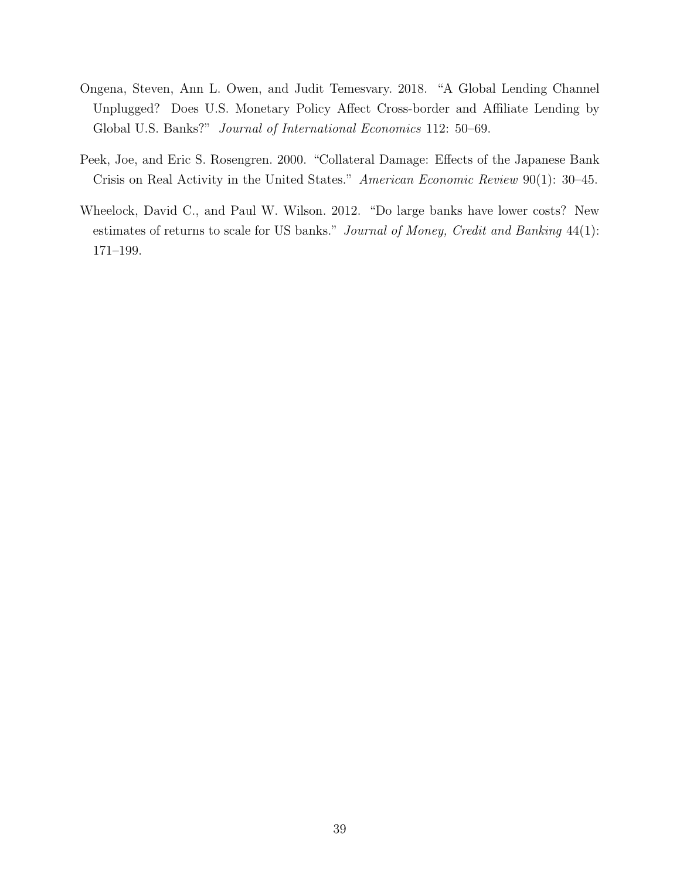Ongena, Steven, Ann L. Owen, and Judit Temesvary. 2018. "A Global Lending Channel Unplugged? Does U.S. Monetary Policy Affect Cross-border and Affiliate Lending by Global U.S. Banks?" *Journal of International Economics* 112: 50–69.

Peek, Joe, and Eric S. Rosengren. 2000. "Collateral Damage: Effects of the Japanese Bank Crisis on Real Activity in the United States." *American Economic Review* 90(1): 30–45.

Wheelock, David C., and Paul W. Wilson. 2012. "Do large banks have lower costs? New estimates of returns to scale for US banks." *Journal of Money, Credit and Banking* 44(1): 171–199.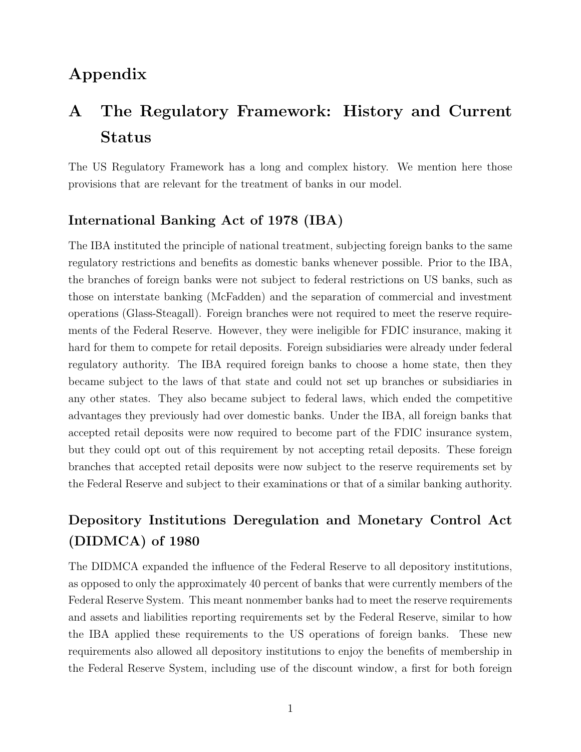# Appendix

## A The Regulatory Framework: History and Current Status

The US Regulatory Framework has a long and complex history. We mention here those provisions that are relevant for the treatment of banks in our model.

### International Banking Act of 1978 (IBA)

The IBA instituted the principle of national treatment, subjecting foreign banks to the same regulatory restrictions and benefits as domestic banks whenever possible. Prior to the IBA, the branches of foreign banks were not subject to federal restrictions on US banks, such as those on interstate banking (McFadden) and the separation of commercial and investment operations (Glass-Steagall). Foreign branches were not required to meet the reserve requirements of the Federal Reserve. However, they were ineligible for FDIC insurance, making it hard for them to compete for retail deposits. Foreign subsidiaries were already under federal regulatory authority. The IBA required foreign banks to choose a home state, then they became subject to the laws of that state and could not set up branches or subsidiaries in any other states. They also became subject to federal laws, which ended the competitive advantages they previously had over domestic banks. Under the IBA, all foreign banks that accepted retail deposits were now required to become part of the FDIC insurance system, but they could opt out of this requirement by not accepting retail deposits. These foreign branches that accepted retail deposits were now subject to the reserve requirements set by the Federal Reserve and subject to their examinations or that of a similar banking authority.

### Depository Institutions Deregulation and Monetary Control Act (DIDMCA) of 1980

The DIDMCA expanded the influence of the Federal Reserve to all depository institutions, as opposed to only the approximately 40 percent of banks that were currently members of the Federal Reserve System. This meant nonmember banks had to meet the reserve requirements and assets and liabilities reporting requirements set by the Federal Reserve, similar to how the IBA applied these requirements to the US operations of foreign banks. These new requirements also allowed all depository institutions to enjoy the benefits of membership in the Federal Reserve System, including use of the discount window, a first for both foreign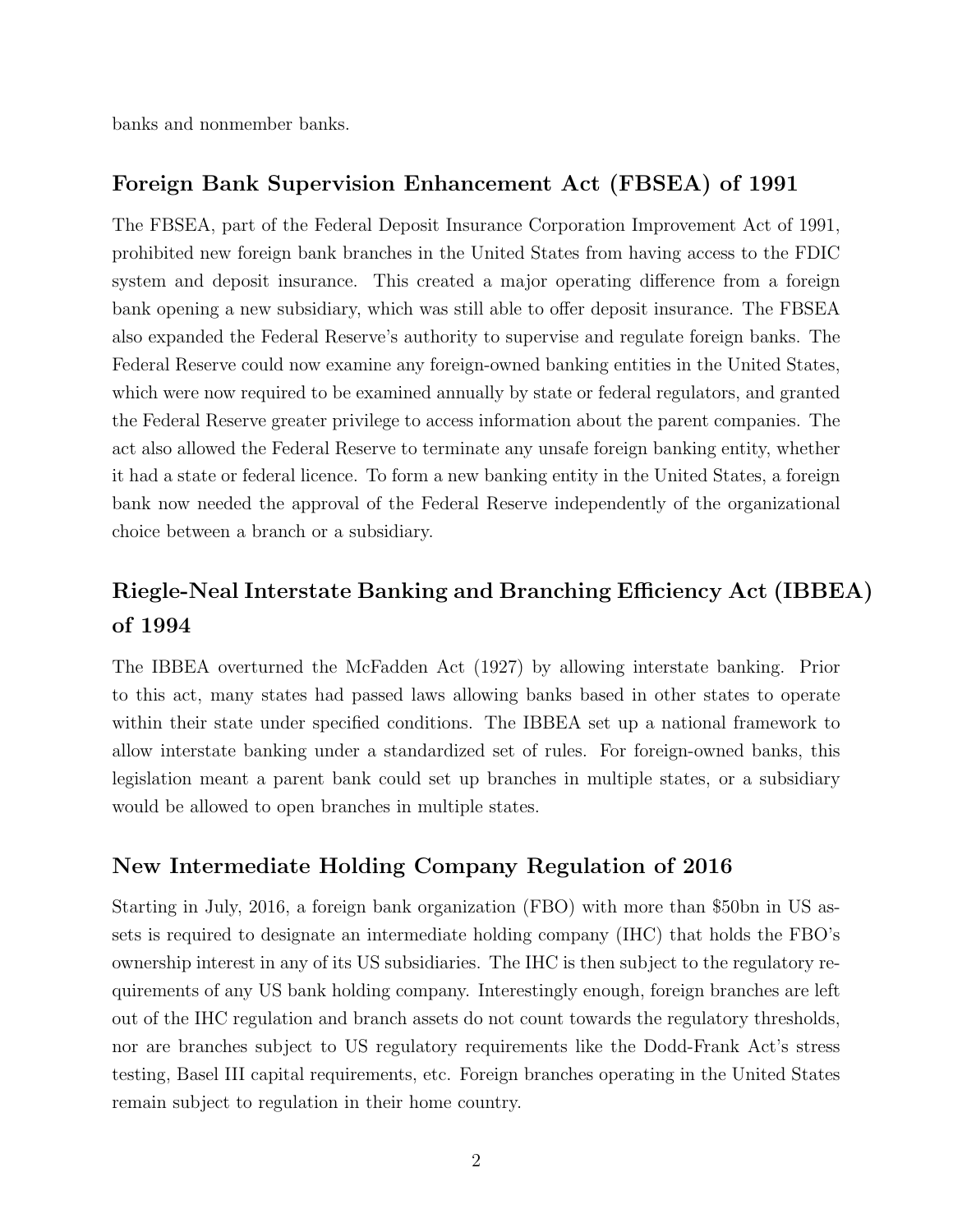banks and nonmember banks.

## Foreign Bank Supervision Enhancement Act (FBSEA) of 1991

The FBSEA, part of the Federal Deposit Insurance Corporation Improvement Act of 1991, prohibited new foreign bank branches in the United States from having access to the FDIC system and deposit insurance. This created a major operating difference from a foreign bank opening a new subsidiary, which was still able to offer deposit insurance. The FBSEA also expanded the Federal Reserve's authority to supervise and regulate foreign banks. The Federal Reserve could now examine any foreign-owned banking entities in the United States, which were now required to be examined annually by state or federal regulators, and granted the Federal Reserve greater privilege to access information about the parent companies. The act also allowed the Federal Reserve to terminate any unsafe foreign banking entity, whether it had a state or federal licence. To form a new banking entity in the United States, a foreign bank now needed the approval of the Federal Reserve independently of the organizational choice between a branch or a subsidiary.

## Riegle-Neal Interstate Banking and Branching Efficiency Act (IBBEA) of 1994

The IBBEA overturned the McFadden Act (1927) by allowing interstate banking. Prior to this act, many states had passed laws allowing banks based in other states to operate within their state under specified conditions. The IBBEA set up a national framework to allow interstate banking under a standardized set of rules. For foreign-owned banks, this legislation meant a parent bank could set up branches in multiple states, or a subsidiary would be allowed to open branches in multiple states.

## New Intermediate Holding Company Regulation of 2016

Starting in July, 2016, a foreign bank organization (FBO) with more than $50bn in US assets is required to designate an intermediate holding company (IHC) that holds the FBO's ownership interest in any of its US subsidiaries. The IHC is then subject to the regulatory requirements of any US bank holding company. Interestingly enough, foreign branches are left out of the IHC regulation and branch assets do not count towards the regulatory thresholds, nor are branches subject to US regulatory requirements like the Dodd-Frank Act's stress testing, Basel III capital requirements, etc. Foreign branches operating in the United States remain subject to regulation in their home country.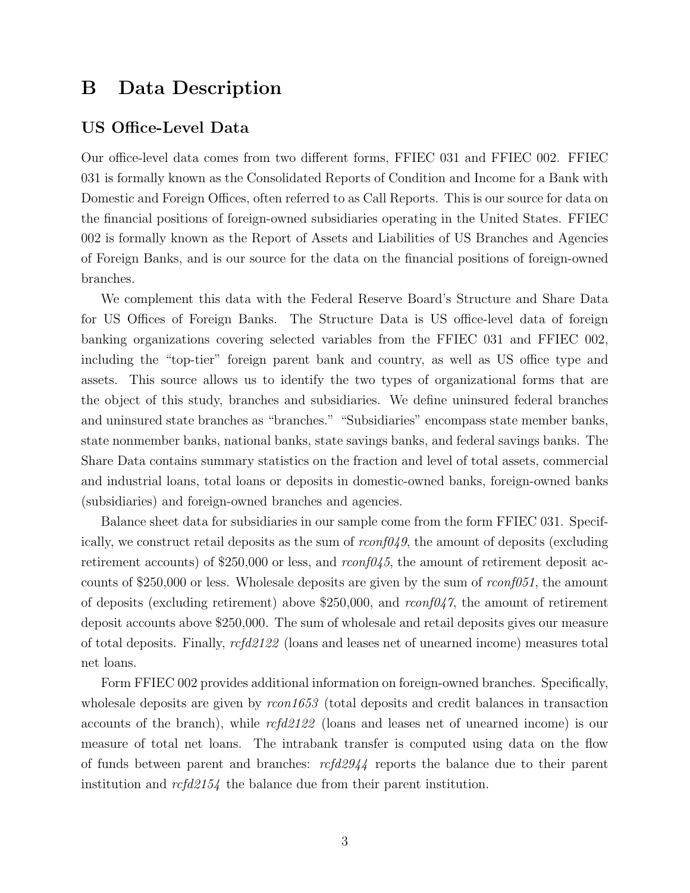# B Data Description

## US Office-Level Data

Our office-level data comes from two different forms, FFIEC 031 and FFIEC 002. FFIEC 031 is formally known as the Consolidated Reports of Condition and Income for a Bank with Domestic and Foreign Offices, often referred to as Call Reports. This is our source for data on the financial positions of foreign-owned subsidiaries operating in the United States. FFIEC 002 is formally known as the Report of Assets and Liabilities of US Branches and Agencies of Foreign Banks, and is our source for the data on the financial positions of foreign-owned branches.

We complement this data with the Federal Reserve Board's Structure and Share Data for US Offices of Foreign Banks. The Structure Data is US office-level data of foreign banking organizations covering selected variables from the FFIEC 031 and FFIEC 002, including the "top-tier" foreign parent bank and country, as well as US office type and assets. This source allows us to identify the two types of organizational forms that are the object of this study, branches and subsidiaries. We define uninsured federal branches and uninsured state branches as "branches." "Subsidiaries" encompass state member banks, state nonmember banks, national banks, state savings banks, and federal savings banks. The Share Data contains summary statistics on the fraction and level of total assets, commercial and industrial loans, total loans or deposits in domestic-owned banks, foreign-owned banks (subsidiaries) and foreign-owned branches and agencies.

Balance sheet data for subsidiaries in our sample come from the form FFIEC 031. Specifically, we construct retail deposits as the sum of *rconf049*, the amount of deposits (excluding retirement accounts) of $250,000 or less, and *rconf045*, the amount of retirement deposit accounts of $250,000 or less. Wholesale deposits are given by the sum of *rconf051*, the amount of deposits (excluding retirement) above $250,000, and *rconf047*, the amount of retirement deposit accounts above $250,000. The sum of wholesale and retail deposits gives our measure of total deposits. Finally, *rcfd2122* (loans and leases net of unearned income) measures total net loans.

Form FFIEC 002 provides additional information on foreign-owned branches. Specifically, wholesale deposits are given by *rcon1653* (total deposits and credit balances in transaction accounts of the branch), while *rcfd2122* (loans and leases net of unearned income) is our measure of total net loans. The intrabank transfer is computed using data on the flow of funds between parent and branches: *rcfd2944* reports the balance due to their parent institution and *rcfd2154* the balance due from their parent institution.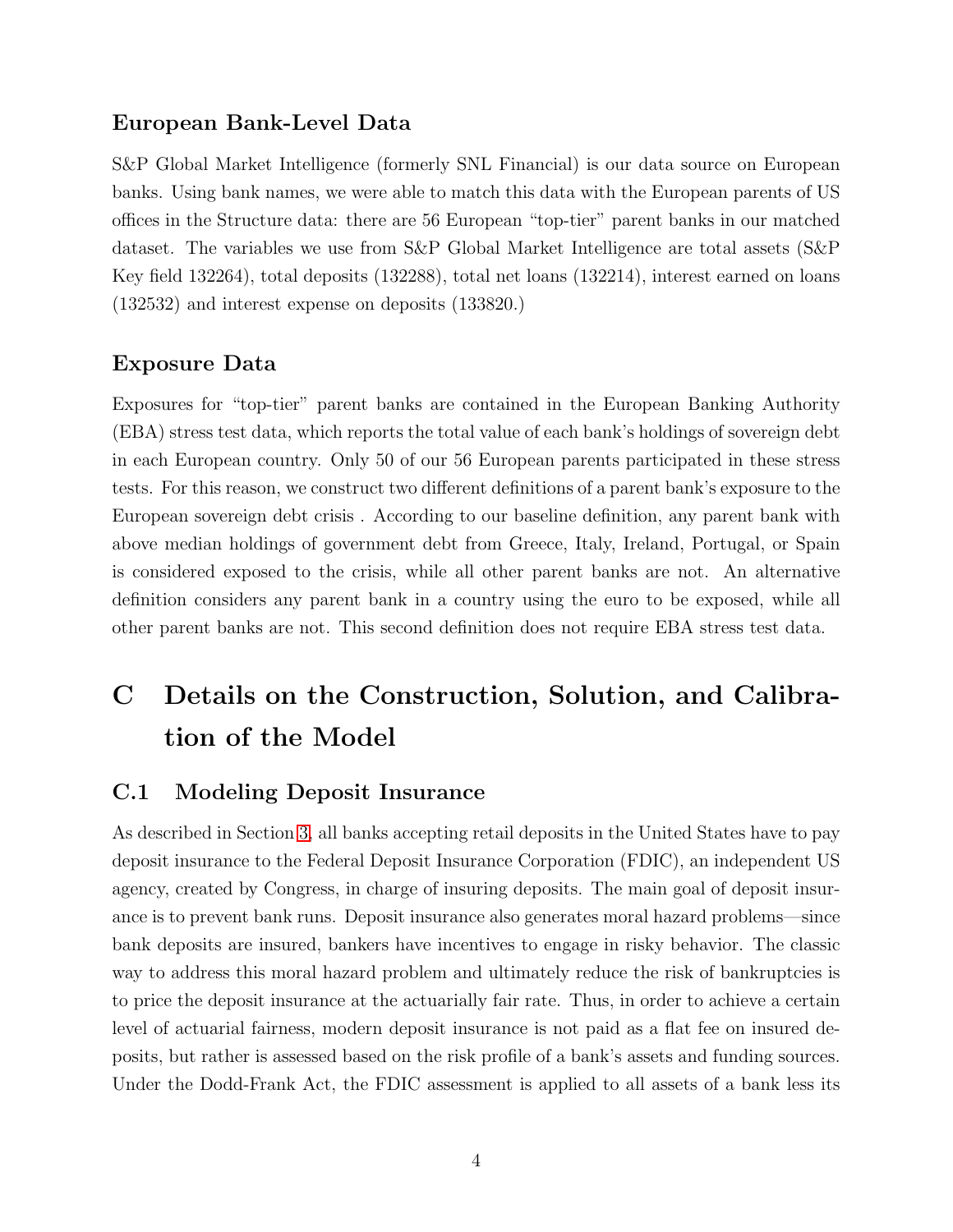### European Bank-Level Data

S&P Global Market Intelligence (formerly SNL Financial) is our data source on European banks. Using bank names, we were able to match this data with the European parents of US offices in the Structure data: there are 56 European "top-tier" parent banks in our matched dataset. The variables we use from S&P Global Market Intelligence are total assets (S&P Key field 132264), total deposits (132288), total net loans (132214), interest earned on loans (132532) and interest expense on deposits (133820.)

### Exposure Data

Exposures for "top-tier" parent banks are contained in the European Banking Authority (EBA) stress test data, which reports the total value of each bank's holdings of sovereign debt in each European country. Only 50 of our 56 European parents participated in these stress tests. For this reason, we construct two different definitions of a parent bank's exposure to the European sovereign debt crisis . According to our baseline definition, any parent bank with above median holdings of government debt from Greece, Italy, Ireland, Portugal, or Spain is considered exposed to the crisis, while all other parent banks are not. An alternative definition considers any parent bank in a country using the euro to be exposed, while all other parent banks are not. This second definition does not require EBA stress test data.

# C Details on the Construction, Solution, and Calibration of the Model

## C.1 Modeling Deposit Insurance

As described in Section 3, all banks accepting retail deposits in the United States have to pay deposit insurance to the Federal Deposit Insurance Corporation (FDIC), an independent US agency, created by Congress, in charge of insuring deposits. The main goal of deposit insurance is to prevent bank runs. Deposit insurance also generates moral hazard problems—since bank deposits are insured, bankers have incentives to engage in risky behavior. The classic way to address this moral hazard problem and ultimately reduce the risk of bankruptcies is to price the deposit insurance at the actuarially fair rate. Thus, in order to achieve a certain level of actuarial fairness, modern deposit insurance is not paid as a flat fee on insured deposits, but rather is assessed based on the risk profile of a bank's assets and funding sources. Under the Dodd-Frank Act, the FDIC assessment is applied to all assets of a bank less its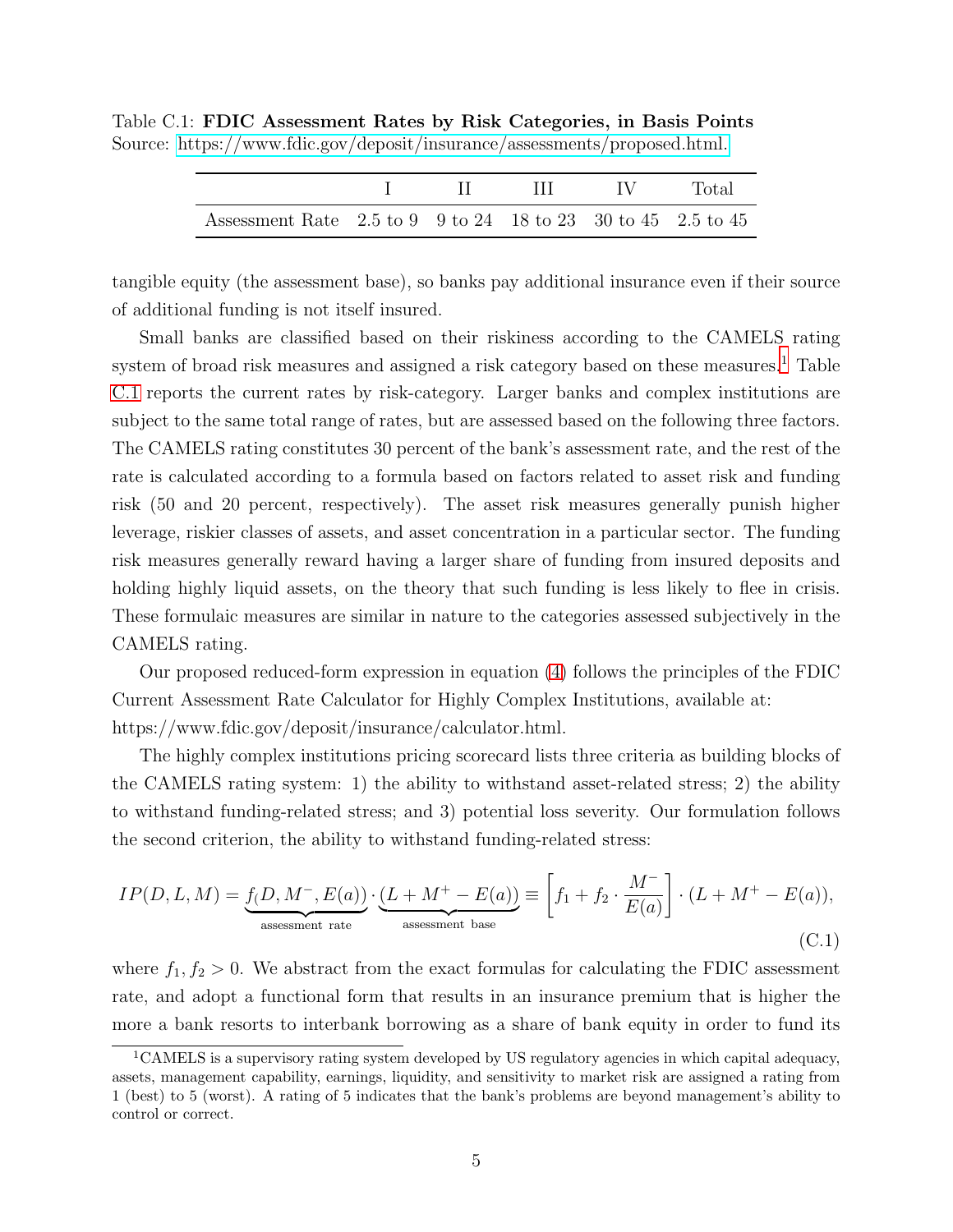Table C.1: **FDIC Assessment Rates by Risk Categories, in Basis Points**
Source: https://www.fdic.gov/deposit/insurance/assessments/proposed.html.

| | I | II | III | IV | Total |
|---|---|---|---|---|---|
| Assessment Rate | 2.5 to 9 | 9 to 24 | 18 to 23 | 30 to 45 | 2.5 to 45 |

tangible equity (the assessment base), so banks pay additional insurance even if their source of additional funding is not itself insured.

Small banks are classified based on their riskiness according to the CAMELS rating system of broad risk measures and assigned a risk category based on these measures.[1] Table C.1 reports the current rates by risk-category. Larger banks and complex institutions are subject to the same total range of rates, but are assessed based on the following three factors. The CAMELS rating constitutes 30 percent of the bank's assessment rate, and the rest of the rate is calculated according to a formula based on factors related to asset risk and funding risk (50 and 20 percent, respectively). The asset risk measures generally punish higher leverage, riskier classes of assets, and asset concentration in a particular sector. The funding risk measures generally reward having a larger share of funding from insured deposits and holding highly liquid assets, on the theory that such funding is less likely to flee in crisis. These formulaic measures are similar in nature to the categories assessed subjectively in the CAMELS rating.

Our proposed reduced-form expression in equation (4) follows the principles of the FDIC Current Assessment Rate Calculator for Highly Complex Institutions, available at: https://www.fdic.gov/deposit/insurance/calculator.html.

The highly complex institutions pricing scorecard lists three criteria as building blocks of the CAMELS rating system: 1) the ability to withstand asset-related stress; 2) the ability to withstand funding-related stress; and 3) potential loss severity. Our formulation follows the second criterion, the ability to withstand funding-related stress:

$$IP(D, L, M) = \underbrace{f_(D, M^-, E(a))}_{\text{assessment rate}} \cdot \underbrace{(L + M^+ - E(a))}_{\text{assessment base}} \equiv \left[ f_1 + f_2 \cdot \frac{M^-}{E(a)} \right] \cdot (L + M^+ - E(a)), \tag{C.1}$$

where $f_1, f_2 > 0$. We abstract from the exact formulas for calculating the FDIC assessment rate, and adopt a functional form that results in an insurance premium that is higher the more a bank resorts to interbank borrowing as a share of bank equity in order to fund its

[1] CAMELS is a supervisory rating system developed by US regulatory agencies in which capital adequacy, assets, management capability, earnings, liquidity, and sensitivity to market risk are assigned a rating from 1 (best) to 5 (worst). A rating of 5 indicates that the bank's problems are beyond management's ability to control or correct.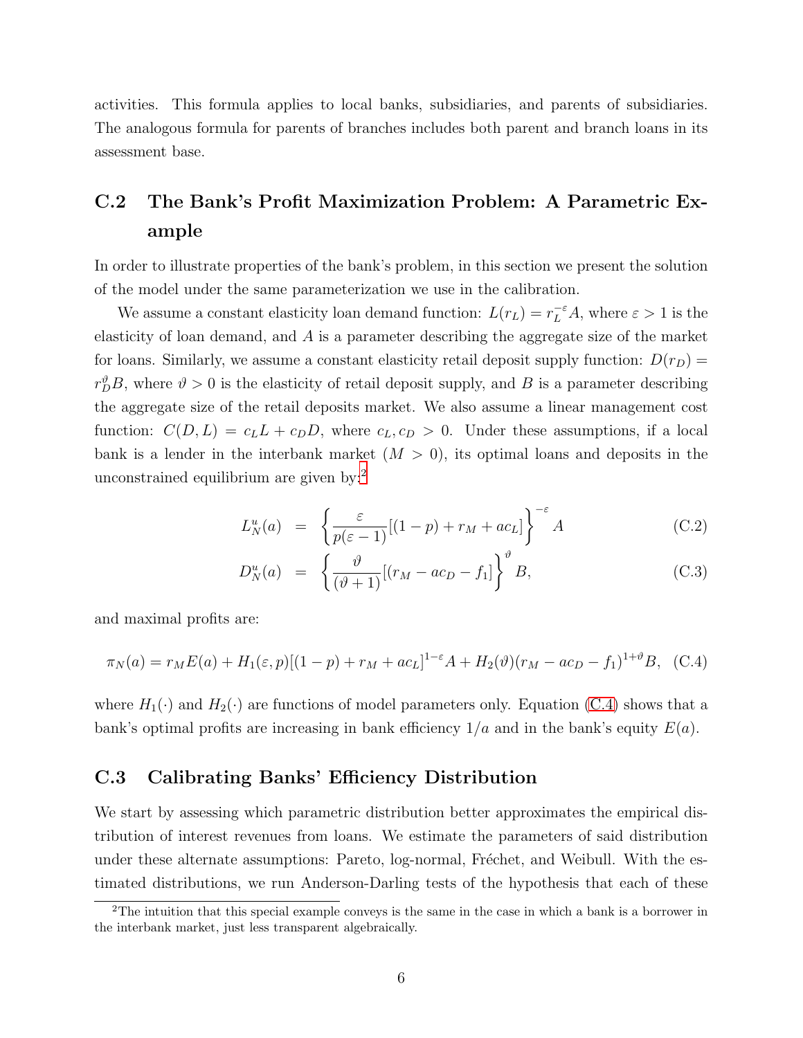activities. This formula applies to local banks, subsidiaries, and parents of subsidiaries. The analogous formula for parents of branches includes both parent and branch loans in its assessment base.

## C.2 The Bank's Profit Maximization Problem: A Parametric Example

In order to illustrate properties of the bank's problem, in this section we present the solution of the model under the same parameterization we use in the calibration.

We assume a constant elasticity loan demand function: $L(r_L) = r_L^{-\varepsilon} A$, where $\varepsilon > 1$ is the elasticity of loan demand, and $A$ is a parameter describing the aggregate size of the market for loans. Similarly, we assume a constant elasticity retail deposit supply function: $D(r_D) = r_D^{\vartheta} B$, where $\vartheta > 0$ is the elasticity of retail deposit supply, and $B$ is a parameter describing the aggregate size of the retail deposits market. We also assume a linear management cost function: $C(D, L) = c_L L + c_D D$, where $c_L, c_D > 0$. Under these assumptions, if a local bank is a lender in the interbank market ($M > 0$), its optimal loans and deposits in the unconstrained equilibrium are given by:[2]

$$L_N^u(a) = \left\{ \frac{\varepsilon}{p(\varepsilon - 1)} [(1 - p) + r_M + ac_L] \right\}^{-\varepsilon} A \tag{C.2}$$

$$D_N^u(a) = \left\{ \frac{\vartheta}{(\vartheta + 1)} [(r_M - ac_D - f_1] \right\}^{\vartheta} B, \tag{C.3}$$

and maximal profits are:

$$\pi_N(a) = r_M E(a) + H_1(\varepsilon, p)[(1 - p) + r_M + ac_L]^{1-\varepsilon} A + H_2(\vartheta)(r_M - ac_D - f_1)^{1+\vartheta} B, \tag{C.4}$$

where $H_1(\cdot)$ and $H_2(\cdot)$ are functions of model parameters only. Equation (C.4) shows that a bank's optimal profits are increasing in bank efficiency $1/a$ and in the bank's equity $E(a)$.

## C.3 Calibrating Banks' Efficiency Distribution

We start by assessing which parametric distribution better approximates the empirical distribution of interest revenues from loans. We estimate the parameters of said distribution under these alternate assumptions: Pareto, log-normal, Fréchet, and Weibull. With the estimated distributions, we run Anderson-Darling tests of the hypothesis that each of these

[2] The intuition that this special example conveys is the same in the case in which a bank is a borrower in the interbank market, just less transparent algebraically.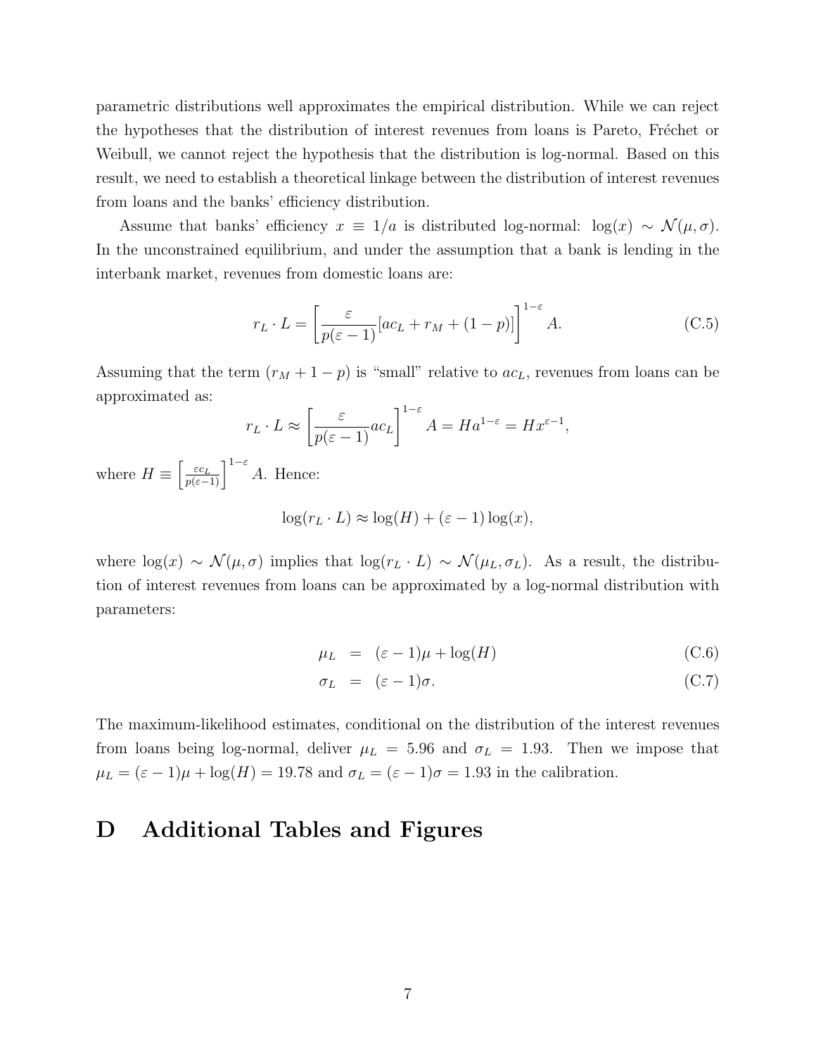parametric distributions well approximates the empirical distribution. While we can reject the hypotheses that the distribution of interest revenues from loans is Pareto, Fréchet or Weibull, we cannot reject the hypothesis that the distribution is log-normal. Based on this result, we need to establish a theoretical linkage between the distribution of interest revenues from loans and the banks' efficiency distribution.

Assume that banks' efficiency $x \equiv 1/a$ is distributed log-normal: $\log(x) \sim \mathcal{N}(\mu, \sigma)$. In the unconstrained equilibrium, and under the assumption that a bank is lending in the interbank market, revenues from domestic loans are:

$$r_L \cdot L = \left[\frac{\varepsilon}{p(\varepsilon - 1)}[ac_L + r_M + (1-p)]\right]^{1-\varepsilon} A. \tag{C.5}$$

Assuming that the term $(r_M + 1 - p)$ is "small" relative to $ac_L$, revenues from loans can be approximated as:

$$r_L \cdot L \approx \left[\frac{\varepsilon}{p(\varepsilon - 1)} ac_L\right]^{1-\varepsilon} A = Ha^{1-\varepsilon} = Hx^{\varepsilon-1},$$

where $H \equiv \left[\frac{\varepsilon c_L}{p(\varepsilon-1)}\right]^{1-\varepsilon} A$. Hence:

$$\log(r_L \cdot L) \approx \log(H) + (\varepsilon - 1)\log(x),$$

where $\log(x) \sim \mathcal{N}(\mu, \sigma)$ implies that $\log(r_L \cdot L) \sim \mathcal{N}(\mu_L, \sigma_L)$. As a result, the distribution of interest revenues from loans can be approximated by a log-normal distribution with parameters:

$$\mu_L = (\varepsilon - 1)\mu + \log(H) \tag{C.6}$$

$$\sigma_L = (\varepsilon - 1)\sigma. \tag{C.7}$$

The maximum-likelihood estimates, conditional on the distribution of the interest revenues from loans being log-normal, deliver $\mu_L = 5.96$ and $\sigma_L = 1.93$. Then we impose that $\mu_L = (\varepsilon - 1)\mu + \log(H) = 19.78$ and $\sigma_L = (\varepsilon - 1)\sigma = 1.93$ in the calibration.

# D Additional Tables and Figures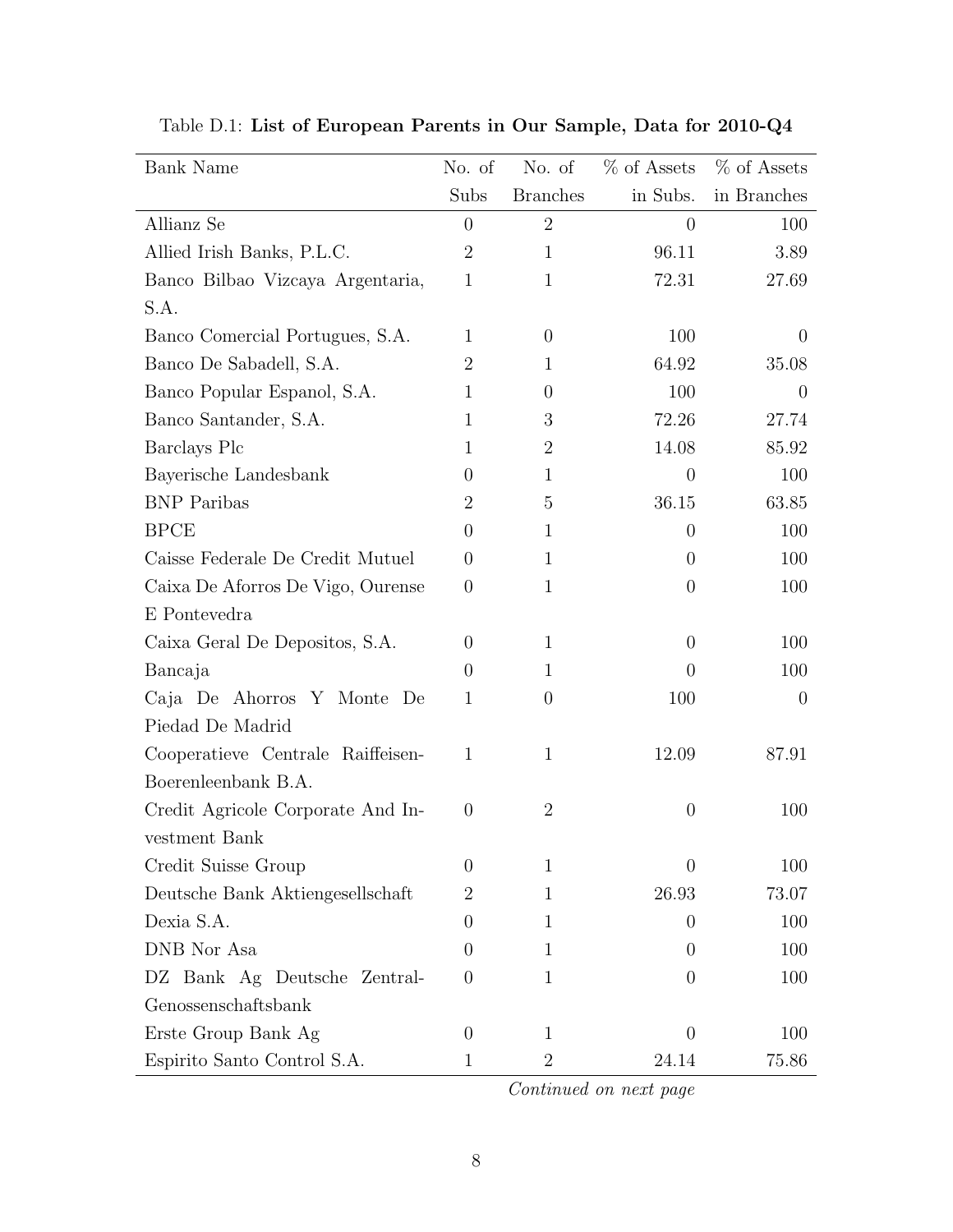Table D.1: **List of European Parents in Our Sample, Data for 2010-Q4**

| Bank Name | No. of Subs | No. of Branches | % of Assets in Subs. | % of Assets in Branches |
|---|---|---|---|---|
| Allianz Se | 0 | 2 | 0 | 100 |
| Allied Irish Banks, P.L.C. | 2 | 1 | 96.11 | 3.89 |
| Banco Bilbao Vizcaya Argentaria, S.A. | 1 | 1 | 72.31 | 27.69 |
| Banco Comercial Portugues, S.A. | 1 | 0 | 100 | 0 |
| Banco De Sabadell, S.A. | 2 | 1 | 64.92 | 35.08 |
| Banco Popular Espanol, S.A. | 1 | 0 | 100 | 0 |
| Banco Santander, S.A. | 1 | 3 | 72.26 | 27.74 |
| Barclays Plc | 1 | 2 | 14.08 | 85.92 |
| Bayerische Landesbank | 0 | 1 | 0 | 100 |
| BNP Paribas | 2 | 5 | 36.15 | 63.85 |
| BPCE | 0 | 1 | 0 | 100 |
| Caisse Federale De Credit Mutuel | 0 | 1 | 0 | 100 |
| Caixa De Aforros De Vigo, Ourense E Pontevedra | 0 | 1 | 0 | 100 |
| Caixa Geral De Depositos, S.A. | 0 | 1 | 0 | 100 |
| Bancaja | 0 | 1 | 0 | 100 |
| Caja De Ahorros Y Monte De Piedad De Madrid | 1 | 0 | 100 | 0 |
| Cooperatieve Centrale Raiffeisen-Boerenleenbank B.A. | 1 | 1 | 12.09 | 87.91 |
| Credit Agricole Corporate And Investment Bank | 0 | 2 | 0 | 100 |
| Credit Suisse Group | 0 | 1 | 0 | 100 |
| Deutsche Bank Aktiengesellschaft | 2 | 1 | 26.93 | 73.07 |
| Dexia S.A. | 0 | 1 | 0 | 100 |
| DNB Nor Asa | 0 | 1 | 0 | 100 |
| DZ Bank Ag Deutsche Zentral-Genossenschaftsbank | 0 | 1 | 0 | 100 |
| Erste Group Bank Ag | 0 | 1 | 0 | 100 |
| Espirito Santo Control S.A. | 1 | 2 | 24.14 | 75.86 |

*Continued on next page*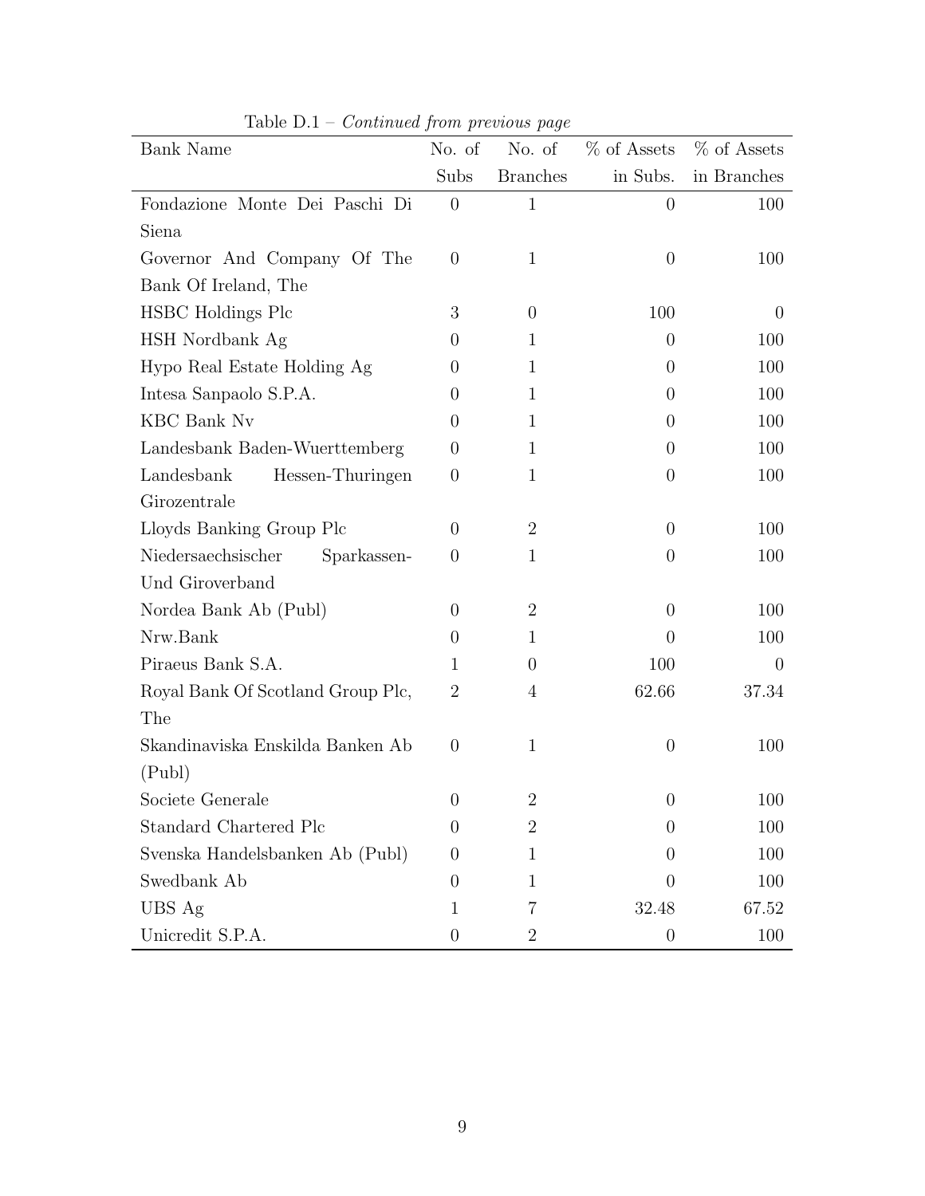Table D.1 – *Continued from previous page*

| Bank Name | No. of Subs | No. of Branches | % of Assets in Subs. | % of Assets in Branches |
|---|---|---|---|---|
| Fondazione Monte Dei Paschi Di Siena | 0 | 1 | 0 | 100 |
| Governor And Company Of The Bank Of Ireland, The | 0 | 1 | 0 | 100 |
| HSBC Holdings Plc | 3 | 0 | 100 | 0 |
| HSH Nordbank Ag | 0 | 1 | 0 | 100 |
| Hypo Real Estate Holding Ag | 0 | 1 | 0 | 100 |
| Intesa Sanpaolo S.P.A. | 0 | 1 | 0 | 100 |
| KBC Bank Nv | 0 | 1 | 0 | 100 |
| Landesbank Baden-Wuerttemberg | 0 | 1 | 0 | 100 |
| Landesbank Hessen-Thuringen Girozentrale | 0 | 1 | 0 | 100 |
| Lloyds Banking Group Plc | 0 | 2 | 0 | 100 |
| Niedersaechsischer Sparkassen- Und Giroverband | 0 | 1 | 0 | 100 |
| Nordea Bank Ab (Publ) | 0 | 2 | 0 | 100 |
| Nrw.Bank | 0 | 1 | 0 | 100 |
| Piraeus Bank S.A. | 1 | 0 | 100 | 0 |
| Royal Bank Of Scotland Group Plc, The | 2 | 4 | 62.66 | 37.34 |
| Skandinaviska Enskilda Banken Ab (Publ) | 0 | 1 | 0 | 100 |
| Societe Generale | 0 | 2 | 0 | 100 |
| Standard Chartered Plc | 0 | 2 | 0 | 100 |
| Svenska Handelsbanken Ab (Publ) | 0 | 1 | 0 | 100 |
| Swedbank Ab | 0 | 1 | 0 | 100 |
| UBS Ag | 1 | 7 | 32.48 | 67.52 |
| Unicredit S.P.A. | 0 | 2 | 0 | 100 |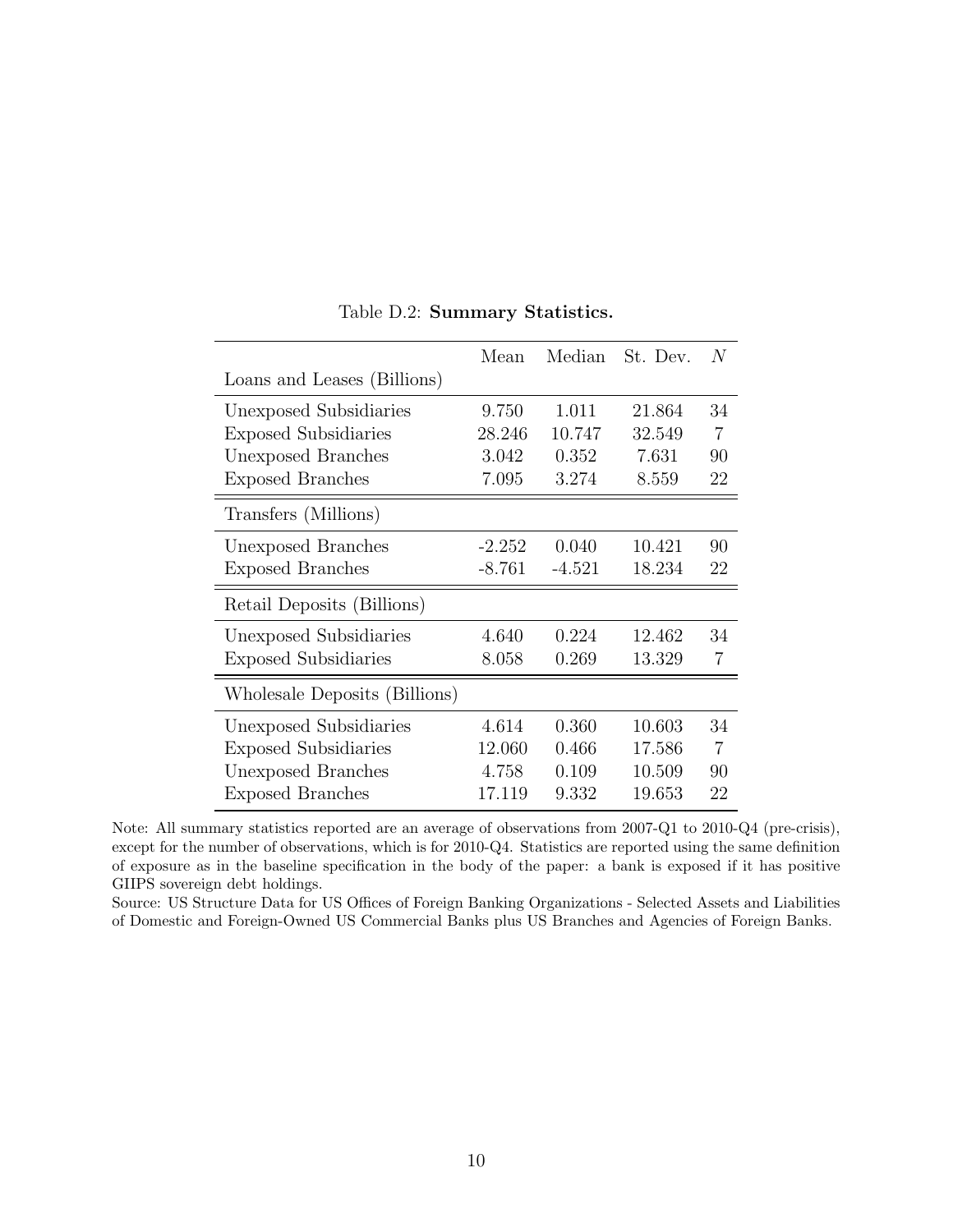Table D.2: **Summary Statistics.**

| | Mean | Median | St. Dev. | $N$ |
|---|---|---|---|---|
| Loans and Leases (Billions) | | | | |
| Unexposed Subsidiaries | 9.750 | 1.011 | 21.864 | 34 |
| Exposed Subsidiaries | 28.246 | 10.747 | 32.549 | 7 |
| Unexposed Branches | 3.042 | 0.352 | 7.631 | 90 |
| Exposed Branches | 7.095 | 3.274 | 8.559 | 22 |
| Transfers (Millions) | | | | |
| Unexposed Branches | -2.252 | 0.040 | 10.421 | 90 |
| Exposed Branches | -8.761 | -4.521 | 18.234 | 22 |
| Retail Deposits (Billions) | | | | |
| Unexposed Subsidiaries | 4.640 | 0.224 | 12.462 | 34 |
| Exposed Subsidiaries | 8.058 | 0.269 | 13.329 | 7 |
| Wholesale Deposits (Billions) | | | | |
| Unexposed Subsidiaries | 4.614 | 0.360 | 10.603 | 34 |
| Exposed Subsidiaries | 12.060 | 0.466 | 17.586 | 7 |
| Unexposed Branches | 4.758 | 0.109 | 10.509 | 90 |
| Exposed Branches | 17.119 | 9.332 | 19.653 | 22 |

Note: All summary statistics reported are an average of observations from 2007-Q1 to 2010-Q4 (pre-crisis), except for the number of observations, which is for 2010-Q4. Statistics are reported using the same definition of exposure as in the baseline specification in the body of the paper: a bank is exposed if it has positive GIIPS sovereign debt holdings.

Source: US Structure Data for US Offices of Foreign Banking Organizations - Selected Assets and Liabilities of Domestic and Foreign-Owned US Commercial Banks plus US Branches and Agencies of Foreign Banks.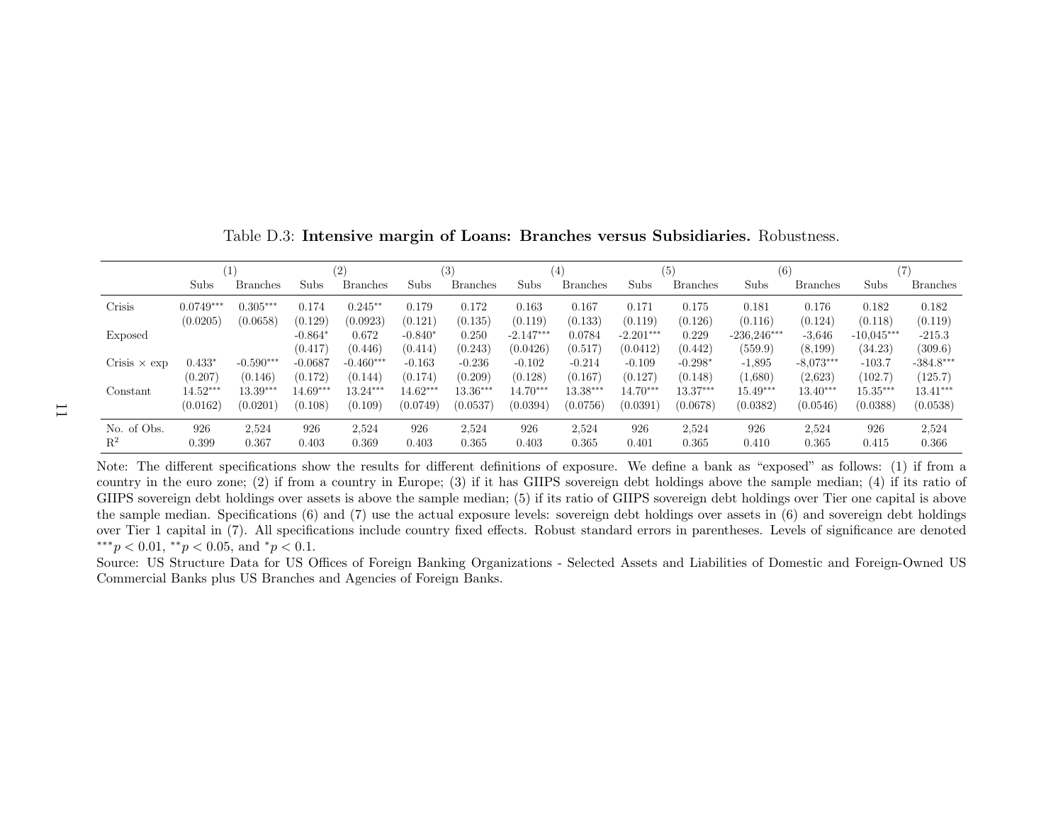Table D.3: **Intensive margin of Loans: Branches versus Subsidiaries.** Robustness.

| | (1) | | (2) | | (3) | | (4) | | (5) | | (6) | | (7) | |
|---|---|---|---|---|---|---|---|---|---|---|---|---|---|---|
| | Subs | Branches | Subs | Branches | Subs | Branches | Subs | Branches | Subs | Branches | Subs | Branches | Subs | Branches |
| Crisis | 0.0749*** | 0.305*** | 0.174 | 0.245** | 0.179 | 0.172 | 0.163 | 0.167 | 0.171 | 0.175 | 0.181 | 0.176 | 0.182 | 0.182 |
| | (0.0205) | (0.0658) | (0.129) | (0.0923) | (0.121) | (0.135) | (0.119) | (0.133) | (0.119) | (0.126) | (0.116) | (0.124) | (0.118) | (0.119) |
| Exposed | | | -0.864* | 0.672 | -0.840* | 0.250 | -2.147*** | 0.0784 | -2.201*** | 0.229 | -236,246*** | -3,646 | -10,045*** | -215.3 |
| | | | (0.417) | (0.446) | (0.414) | (0.243) | (0.0426) | (0.517) | (0.0412) | (0.442) | (559.9) | (8,199) | (34.23) | (309.6) |
| Crisis × exp | 0.433* | -0.590*** | -0.0687 | -0.460*** | -0.163 | -0.236 | -0.102 | -0.214 | -0.109 | -0.298* | -1,895 | -8,073*** | -103.7 | -384.8*** |
| | (0.207) | (0.146) | (0.172) | (0.144) | (0.174) | (0.209) | (0.128) | (0.167) | (0.127) | (0.148) | (1,680) | (2,623) | (102.7) | (125.7) |
| Constant | 14.52*** | 13.39*** | 14.69*** | 13.24*** | 14.62*** | 13.36*** | 14.70*** | 13.38*** | 14.70*** | 13.37*** | 15.49*** | 13.40*** | 15.35*** | 13.41*** |
| | (0.0162) | (0.0201) | (0.108) | (0.109) | (0.0749) | (0.0537) | (0.0394) | (0.0756) | (0.0391) | (0.0678) | (0.0382) | (0.0546) | (0.0388) | (0.0538) |
| No. of Obs. | 926 | 2,524 | 926 | 2,524 | 926 | 2,524 | 926 | 2,524 | 926 | 2,524 | 926 | 2,524 | 926 | 2,524 |
| $R^2$ | 0.399 | 0.367 | 0.403 | 0.369 | 0.403 | 0.365 | 0.403 | 0.365 | 0.401 | 0.365 | 0.410 | 0.365 | 0.415 | 0.366 |

Note: The different specifications show the results for different definitions of exposure. We define a bank as "exposed" as follows: (1) if from a country in the euro zone; (2) if from a country in Europe; (3) if it has GIIPS sovereign debt holdings above the sample median; (4) if its ratio of GIIPS sovereign debt holdings over assets is above the sample median; (5) if its ratio of GIIPS sovereign debt holdings over Tier one capital is above the sample median. Specifications (6) and (7) use the actual exposure levels: sovereign debt holdings over assets in (6) and sovereign debt holdings over Tier 1 capital in (7). All specifications include country fixed effects. Robust standard errors in parentheses. Levels of significance are denoted $^{***}p < 0.01$, $^{**}p < 0.05$, and $^{*}p < 0.1$.

Source: US Structure Data for US Offices of Foreign Banking Organizations - Selected Assets and Liabilities of Domestic and Foreign-Owned US Commercial Banks plus US Branches and Agencies of Foreign Banks.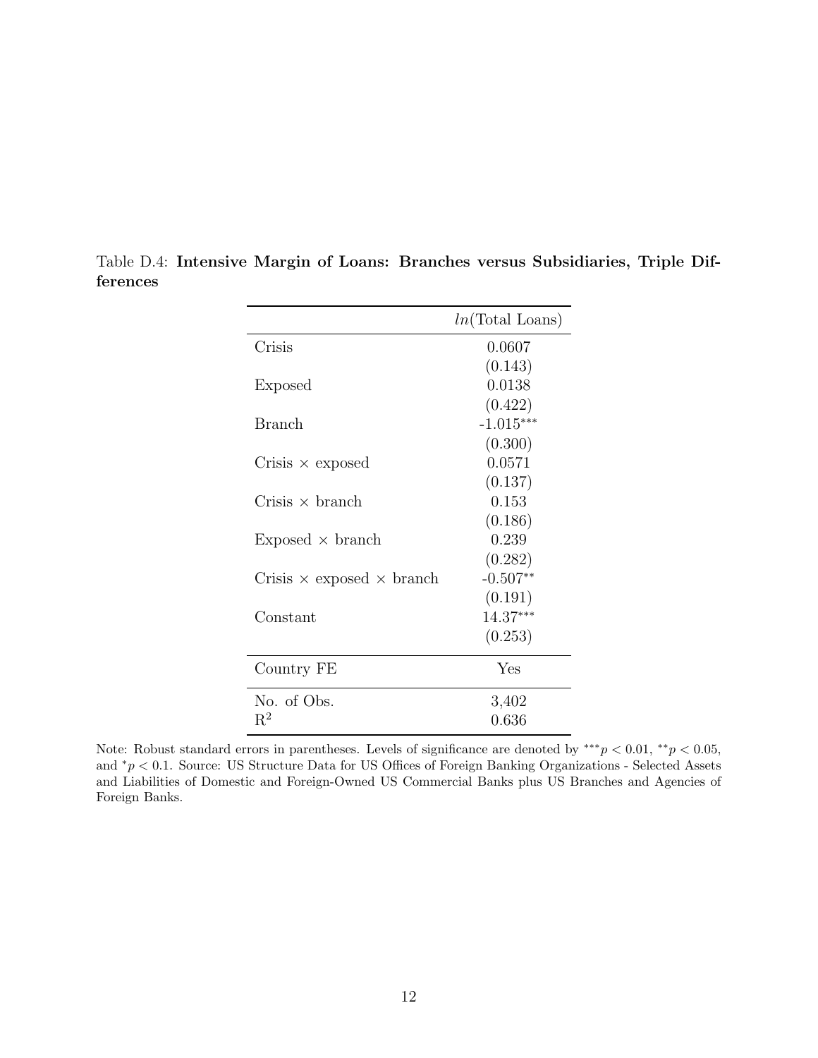Table D.4: **Intensive Margin of Loans: Branches versus Subsidiaries, Triple Differences**

| | *ln*(Total Loans) |
|---|---|
| Crisis | 0.0607 |
| | (0.143) |
| Exposed | 0.0138 |
| | (0.422) |
| Branch | -1.015*** |
| | (0.300) |
| Crisis × exposed | 0.0571 |
| | (0.137) |
| Crisis × branch | 0.153 |
| | (0.186) |
| Exposed × branch | 0.239 |
| | (0.282) |
| Crisis × exposed × branch | -0.507** |
| | (0.191) |
| Constant | 14.37*** |
| | (0.253) |
| Country FE | Yes |
| No. of Obs. | 3,402 |
| $R^2$ | 0.636 |

Note: Robust standard errors in parentheses. Levels of significance are denoted by $^{***}p < 0.01$, $^{**}p < 0.05$, and $^{*}p < 0.1$. Source: US Structure Data for US Offices of Foreign Banking Organizations - Selected Assets and Liabilities of Domestic and Foreign-Owned US Commercial Banks plus US Branches and Agencies of Foreign Banks.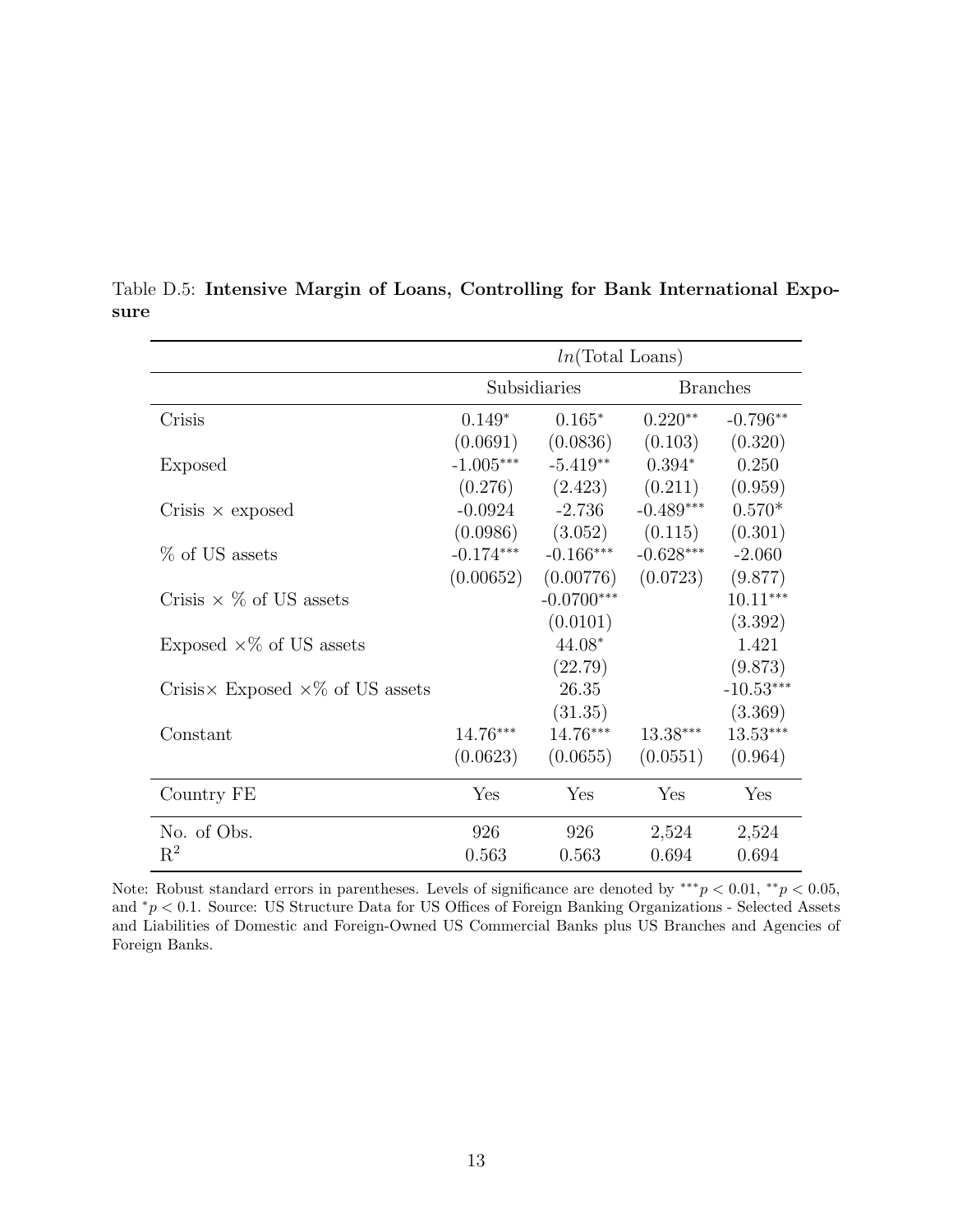Table D.5: **Intensive Margin of Loans, Controlling for Bank International Exposure**

| | *ln*(Total Loans) | | | |
|---|---|---|---|---|
| | Subsidiaries | | Branches | |
| Crisis | 0.149* | 0.165* | 0.220** | -0.796** |
| | (0.0691) | (0.0836) | (0.103) | (0.320) |
| Exposed | -1.005*** | -5.419** | 0.394* | 0.250 |
| | (0.276) | (2.423) | (0.211) | (0.959) |
| Crisis × exposed | -0.0924 | -2.736 | -0.489*** | 0.570* |
| | (0.0986) | (3.052) | (0.115) | (0.301) |
| % of US assets | -0.174*** | -0.166*** | -0.628*** | -2.060 |
| | (0.00652) | (0.00776) | (0.0723) | (9.877) |
| Crisis × % of US assets | | -0.0700*** | | 10.11*** |
| | | (0.0101) | | (3.392) |
| Exposed ×% of US assets | | 44.08* | | 1.421 |
| | | (22.79) | | (9.873) |
| Crisis× Exposed ×% of US assets | | 26.35 | | -10.53*** |
| | | (31.35) | | (3.369) |
| Constant | 14.76*** | 14.76*** | 13.38*** | 13.53*** |
| | (0.0623) | (0.0655) | (0.0551) | (0.964) |
| Country FE | Yes | Yes | Yes | Yes |
| No. of Obs. | 926 | 926 | 2,524 | 2,524 |
| $R^2$ | 0.563 | 0.563 | 0.694 | 0.694 |

Note: Robust standard errors in parentheses. Levels of significance are denoted by $^{***}p < 0.01$, $^{**}p < 0.05$, and $^{*}p < 0.1$. Source: US Structure Data for US Offices of Foreign Banking Organizations - Selected Assets and Liabilities of Domestic and Foreign-Owned US Commercial Banks plus US Branches and Agencies of Foreign Banks.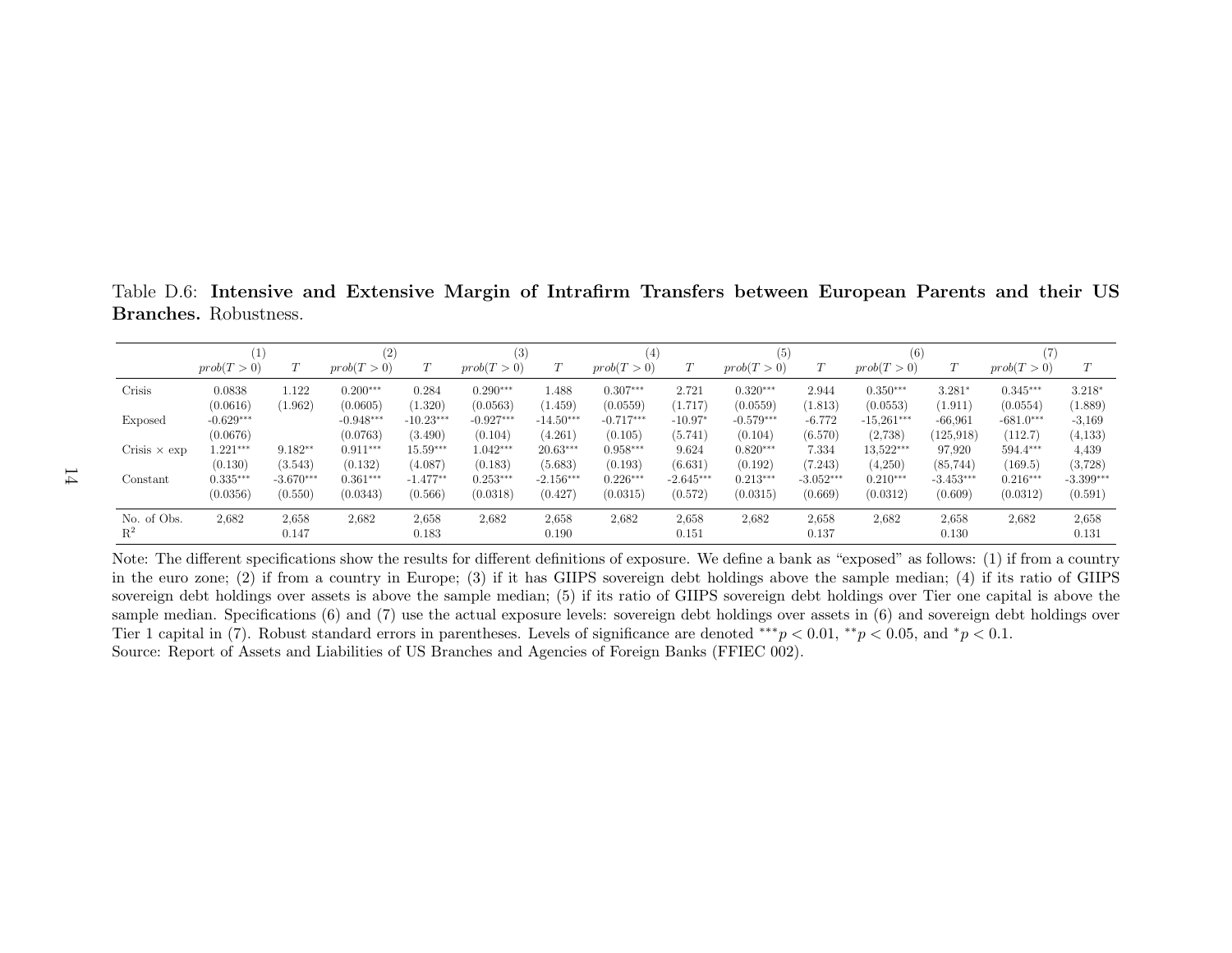Table D.6: **Intensive and Extensive Margin of Intrafirm Transfers between European Parents and their US Branches.** Robustness.

| | (1) | | (2) | | (3) | | (4) | | (5) | | (6) | | (7) | |
|---|---|---|---|---|---|---|---|---|---|---|---|---|---|---|
| | $prob(T>0)$ | $T$ | $prob(T>0)$ | $T$ | $prob(T>0)$ | $T$ | $prob(T>0)$ | $T$ | $prob(T>0)$ | $T$ | $prob(T>0)$ | $T$ | $prob(T>0)$ | $T$ |
| Crisis | 0.0838 | 1.122 | 0.200*** | 0.284 | 0.290*** | 1.488 | 0.307*** | 2.721 | 0.320*** | 2.944 | 0.350*** | 3.281* | 0.345*** | 3.218* |
| | (0.0616) | (1.962) | (0.0605) | (1.320) | (0.0563) | (1.459) | (0.0559) | (1.717) | (0.0559) | (1.813) | (0.0553) | (1.911) | (0.0554) | (1.889) |
| Exposed | -0.629*** | | -0.948*** | -10.23*** | -0.927*** | -14.50*** | -0.717*** | -10.97* | -0.579*** | -6.772 | -15,261*** | -66,961 | -681.0*** | -3,169 |
| | (0.0676) | | (0.0763) | (3.490) | (0.104) | (4.261) | (0.105) | (5.741) | (0.104) | (6.570) | (2,738) | (125,918) | (112.7) | (4,133) |
| Crisis × exp | 1.221*** | 9.182** | 0.911*** | 15.59*** | 1.042*** | 20.63*** | 0.958*** | 9.624 | 0.820*** | 7.334 | 13,522*** | 97,920 | 594.4*** | 4,439 |
| | (0.130) | (3.543) | (0.132) | (4.087) | (0.183) | (5.683) | (0.193) | (6.631) | (0.192) | (7.243) | (4,250) | (85,744) | (169.5) | (3,728) |
| Constant | 0.335*** | -3.670*** | 0.361*** | -1.477** | 0.253*** | -2.156*** | 0.226*** | -2.645*** | 0.213*** | -3.052*** | 0.210*** | -3.453*** | 0.216*** | -3.399*** |
| | (0.0356) | (0.550) | (0.0343) | (0.566) | (0.0318) | (0.427) | (0.0315) | (0.572) | (0.0315) | (0.669) | (0.0312) | (0.609) | (0.0312) | (0.591) |
| No. of Obs. | 2,682 | 2,658 | 2,682 | 2,658 | 2,682 | 2,658 | 2,682 | 2,658 | 2,682 | 2,658 | 2,682 | 2,658 | 2,682 | 2,658 |
| $R^2$ | | 0.147 | | 0.183 | | 0.190 | | 0.151 | | 0.137 | | 0.130 | | 0.131 |

Note: The different specifications show the results for different definitions of exposure. We define a bank as "exposed" as follows: (1) if from a country in the euro zone; (2) if from a country in Europe; (3) if it has GIIPS sovereign debt holdings above the sample median; (4) if its ratio of GIIPS sovereign debt holdings over assets is above the sample median; (5) if its ratio of GIIPS sovereign debt holdings over Tier one capital is above the sample median. Specifications (6) and (7) use the actual exposure levels: sovereign debt holdings over assets in (6) and sovereign debt holdings over Tier 1 capital in (7). Robust standard errors in parentheses. Levels of significance are denoted $^{***}p < 0.01$, $^{**}p < 0.05$, and $^{*}p < 0.1$.
Source: Report of Assets and Liabilities of US Branches and Agencies of Foreign Banks (FFIEC 002).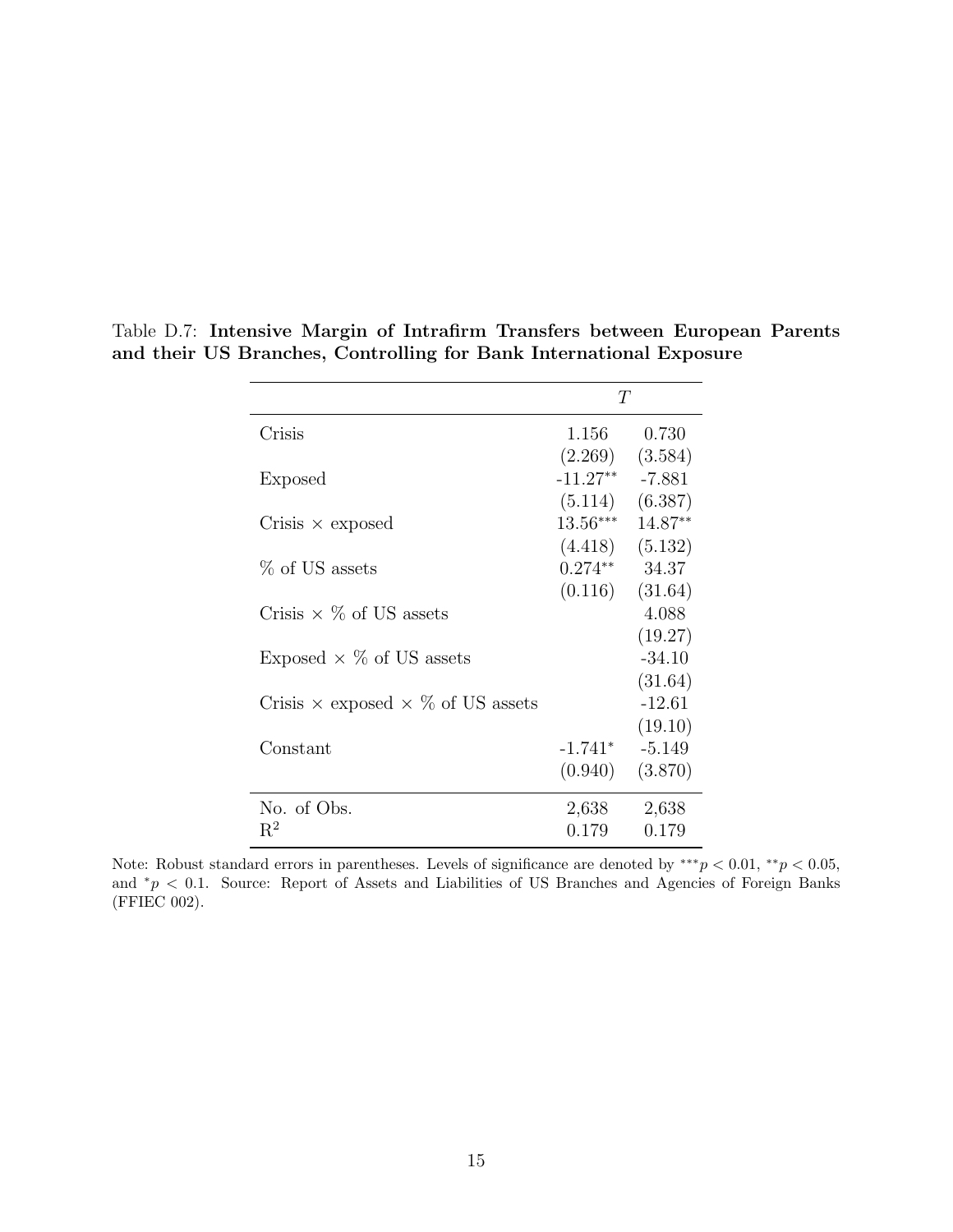Table D.7: **Intensive Margin of Intrafirm Transfers between European Parents and their US Branches, Controlling for Bank International Exposure**

| | $T$ | |
|---|---|---|
| Crisis | 1.156 | 0.730 |
| | (2.269) | (3.584) |
| Exposed | -11.27** | -7.881 |
| | (5.114) | (6.387) |
| Crisis × exposed | 13.56*** | 14.87** |
| | (4.418) | (5.132) |
| % of US assets | 0.274** | 34.37 |
| | (0.116) | (31.64) |
| Crisis × % of US assets | | 4.088 |
| | | (19.27) |
| Exposed × % of US assets | | -34.10 |
| | | (31.64) |
| Crisis × exposed × % of US assets | | -12.61 |
| | | (19.10) |
| Constant | -1.741* | -5.149 |
| | (0.940) | (3.870) |
| No. of Obs. | 2,638 | 2,638 |
| $R^2$ | 0.179 | 0.179 |

Note: Robust standard errors in parentheses. Levels of significance are denoted by $^{***}p < 0.01$, $^{**}p < 0.05$, and $^{*}p < 0.1$. Source: Report of Assets and Liabilities of US Branches and Agencies of Foreign Banks (FFIEC 002).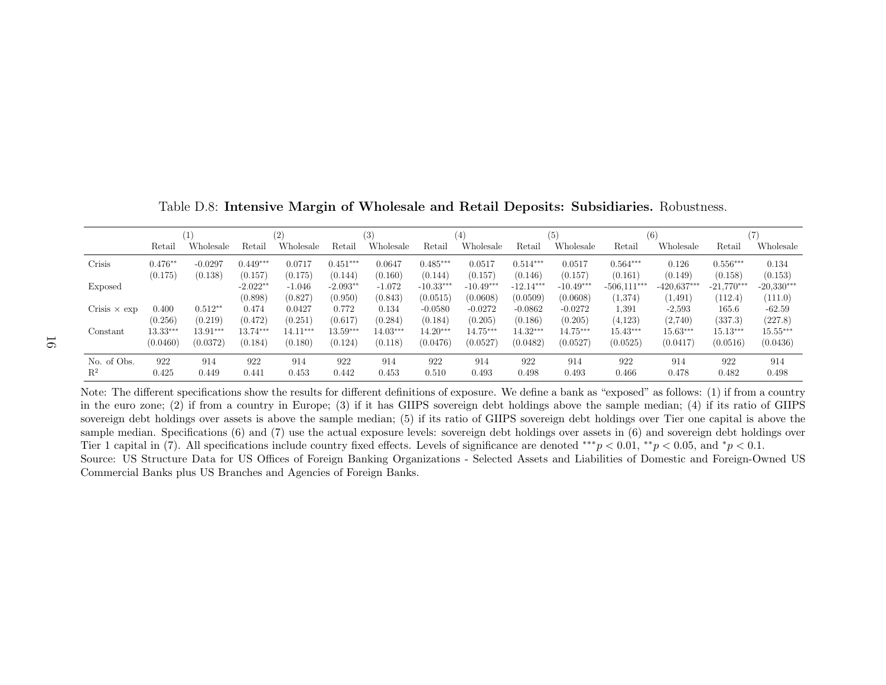Table D.8: **Intensive Margin of Wholesale and Retail Deposits: Subsidiaries.** Robustness.

| | (1) | | (2) | | (3) | | (4) | | (5) | | (6) | | (7) | |
|---|---|---|---|---|---|---|---|---|---|---|---|---|---|---|
| | Retail | Wholesale | Retail | Wholesale | Retail | Wholesale | Retail | Wholesale | Retail | Wholesale | Retail | Wholesale | Retail | Wholesale |
| Crisis | 0.476** | -0.0297 | 0.449*** | 0.0717 | 0.451*** | 0.0647 | 0.485*** | 0.0517 | 0.514*** | 0.0517 | 0.564*** | 0.126 | 0.556*** | 0.134 |
| | (0.175) | (0.138) | (0.157) | (0.175) | (0.144) | (0.160) | (0.144) | (0.157) | (0.146) | (0.157) | (0.161) | (0.149) | (0.158) | (0.153) |
| Exposed | | | -2.022** | -1.046 | -2.093** | -1.072 | -10.33*** | -10.49*** | -12.14*** | -10.49*** | -506,111*** | -420,637*** | -21,770*** | -20,330*** |
| | | | (0.898) | (0.827) | (0.950) | (0.843) | (0.0515) | (0.0608) | (0.0509) | (0.0608) | (1,374) | (1,491) | (112.4) | (111.0) |
| Crisis × exp | 0.400 | 0.512** | 0.474 | 0.0427 | 0.772 | 0.134 | -0.0580 | -0.0272 | -0.0862 | -0.0272 | 1,391 | -2,593 | 165.6 | -62.59 |
| | (0.256) | (0.219) | (0.472) | (0.251) | (0.617) | (0.284) | (0.184) | (0.205) | (0.186) | (0.205) | (4,123) | (2,740) | (337.3) | (227.8) |
| Constant | 13.33*** | 13.91*** | 13.74*** | 14.11*** | 13.59*** | 14.03*** | 14.20*** | 14.75*** | 14.32*** | 14.75*** | 15.43*** | 15.63*** | 15.13*** | 15.55*** |
| | (0.0460) | (0.0372) | (0.184) | (0.180) | (0.124) | (0.118) | (0.0476) | (0.0527) | (0.0482) | (0.0527) | (0.0525) | (0.0417) | (0.0516) | (0.0436) |
| No. of Obs. | 922 | 914 | 922 | 914 | 922 | 914 | 922 | 914 | 922 | 914 | 922 | 914 | 922 | 914 |
| $R^2$ | 0.425 | 0.449 | 0.441 | 0.453 | 0.442 | 0.453 | 0.510 | 0.493 | 0.498 | 0.493 | 0.466 | 0.478 | 0.482 | 0.498 |

Note: The different specifications show the results for different definitions of exposure. We define a bank as "exposed" as follows: (1) if from a country in the euro zone; (2) if from a country in Europe; (3) if it has GIIPS sovereign debt holdings above the sample median; (4) if its ratio of GIIPS sovereign debt holdings over assets is above the sample median; (5) if its ratio of GIIPS sovereign debt holdings over Tier one capital is above the sample median. Specifications (6) and (7) use the actual exposure levels: sovereign debt holdings over assets in (6) and sovereign debt holdings over Tier 1 capital in (7). All specifications include country fixed effects. Levels of significance are denoted $^{***}p < 0.01$, $^{**}p < 0.05$, and $^{*}p < 0.1$.

Source: US Structure Data for US Offices of Foreign Banking Organizations - Selected Assets and Liabilities of Domestic and Foreign-Owned US Commercial Banks plus US Branches and Agencies of Foreign Banks.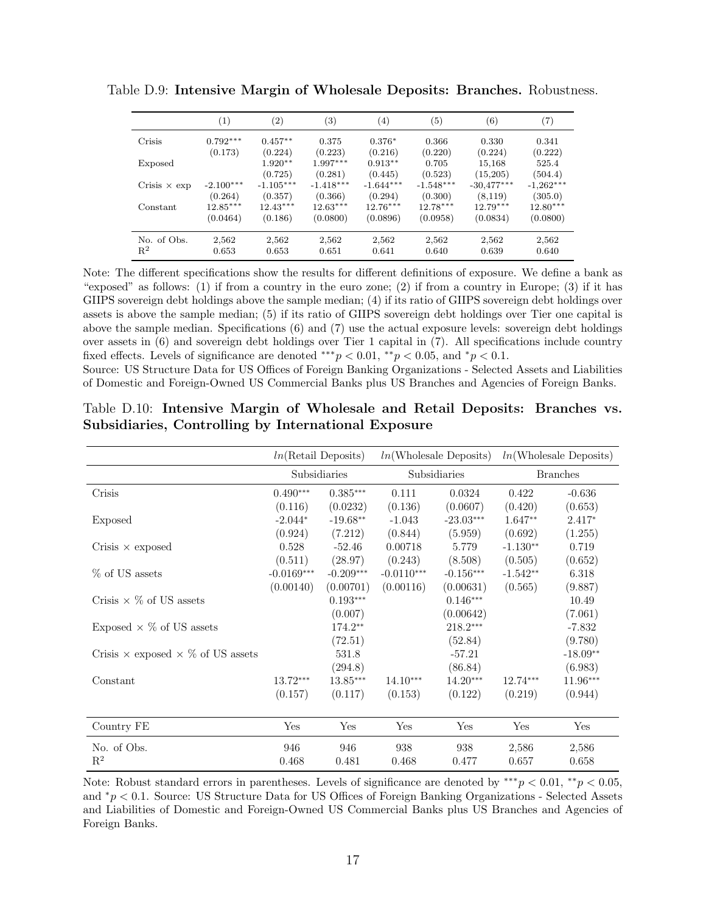Table D.9: **Intensive Margin of Wholesale Deposits: Branches.** Robustness.

| | (1) | (2) | (3) | (4) | (5) | (6) | (7) |
|---|---|---|---|---|---|---|---|
| Crisis | 0.792*** | 0.457** | 0.375 | 0.376* | 0.366 | 0.330 | 0.341 |
| | (0.173) | (0.224) | (0.223) | (0.216) | (0.220) | (0.224) | (0.222) |
| Exposed | | 1.920** | 1.997*** | 0.913** | 0.705 | 15,168 | 525.4 |
| | | (0.725) | (0.281) | (0.445) | (0.523) | (15,205) | (504.4) |
| Crisis × exp | -2.100*** | -1.105*** | -1.418*** | -1.644*** | -1.548*** | -30,477*** | -1,262*** |
| | (0.264) | (0.357) | (0.366) | (0.294) | (0.300) | (8,119) | (305.0) |
| Constant | 12.85*** | 12.43*** | 12.63*** | 12.76*** | 12.78*** | 12.79*** | 12.80*** |
| | (0.0464) | (0.186) | (0.0800) | (0.0896) | (0.0958) | (0.0834) | (0.0800) |
| No. of Obs. | 2,562 | 2,562 | 2,562 | 2,562 | 2,562 | 2,562 | 2,562 |
| $R^2$ | 0.653 | 0.653 | 0.651 | 0.641 | 0.640 | 0.639 | 0.640 |

Note: The different specifications show the results for different definitions of exposure. We define a bank as "exposed" as follows: (1) if from a country in the euro zone; (2) if from a country in Europe; (3) if it has GIIPS sovereign debt holdings above the sample median; (4) if its ratio of GIIPS sovereign debt holdings over assets is above the sample median; (5) if its ratio of GIIPS sovereign debt holdings over Tier one capital is above the sample median. Specifications (6) and (7) use the actual exposure levels: sovereign debt holdings over assets in (6) and sovereign debt holdings over Tier 1 capital in (7). All specifications include country fixed effects. Levels of significance are denoted $^{***}p < 0.01$, $^{**}p < 0.05$, and $^{*}p < 0.1$.
Source: US Structure Data for US Offices of Foreign Banking Organizations - Selected Assets and Liabilities of Domestic and Foreign-Owned US Commercial Banks plus US Branches and Agencies of Foreign Banks.

Table D.10: **Intensive Margin of Wholesale and Retail Deposits: Branches vs. Subsidiaries, Controlling by International Exposure**

| | *ln*(Retail Deposits) | | *ln*(Wholesale Deposits) | | *ln*(Wholesale Deposits) | |
|---|---|---|---|---|---|---|
| | Subsidiaries | | Subsidiaries | | Branches | |
| Crisis | 0.490*** | 0.385*** | 0.111 | 0.0324 | 0.422 | -0.636 |
| | (0.116) | (0.0232) | (0.136) | (0.0607) | (0.420) | (0.653) |
| Exposed | -2.044* | -19.68** | -1.043 | -23.03*** | 1.647** | 2.417* |
| | (0.924) | (7.212) | (0.844) | (5.959) | (0.692) | (1.255) |
| Crisis × exposed | 0.528 | -52.46 | 0.00718 | 5.779 | -1.130** | 0.719 |
| | (0.511) | (28.97) | (0.243) | (8.508) | (0.505) | (0.652) |
| % of US assets | -0.0169*** | -0.209*** | -0.0110*** | -0.156*** | -1.542** | 6.318 |
| | (0.00140) | (0.00701) | (0.00116) | (0.00631) | (0.565) | (9.887) |
| Crisis × % of US assets | | 0.193*** | | 0.146*** | | 10.49 |
| | | (0.007) | | (0.00642) | | (7.061) |
| Exposed × % of US assets | | 174.2** | | 218.2*** | | -7.832 |
| | | (72.51) | | (52.84) | | (9.780) |
| Crisis × exposed × % of US assets | | 531.8 | | -57.21 | | -18.09** |
| | | (294.8) | | (86.84) | | (6.983) |
| Constant | 13.72*** | 13.85*** | 14.10*** | 14.20*** | 12.74*** | 11.96*** |
| | (0.157) | (0.117) | (0.153) | (0.122) | (0.219) | (0.944) |
| Country FE | Yes | Yes | Yes | Yes | Yes | Yes |
| No. of Obs. | 946 | 946 | 938 | 938 | 2,586 | 2,586 |
| $R^2$ | 0.468 | 0.481 | 0.468 | 0.477 | 0.657 | 0.658 |

Note: Robust standard errors in parentheses. Levels of significance are denoted by $^{***}p < 0.01$, $^{**}p < 0.05$, and $^{*}p < 0.1$. Source: US Structure Data for US Offices of Foreign Banking Organizations - Selected Assets and Liabilities of Domestic and Foreign-Owned US Commercial Banks plus US Branches and Agencies of Foreign Banks.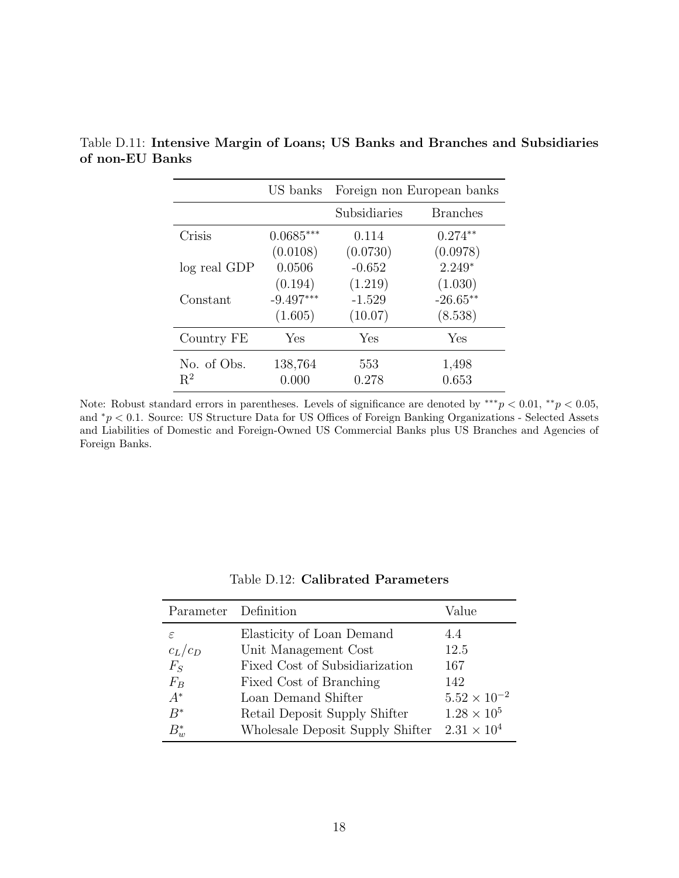Table D.11: **Intensive Margin of Loans; US Banks and Branches and Subsidiaries of non-EU Banks**

| | US banks | Foreign non European banks | |
|---|---|---|---|
| | | Subsidiaries | Branches |
| Crisis | $0.0685^{***}$ | 0.114 | $0.274^{**}$ |
| | (0.0108) | (0.0730) | (0.0978) |
| log real GDP | 0.0506 | -0.652 | $2.249^{*}$ |
| | (0.194) | (1.219) | (1.030) |
| Constant | $-9.497^{***}$ | -1.529 | $-26.65^{**}$ |
| | (1.605) | (10.07) | (8.538) |
| Country FE | Yes | Yes | Yes |
| No. of Obs. | 138,764 | 553 | 1,498 |
| $R^2$ | 0.000 | 0.278 | 0.653 |

Note: Robust standard errors in parentheses. Levels of significance are denoted by $^{***}p < 0.01$, $^{**}p < 0.05$, and $^{*}p < 0.1$. Source: US Structure Data for US Offices of Foreign Banking Organizations - Selected Assets and Liabilities of Domestic and Foreign-Owned US Commercial Banks plus US Branches and Agencies of Foreign Banks.

Table D.12: **Calibrated Parameters**

| Parameter | Definition | Value |
|---|---|---|
| $\varepsilon$ | Elasticity of Loan Demand | 4.4 |
| $c_L/c_D$ | Unit Management Cost | 12.5 |
| $F_S$ | Fixed Cost of Subsidiarization | 167 |
| $F_B$ | Fixed Cost of Branching | 142 |
| $A^*$ | Loan Demand Shifter | $5.52 \times 10^{-2}$ |
| $B^*$ | Retail Deposit Supply Shifter | $1.28 \times 10^{5}$ |
| $B_w^*$ | Wholesale Deposit Supply Shifter | $2.31 \times 10^{4}$ |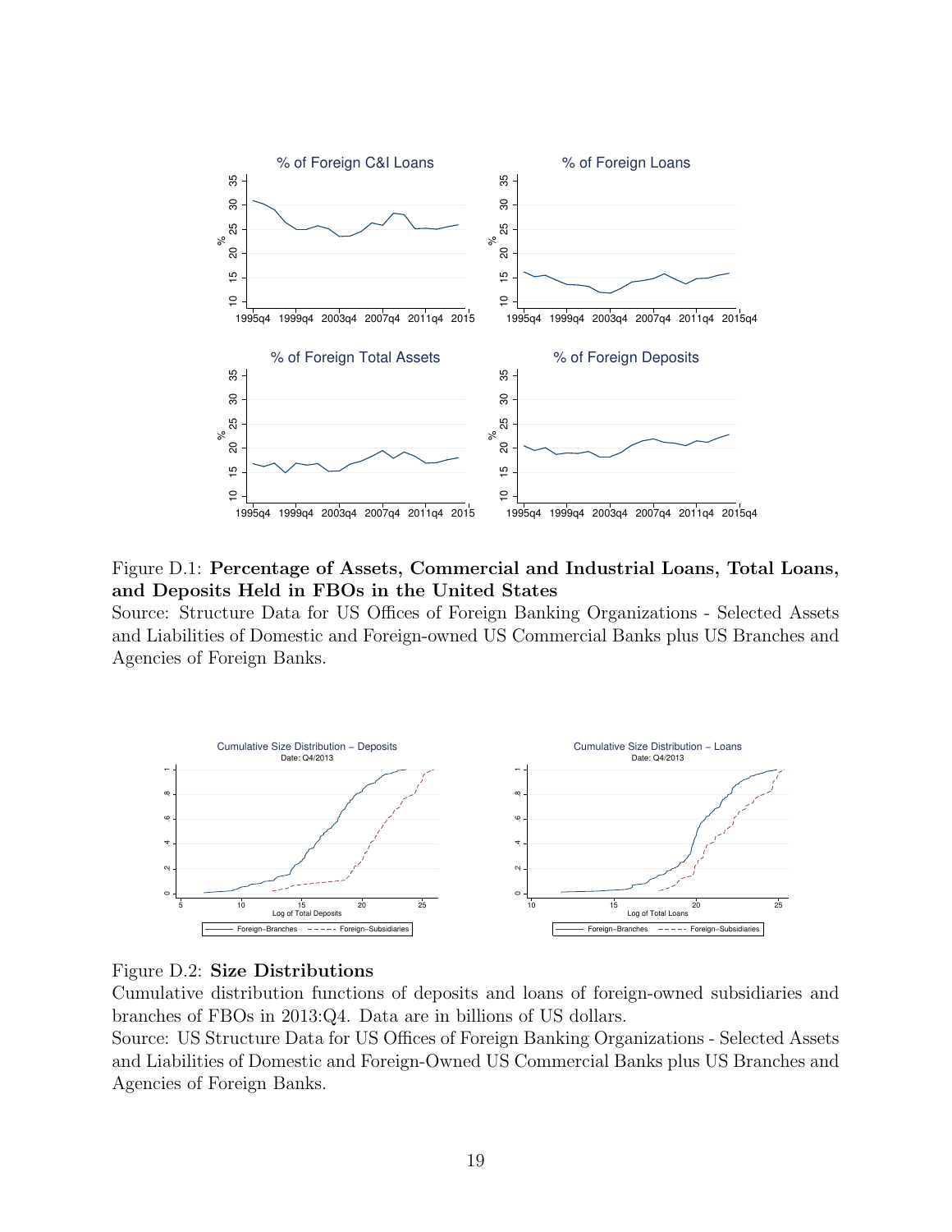Figure D.1: **Percentage of Assets, Commercial and Industrial Loans, Total Loans, and Deposits Held in FBOs in the United States**

Source: Structure Data for US Offices of Foreign Banking Organizations - Selected Assets and Liabilities of Domestic and Foreign-owned US Commercial Banks plus US Branches and Agencies of Foreign Banks.

Figure D.2: **Size Distributions**

Cumulative distribution functions of deposits and loans of foreign-owned subsidiaries and branches of FBOs in 2013:Q4. Data are in billions of US dollars.

Source: US Structure Data for US Offices of Foreign Banking Organizations - Selected Assets and Liabilities of Domestic and Foreign-Owned US Commercial Banks plus US Branches and Agencies of Foreign Banks.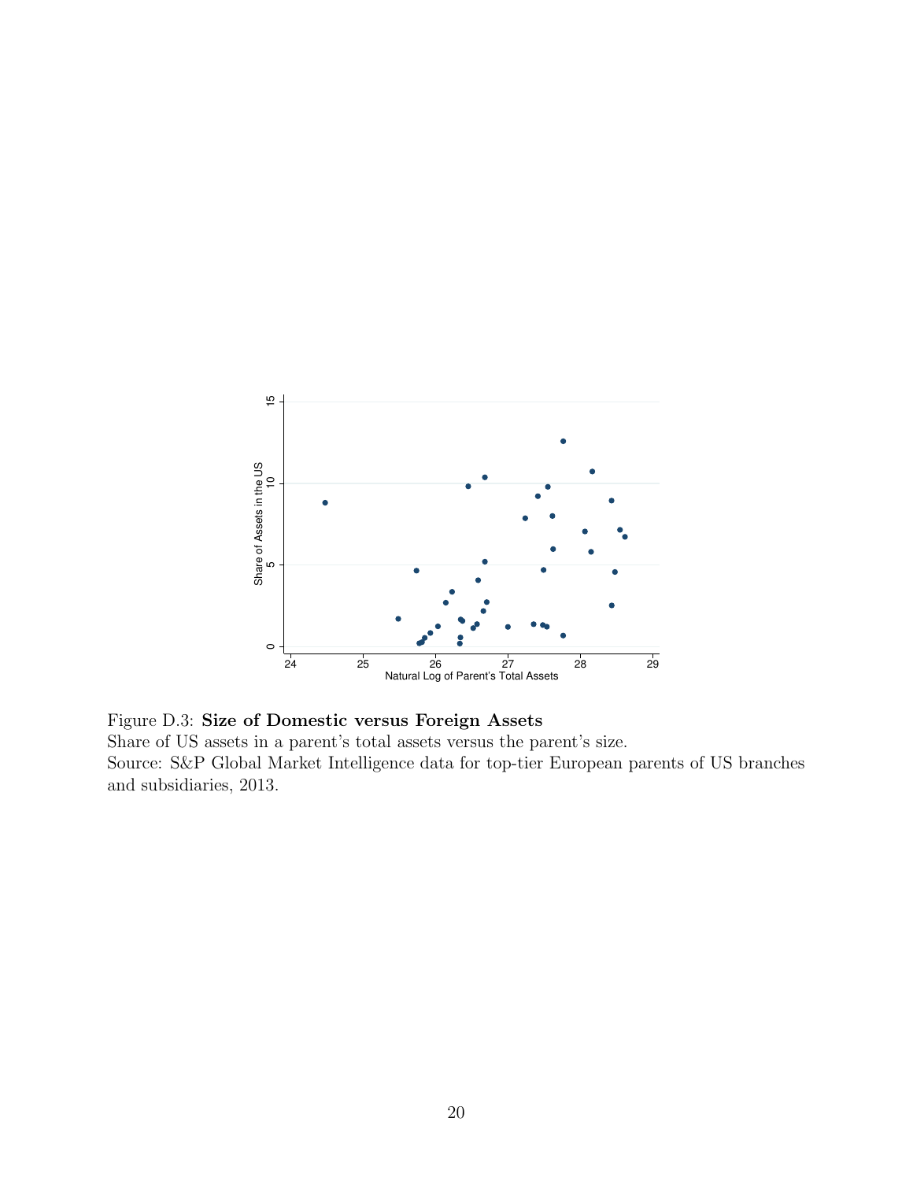Figure D.3: **Size of Domestic versus Foreign Assets**

Share of US assets in a parent's total assets versus the parent's size.

Source: S&P Global Market Intelligence data for top-tier European parents of US branches and subsidiaries, 2013.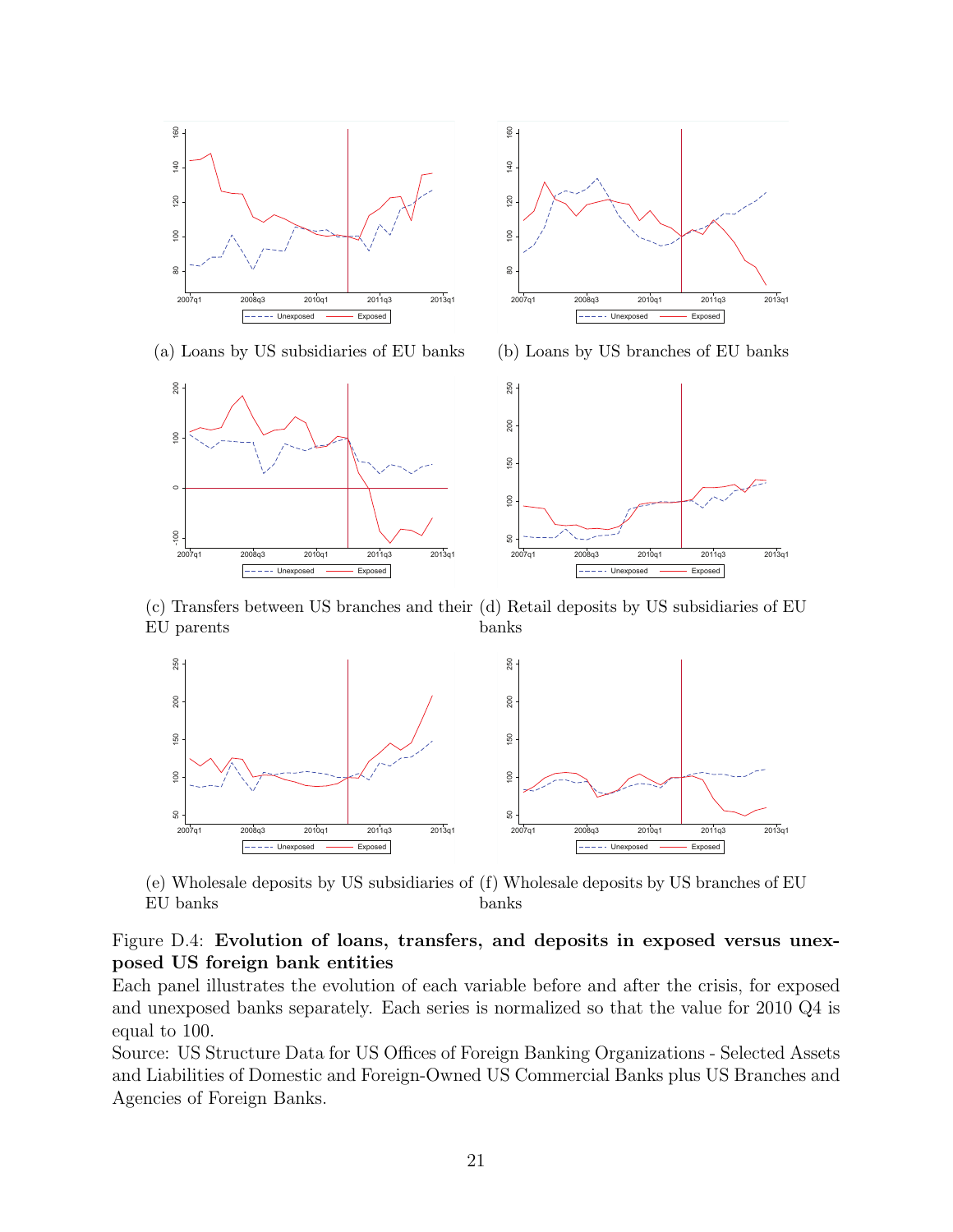(a) Loans by US subsidiaries of EU banks

(b) Loans by US branches of EU banks

(c) Transfers between US branches and their EU parents

(d) Retail deposits by US subsidiaries of EU banks

(e) Wholesale deposits by US subsidiaries of EU banks

(f) Wholesale deposits by US branches of EU banks

Figure D.4: **Evolution of loans, transfers, and deposits in exposed versus unexposed US foreign bank entities**

Each panel illustrates the evolution of each variable before and after the crisis, for exposed and unexposed banks separately. Each series is normalized so that the value for 2010 Q4 is equal to 100.

Source: US Structure Data for US Offices of Foreign Banking Organizations - Selected Assets and Liabilities of Domestic and Foreign-Owned US Commercial Banks plus US Branches and Agencies of Foreign Banks.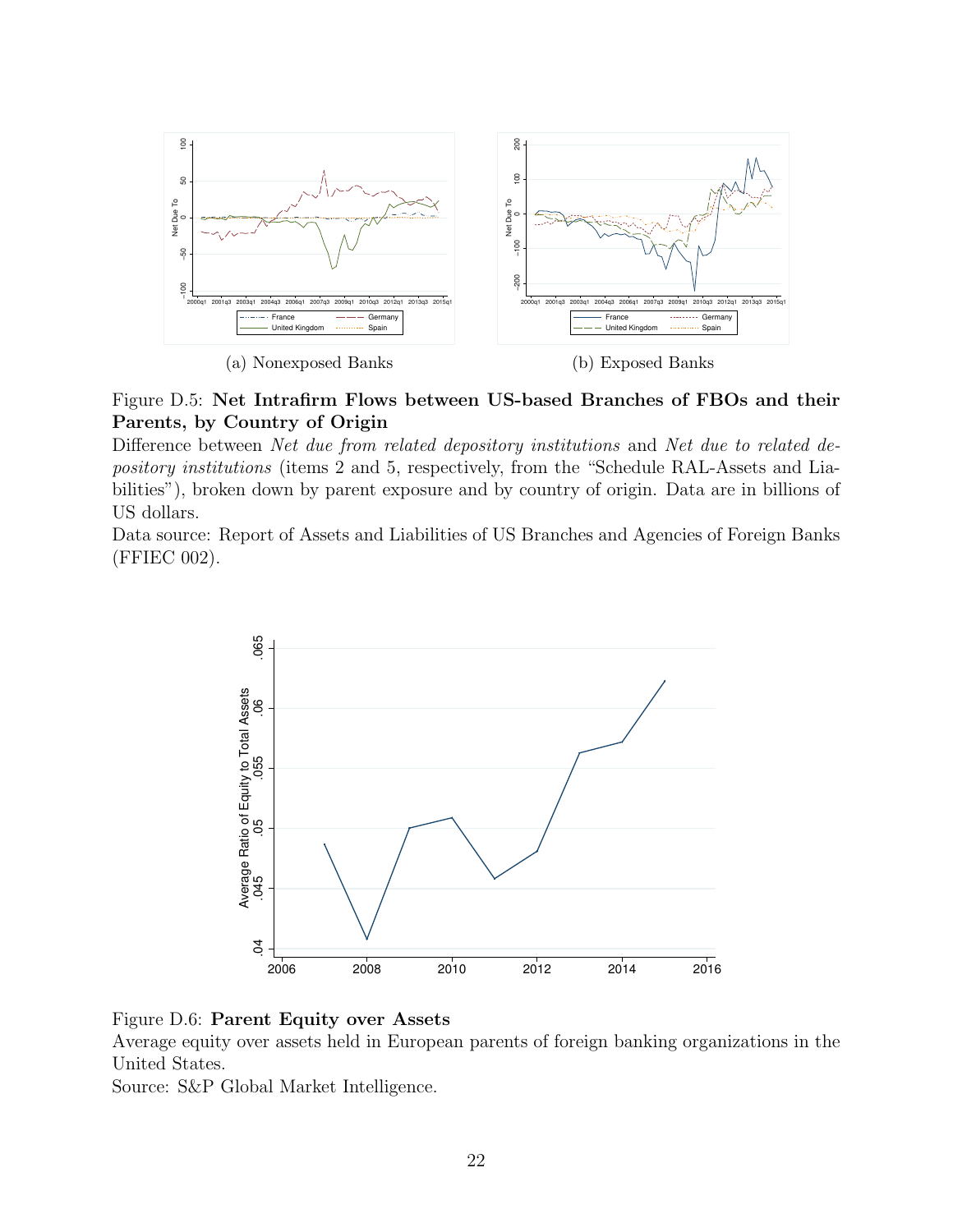Net Due To

100
50
0
-50
-100

2000q1 2001q3 2003q1 2004q3 2006q1 2007q3 2009q1 2010q3 2012q1 2013q3 2015q1

France
Germany
United Kingdom
Spain

(a) Nonexposed Banks

Net Due To

200
100
0
-100
-200

2000q1 2001q3 2003q1 2004q3 2006q1 2007q3 2009q1 2010q3 2012q1 2013q3 2015q1

France
Germany
United Kingdom
Spain

(b) Exposed Banks

Figure D.5: **Net Intrafirm Flows between US-based Branches of FBOs and their Parents, by Country of Origin**

Difference between *Net due from related depository institutions* and *Net due to related depository institutions* (items 2 and 5, respectively, from the "Schedule RAL-Assets and Liabilities"), broken down by parent exposure and by country of origin. Data are in billions of US dollars.

Data source: Report of Assets and Liabilities of US Branches and Agencies of Foreign Banks (FFIEC 002).

Average Ratio of Equity to Total Assets

.065
.06
.055
.05
.045
.04

2006 2008 2010 2012 2014 2016

Figure D.6: **Parent Equity over Assets**

Average equity over assets held in European parents of foreign banking organizations in the United States.

Source: S&P Global Market Intelligence.